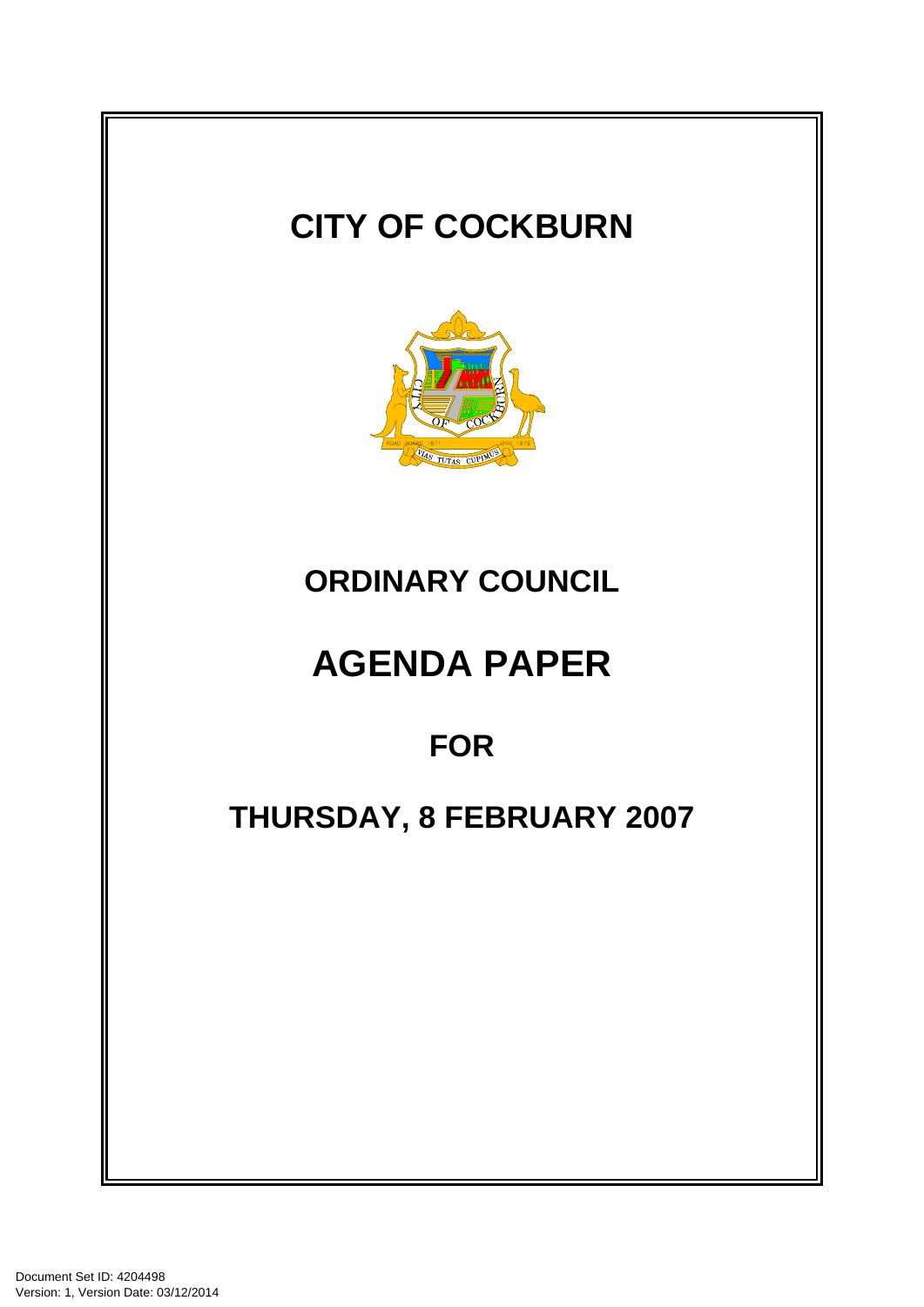# CITY OF COCKBURN

# ORDINARY COUNCIL

# AGENDA PAPER

## FOR

## THURSDAY, 8 FEBRUARY 2007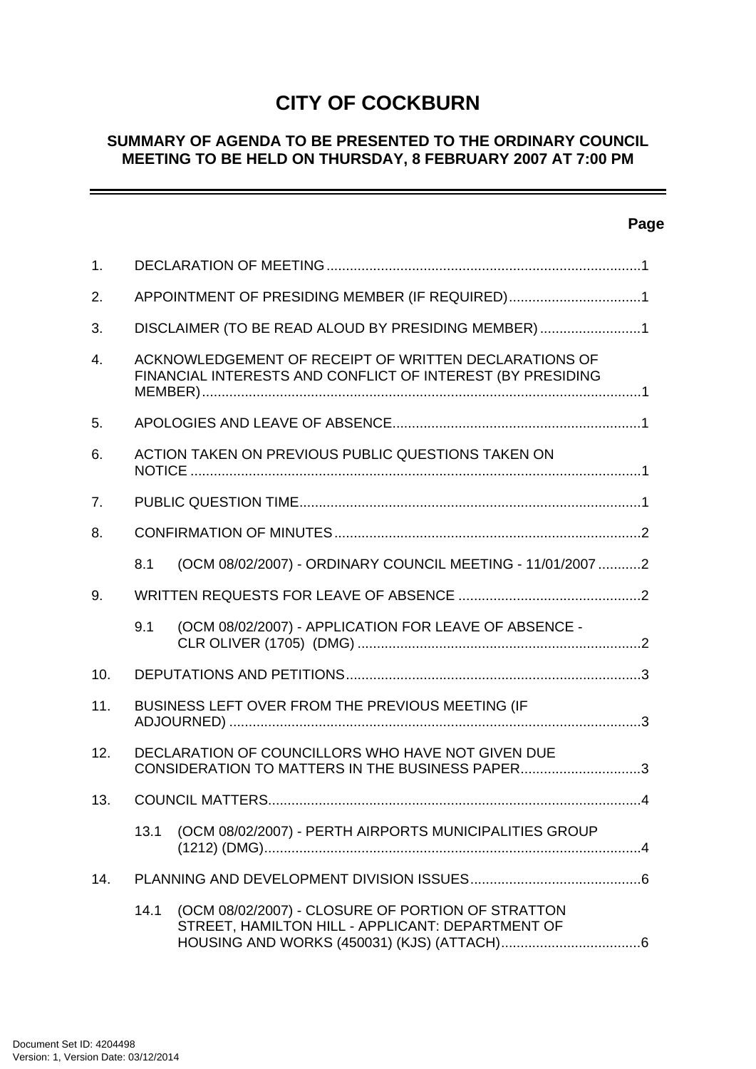# CITY OF COCKBURN

## SUMMARY OF AGENDA TO BE PRESENTED TO THE ORDINARY COUNCIL MEETING TO BE HELD ON THURSDAY, 8 FEBRUARY 2007 AT 7:00 PM

---

**Page**

1. DECLARATION OF MEETING ....................................................................................1
2. APPOINTMENT OF PRESIDING MEMBER (IF REQUIRED)..................................1
3. DISCLAIMER (TO BE READ ALOUD BY PRESIDING MEMBER) ..........................1
4. ACKNOWLEDGEMENT OF RECEIPT OF WRITTEN DECLARATIONS OF FINANCIAL INTERESTS AND CONFLICT OF INTEREST (BY PRESIDING MEMBER)..................................................................................................................1
5. APOLOGIES AND LEAVE OF ABSENCE.................................................................1
6. ACTION TAKEN ON PREVIOUS PUBLIC QUESTIONS TAKEN ON NOTICE ....................................................................................................................1
7. PUBLIC QUESTION TIME........................................................................................1
8. CONFIRMATION OF MINUTES................................................................................2
   - 8.1 (OCM 08/02/2007) - ORDINARY COUNCIL MEETING - 11/01/2007 ...........2
9. WRITTEN REQUESTS FOR LEAVE OF ABSENCE ...............................................2
   - 9.1 (OCM 08/02/2007) - APPLICATION FOR LEAVE OF ABSENCE - CLR OLIVER (1705) (DMG) .........................................................................2
10. DEPUTATIONS AND PETITIONS............................................................................3
11. BUSINESS LEFT OVER FROM THE PREVIOUS MEETING (IF ADJOURNED) ..........................................................................................................3
12. DECLARATION OF COUNCILLORS WHO HAVE NOT GIVEN DUE CONSIDERATION TO MATTERS IN THE BUSINESS PAPER...............................3
13. COUNCIL MATTERS................................................................................................4
    - 13.1 (OCM 08/02/2007) - PERTH AIRPORTS MUNICIPALITIES GROUP (1212) (DMG)..................................................................................................4
14. PLANNING AND DEVELOPMENT DIVISION ISSUES............................................6
    - 14.1 (OCM 08/02/2007) - CLOSURE OF PORTION OF STRATTON STREET, HAMILTON HILL - APPLICANT: DEPARTMENT OF HOUSING AND WORKS (450031) (KJS) (ATTACH)....................................6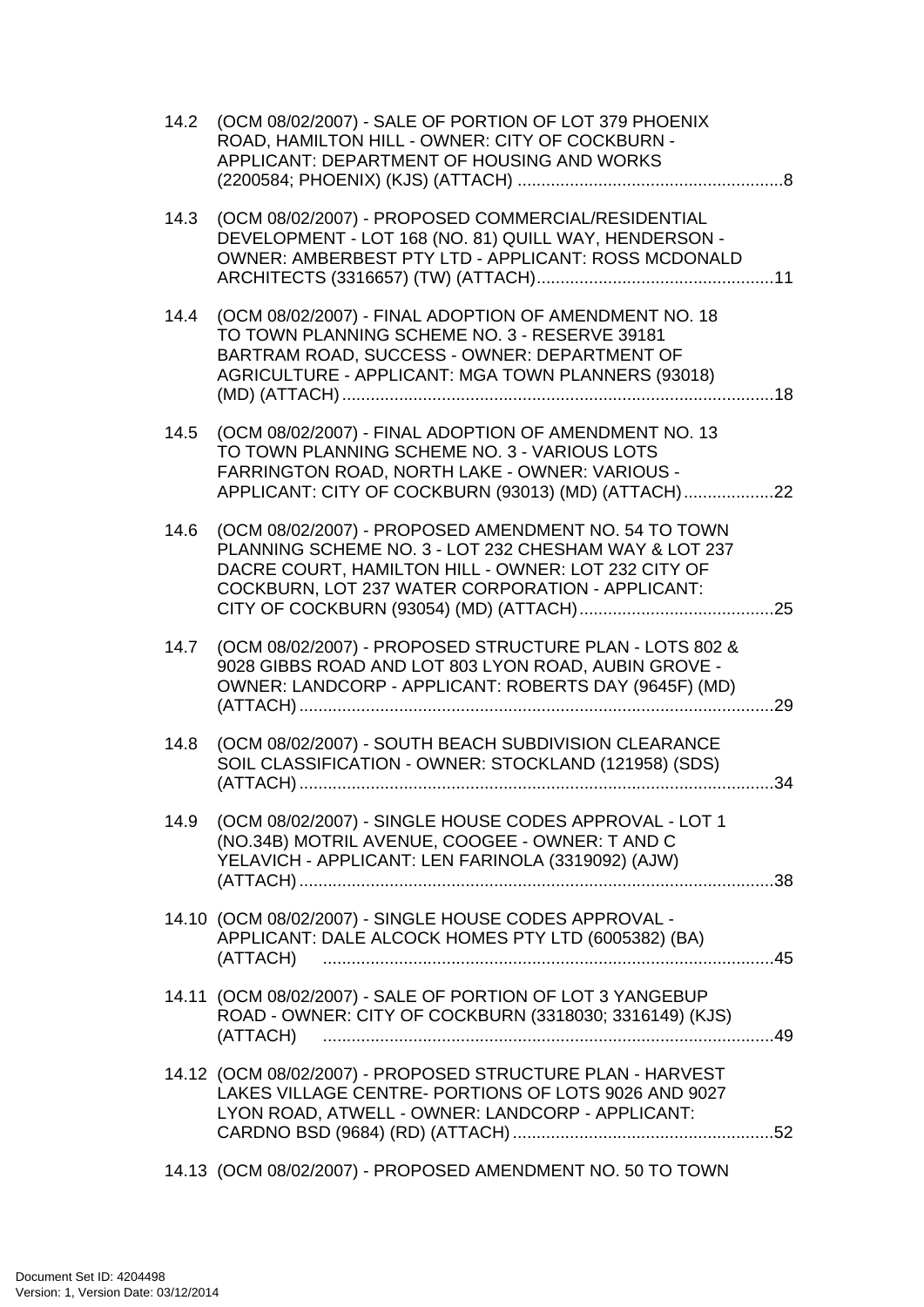14.2 (OCM 08/02/2007) - SALE OF PORTION OF LOT 379 PHOENIX ROAD, HAMILTON HILL - OWNER: CITY OF COCKBURN - APPLICANT: DEPARTMENT OF HOUSING AND WORKS (2200584; PHOENIX) (KJS) (ATTACH) ........................................................8

14.3 (OCM 08/02/2007) - PROPOSED COMMERCIAL/RESIDENTIAL DEVELOPMENT - LOT 168 (NO. 81) QUILL WAY, HENDERSON - OWNER: AMBERBEST PTY LTD - APPLICANT: ROSS MCDONALD ARCHITECTS (3316657) (TW) (ATTACH)..................................................11

14.4 (OCM 08/02/2007) - FINAL ADOPTION OF AMENDMENT NO. 18 TO TOWN PLANNING SCHEME NO. 3 - RESERVE 39181 BARTRAM ROAD, SUCCESS - OWNER: DEPARTMENT OF AGRICULTURE - APPLICANT: MGA TOWN PLANNERS (93018) (MD) (ATTACH)..........................................................................................18

14.5 (OCM 08/02/2007) - FINAL ADOPTION OF AMENDMENT NO. 13 TO TOWN PLANNING SCHEME NO. 3 - VARIOUS LOTS FARRINGTON ROAD, NORTH LAKE - OWNER: VARIOUS - APPLICANT: CITY OF COCKBURN (93013) (MD) (ATTACH)...................22

14.6 (OCM 08/02/2007) - PROPOSED AMENDMENT NO. 54 TO TOWN PLANNING SCHEME NO. 3 - LOT 232 CHESHAM WAY & LOT 237 DACRE COURT, HAMILTON HILL - OWNER: LOT 232 CITY OF COCKBURN, LOT 237 WATER CORPORATION - APPLICANT: CITY OF COCKBURN (93054) (MD) (ATTACH).........................................25

14.7 (OCM 08/02/2007) - PROPOSED STRUCTURE PLAN - LOTS 802 & 9028 GIBBS ROAD AND LOT 803 LYON ROAD, AUBIN GROVE - OWNER: LANDCORP - APPLICANT: ROBERTS DAY (9645F) (MD) (ATTACH)...................................................................................................29

14.8 (OCM 08/02/2007) - SOUTH BEACH SUBDIVISION CLEARANCE SOIL CLASSIFICATION - OWNER: STOCKLAND (121958) (SDS) (ATTACH)...................................................................................................34

14.9 (OCM 08/02/2007) - SINGLE HOUSE CODES APPROVAL - LOT 1 (NO.34B) MOTRIL AVENUE, COOGEE - OWNER: T AND C YELAVICH - APPLICANT: LEN FARINOLA (3319092) (AJW) (ATTACH)...................................................................................................38

14.10 (OCM 08/02/2007) - SINGLE HOUSE CODES APPROVAL - APPLICANT: DALE ALCOCK HOMES PTY LTD (6005382) (BA) (ATTACH) ..............................................................................................45

14.11 (OCM 08/02/2007) - SALE OF PORTION OF LOT 3 YANGEBUP ROAD - OWNER: CITY OF COCKBURN (3318030; 3316149) (KJS) (ATTACH) ..............................................................................................49

14.12 (OCM 08/02/2007) - PROPOSED STRUCTURE PLAN - HARVEST LAKES VILLAGE CENTRE- PORTIONS OF LOTS 9026 AND 9027 LYON ROAD, ATWELL - OWNER: LANDCORP - APPLICANT: CARDNO BSD (9684) (RD) (ATTACH).......................................................52

14.13 (OCM 08/02/2007) - PROPOSED AMENDMENT NO. 50 TO TOWN

Document Set ID: 4204498
Version: 1, Version Date: 03/12/2014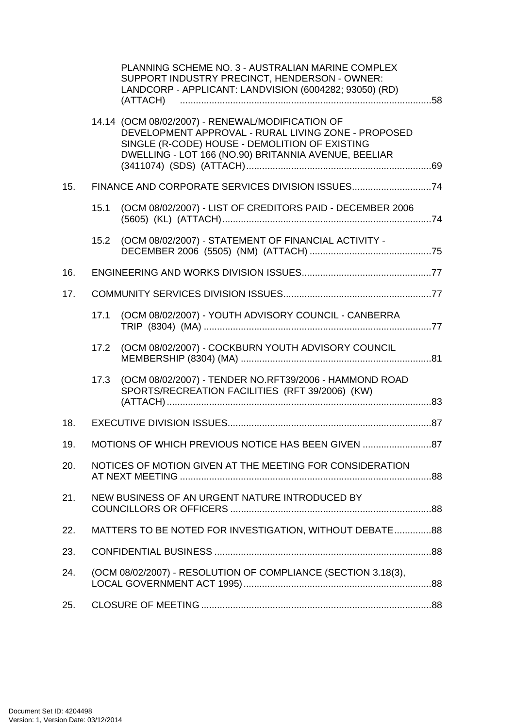PLANNING SCHEME NO. 3 - AUSTRALIAN MARINE COMPLEX SUPPORT INDUSTRY PRECINCT, HENDERSON - OWNER: LANDCORP - APPLICANT: LANDVISION (6004282; 93050) (RD) (ATTACH) ..........58

14.14 (OCM 08/02/2007) - RENEWAL/MODIFICATION OF DEVELOPMENT APPROVAL - RURAL LIVING ZONE - PROPOSED SINGLE (R-CODE) HOUSE - DEMOLITION OF EXISTING DWELLING - LOT 166 (NO.90) BRITANNIA AVENUE, BEELIAR (3411074) (SDS) (ATTACH)..........69

15. FINANCE AND CORPORATE SERVICES DIVISION ISSUES..........74

15.1 (OCM 08/02/2007) - LIST OF CREDITORS PAID - DECEMBER 2006 (5605) (KL) (ATTACH)..........74

15.2 (OCM 08/02/2007) - STATEMENT OF FINANCIAL ACTIVITY - DECEMBER 2006 (5505) (NM) (ATTACH) ..........75

16. ENGINEERING AND WORKS DIVISION ISSUES..........77

17. COMMUNITY SERVICES DIVISION ISSUES..........77

17.1 (OCM 08/02/2007) - YOUTH ADVISORY COUNCIL - CANBERRA TRIP (8304) (MA) ..........77

17.2 (OCM 08/02/2007) - COCKBURN YOUTH ADVISORY COUNCIL MEMBERSHIP (8304) (MA) ..........81

17.3 (OCM 08/02/2007) - TENDER NO.RFT39/2006 - HAMMOND ROAD SPORTS/RECREATION FACILITIES (RFT 39/2006) (KW) (ATTACH)..........83

18. EXECUTIVE DIVISION ISSUES..........87

19. MOTIONS OF WHICH PREVIOUS NOTICE HAS BEEN GIVEN ..........87

20. NOTICES OF MOTION GIVEN AT THE MEETING FOR CONSIDERATION AT NEXT MEETING ..........88

21. NEW BUSINESS OF AN URGENT NATURE INTRODUCED BY COUNCILLORS OR OFFICERS ..........88

22. MATTERS TO BE NOTED FOR INVESTIGATION, WITHOUT DEBATE..........88

23. CONFIDENTIAL BUSINESS ..........88

24. (OCM 08/02/2007) - RESOLUTION OF COMPLIANCE (SECTION 3.18(3), LOCAL GOVERNMENT ACT 1995)..........88

25. CLOSURE OF MEETING ..........88

Document Set ID: 4204498
Version: 1, Version Date: 03/12/2014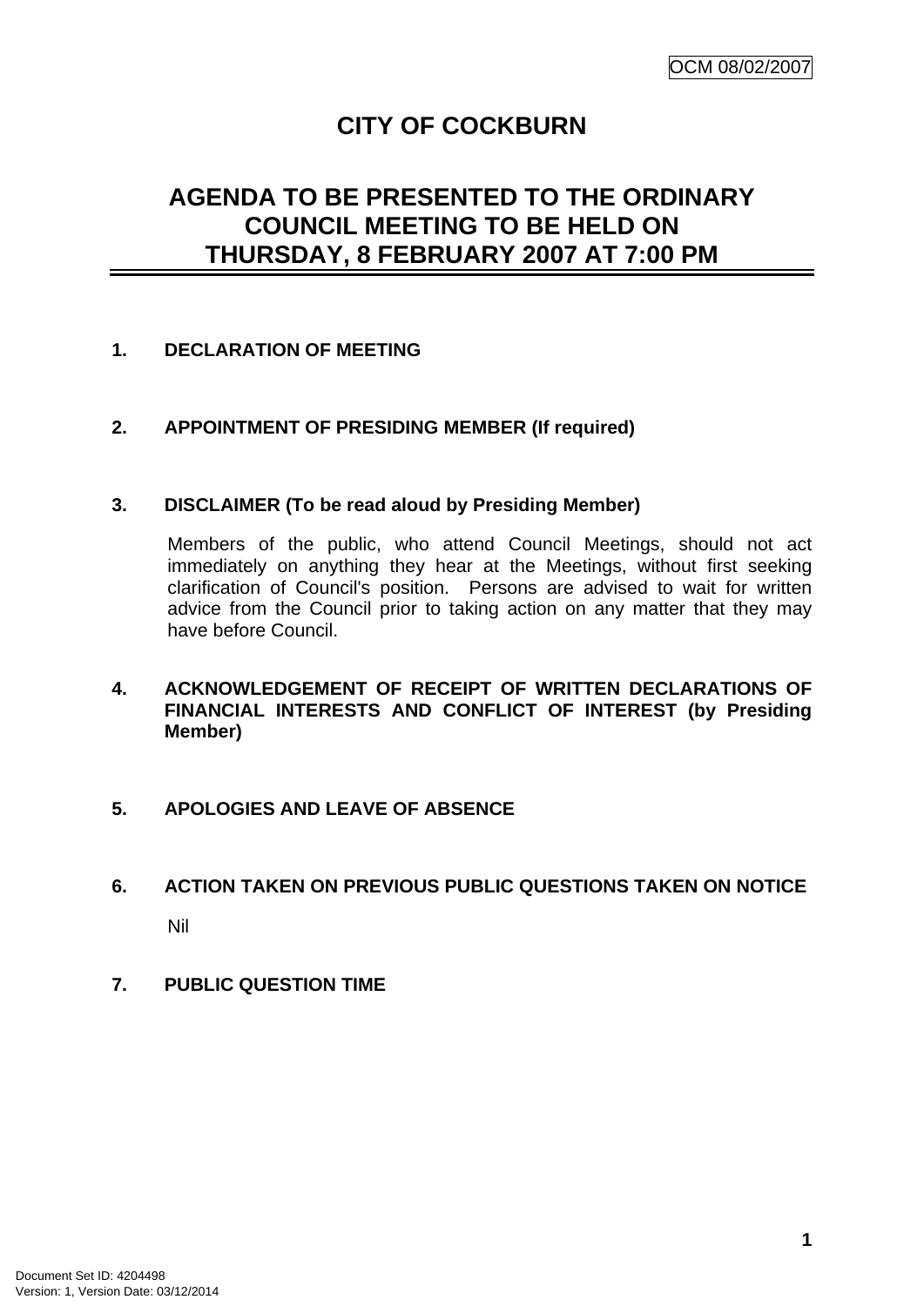OCM 08/02/2007

# CITY OF COCKBURN

## AGENDA TO BE PRESENTED TO THE ORDINARY COUNCIL MEETING TO BE HELD ON THURSDAY, 8 FEBRUARY 2007 AT 7:00 PM

**1. DECLARATION OF MEETING**

**2. APPOINTMENT OF PRESIDING MEMBER (If required)**

**3. DISCLAIMER (To be read aloud by Presiding Member)**

Members of the public, who attend Council Meetings, should not act immediately on anything they hear at the Meetings, without first seeking clarification of Council's position. Persons are advised to wait for written advice from the Council prior to taking action on any matter that they may have before Council.

**4. ACKNOWLEDGEMENT OF RECEIPT OF WRITTEN DECLARATIONS OF FINANCIAL INTERESTS AND CONFLICT OF INTEREST (by Presiding Member)**

**5. APOLOGIES AND LEAVE OF ABSENCE**

**6. ACTION TAKEN ON PREVIOUS PUBLIC QUESTIONS TAKEN ON NOTICE**

Nil

**7. PUBLIC QUESTION TIME**

Document Set ID: 4204498
Version: 1, Version Date: 03/12/2014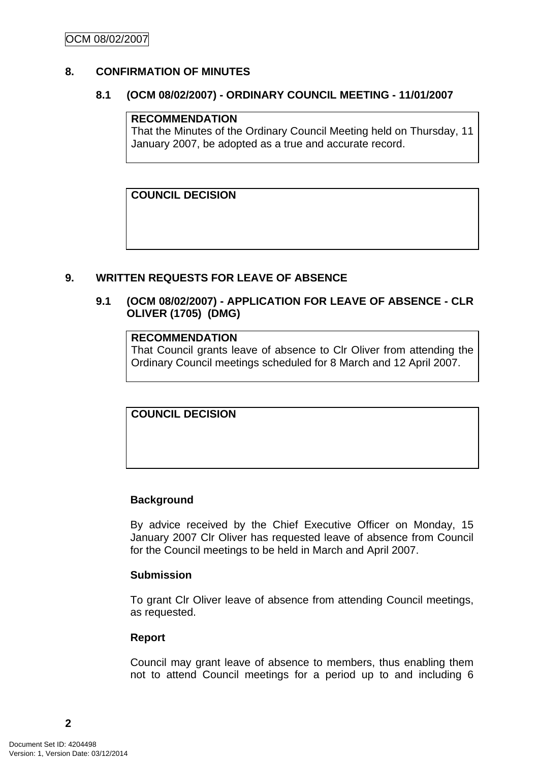## 8. CONFIRMATION OF MINUTES

### 8.1 (OCM 08/02/2007) - ORDINARY COUNCIL MEETING - 11/01/2007

| **RECOMMENDATION** |
| --- |
| That the Minutes of the Ordinary Council Meeting held on Thursday, 11 January 2007, be adopted as a true and accurate record. |

| **COUNCIL DECISION** |
| --- |
| |

## 9. WRITTEN REQUESTS FOR LEAVE OF ABSENCE

### 9.1 (OCM 08/02/2007) - APPLICATION FOR LEAVE OF ABSENCE - CLR OLIVER (1705) (DMG)

| **RECOMMENDATION** |
| --- |
| That Council grants leave of absence to Clr Oliver from attending the Ordinary Council meetings scheduled for 8 March and 12 April 2007. |

| **COUNCIL DECISION** |
| --- |
| |

**Background**

By advice received by the Chief Executive Officer on Monday, 15 January 2007 Clr Oliver has requested leave of absence from Council for the Council meetings to be held in March and April 2007.

**Submission**

To grant Clr Oliver leave of absence from attending Council meetings, as requested.

**Report**

Council may grant leave of absence to members, thus enabling them not to attend Council meetings for a period up to and including 6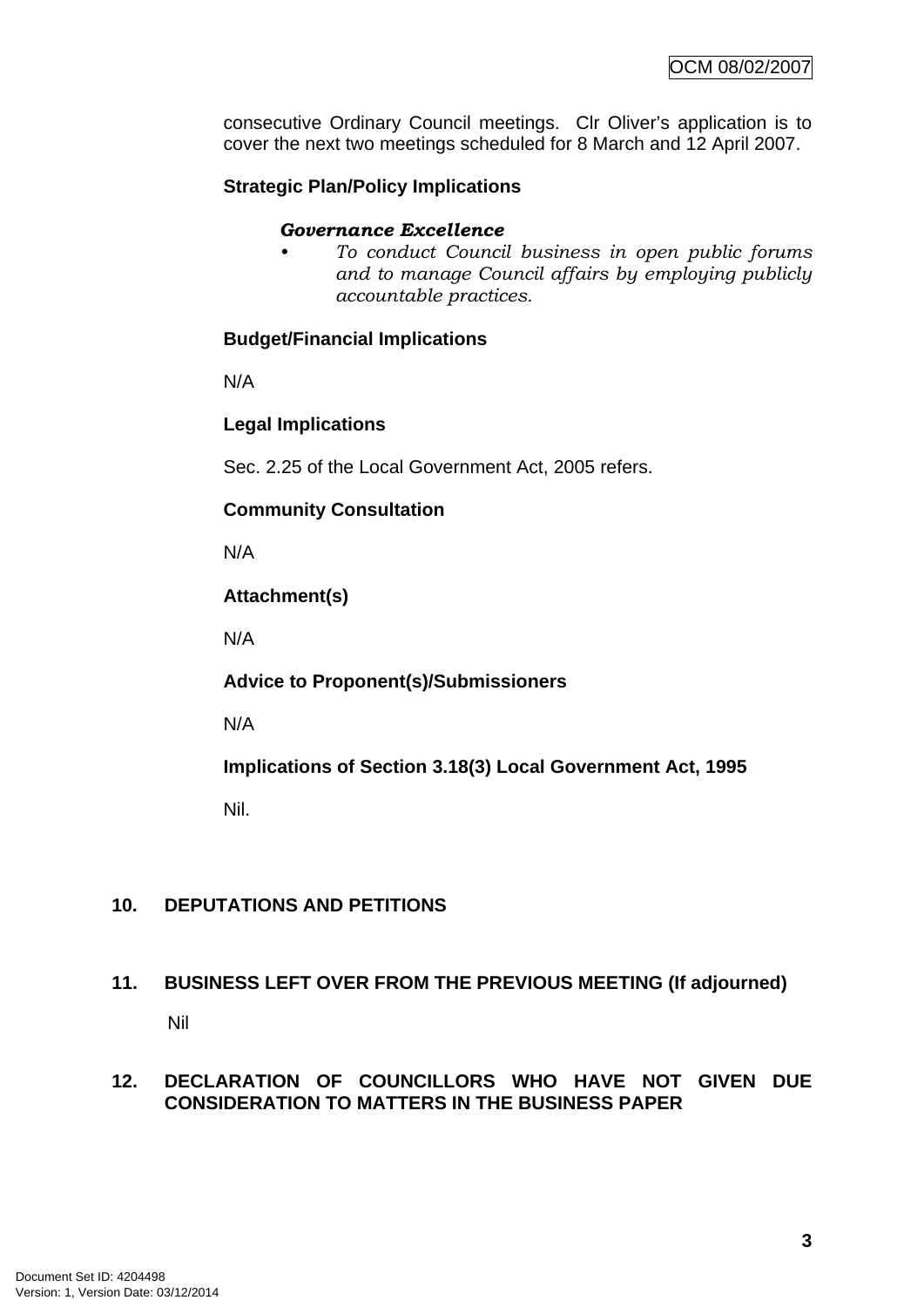consecutive Ordinary Council meetings. Clr Oliver's application is to cover the next two meetings scheduled for 8 March and 12 April 2007.

**Strategic Plan/Policy Implications**

***Governance Excellence***

- *To conduct Council business in open public forums and to manage Council affairs by employing publicly accountable practices.*

**Budget/Financial Implications**

N/A

**Legal Implications**

Sec. 2.25 of the Local Government Act, 2005 refers.

**Community Consultation**

N/A

**Attachment(s)**

N/A

**Advice to Proponent(s)/Submissioners**

N/A

**Implications of Section 3.18(3) Local Government Act, 1995**

Nil.

## 10. DEPUTATIONS AND PETITIONS

## 11. BUSINESS LEFT OVER FROM THE PREVIOUS MEETING (If adjourned)

Nil

## 12. DECLARATION OF COUNCILLORS WHO HAVE NOT GIVEN DUE CONSIDERATION TO MATTERS IN THE BUSINESS PAPER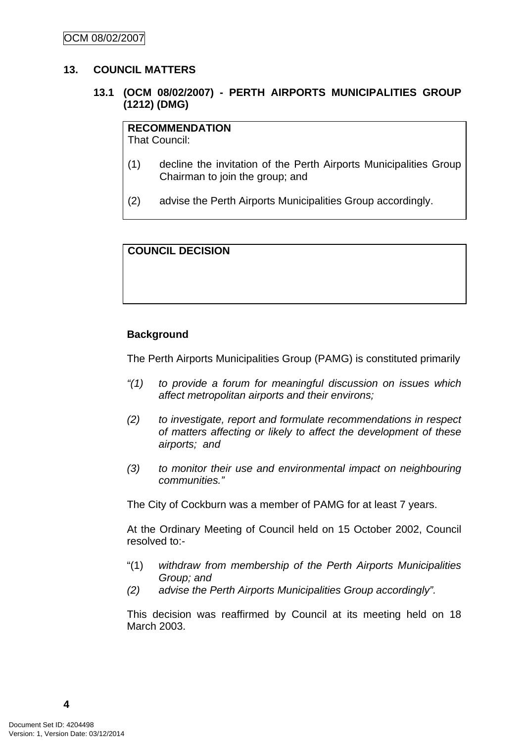## 13. COUNCIL MATTERS

### 13.1 (OCM 08/02/2007) - PERTH AIRPORTS MUNICIPALITIES GROUP (1212) (DMG)

**RECOMMENDATION**
That Council:

(1) decline the invitation of the Perth Airports Municipalities Group Chairman to join the group; and

(2) advise the Perth Airports Municipalities Group accordingly.

**COUNCIL DECISION**

**Background**

The Perth Airports Municipalities Group (PAMG) is constituted primarily

*"(1) to provide a forum for meaningful discussion on issues which affect metropolitan airports and their environs;*

*(2) to investigate, report and formulate recommendations in respect of matters affecting or likely to affect the development of these airports; and*

*(3) to monitor their use and environmental impact on neighbouring communities."*

The City of Cockburn was a member of PAMG for at least 7 years.

At the Ordinary Meeting of Council held on 15 October 2002, Council resolved to:-

"(1) *withdraw from membership of the Perth Airports Municipalities Group; and*
*(2) advise the Perth Airports Municipalities Group accordingly".*

This decision was reaffirmed by Council at its meeting held on 18 March 2003.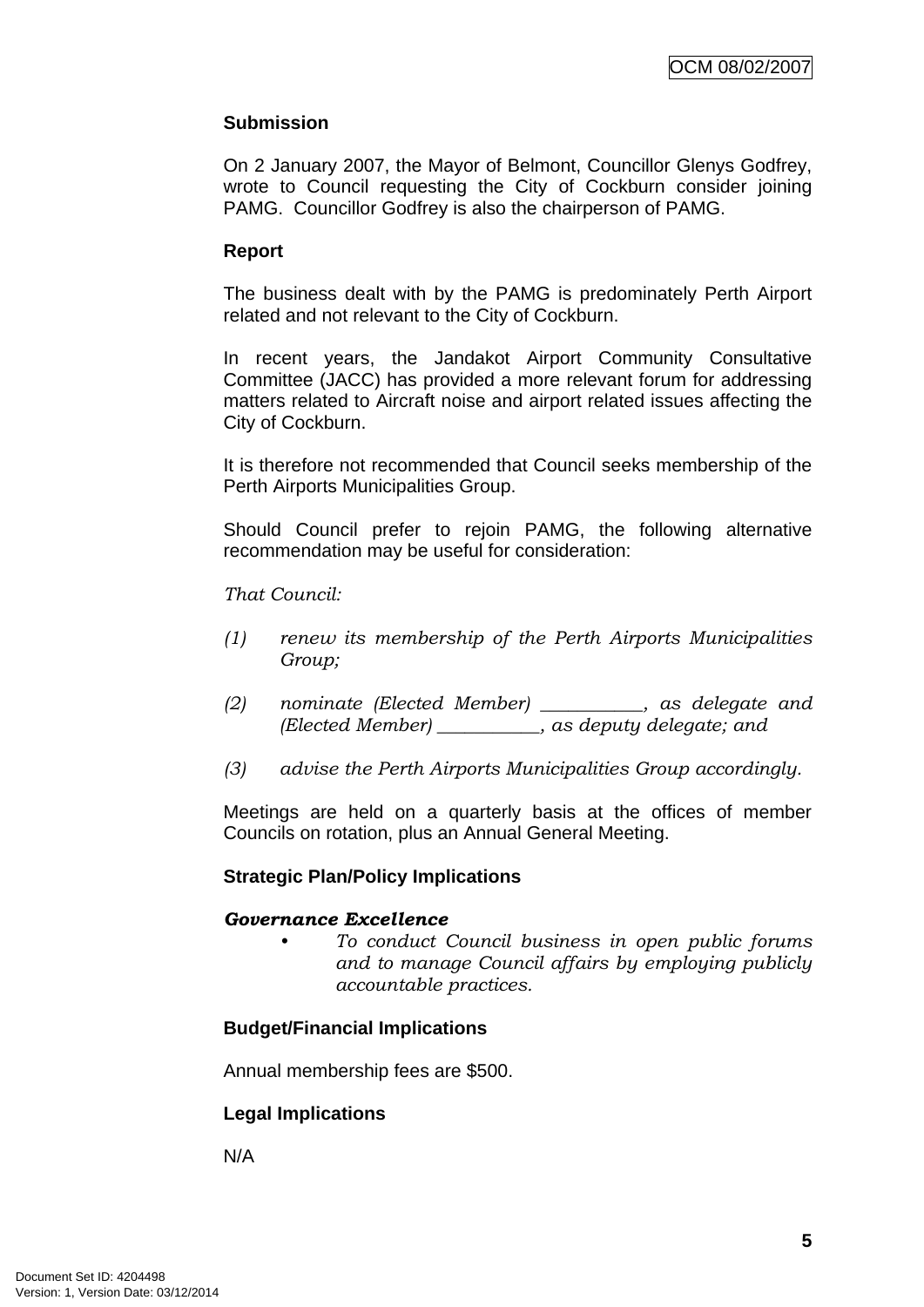**Submission**

On 2 January 2007, the Mayor of Belmont, Councillor Glenys Godfrey, wrote to Council requesting the City of Cockburn consider joining PAMG. Councillor Godfrey is also the chairperson of PAMG.

**Report**

The business dealt with by the PAMG is predominately Perth Airport related and not relevant to the City of Cockburn.

In recent years, the Jandakot Airport Community Consultative Committee (JACC) has provided a more relevant forum for addressing matters related to Aircraft noise and airport related issues affecting the City of Cockburn.

It is therefore not recommended that Council seeks membership of the Perth Airports Municipalities Group.

Should Council prefer to rejoin PAMG, the following alternative recommendation may be useful for consideration:

*That Council:*

*(1) renew its membership of the Perth Airports Municipalities Group;*

*(2) nominate (Elected Member) ___________, as delegate and (Elected Member) ___________, as deputy delegate; and*

*(3) advise the Perth Airports Municipalities Group accordingly.*

Meetings are held on a quarterly basis at the offices of member Councils on rotation, plus an Annual General Meeting.

**Strategic Plan/Policy Implications**

***Governance Excellence***

- *To conduct Council business in open public forums and to manage Council affairs by employing publicly accountable practices.*

**Budget/Financial Implications**

Annual membership fees are $500.

**Legal Implications**

N/A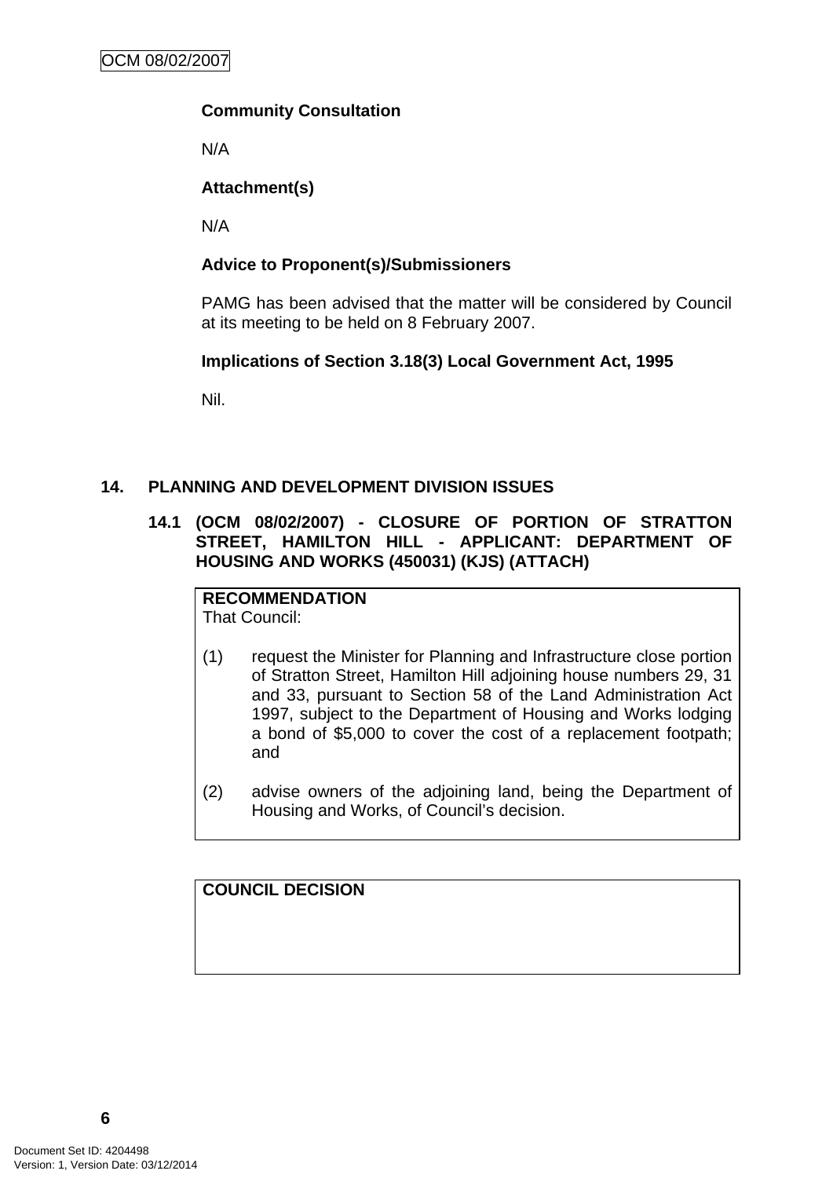**Community Consultation**

N/A

**Attachment(s)**

N/A

**Advice to Proponent(s)/Submissioners**

PAMG has been advised that the matter will be considered by Council at its meeting to be held on 8 February 2007.

**Implications of Section 3.18(3) Local Government Act, 1995**

Nil.

## 14. PLANNING AND DEVELOPMENT DIVISION ISSUES

### 14.1 (OCM 08/02/2007) - CLOSURE OF PORTION OF STRATTON STREET, HAMILTON HILL - APPLICANT: DEPARTMENT OF HOUSING AND WORKS (450031) (KJS) (ATTACH)

**RECOMMENDATION**
That Council:

(1) request the Minister for Planning and Infrastructure close portion of Stratton Street, Hamilton Hill adjoining house numbers 29, 31 and 33, pursuant to Section 58 of the Land Administration Act 1997, subject to the Department of Housing and Works lodging a bond of $5,000 to cover the cost of a replacement footpath; and

(2) advise owners of the adjoining land, being the Department of Housing and Works, of Council's decision.

**COUNCIL DECISION**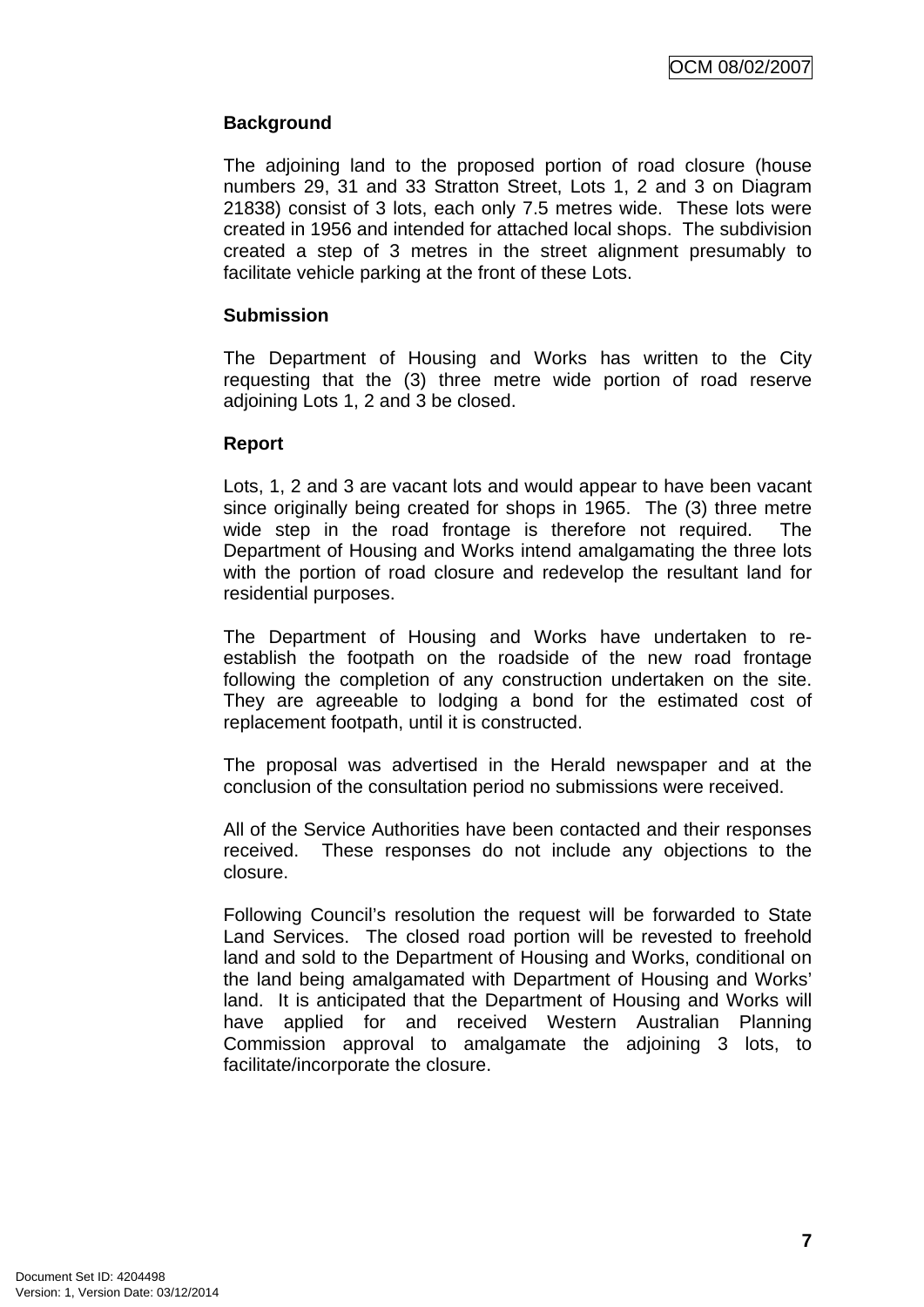**Background**

The adjoining land to the proposed portion of road closure (house numbers 29, 31 and 33 Stratton Street, Lots 1, 2 and 3 on Diagram 21838) consist of 3 lots, each only 7.5 metres wide. These lots were created in 1956 and intended for attached local shops. The subdivision created a step of 3 metres in the street alignment presumably to facilitate vehicle parking at the front of these Lots.

**Submission**

The Department of Housing and Works has written to the City requesting that the (3) three metre wide portion of road reserve adjoining Lots 1, 2 and 3 be closed.

**Report**

Lots, 1, 2 and 3 are vacant lots and would appear to have been vacant since originally being created for shops in 1965. The (3) three metre wide step in the road frontage is therefore not required. The Department of Housing and Works intend amalgamating the three lots with the portion of road closure and redevelop the resultant land for residential purposes.

The Department of Housing and Works have undertaken to re-establish the footpath on the roadside of the new road frontage following the completion of any construction undertaken on the site. They are agreeable to lodging a bond for the estimated cost of replacement footpath, until it is constructed.

The proposal was advertised in the Herald newspaper and at the conclusion of the consultation period no submissions were received.

All of the Service Authorities have been contacted and their responses received. These responses do not include any objections to the closure.

Following Council's resolution the request will be forwarded to State Land Services. The closed road portion will be revested to freehold land and sold to the Department of Housing and Works, conditional on the land being amalgamated with Department of Housing and Works' land. It is anticipated that the Department of Housing and Works will have applied for and received Western Australian Planning Commission approval to amalgamate the adjoining 3 lots, to facilitate/incorporate the closure.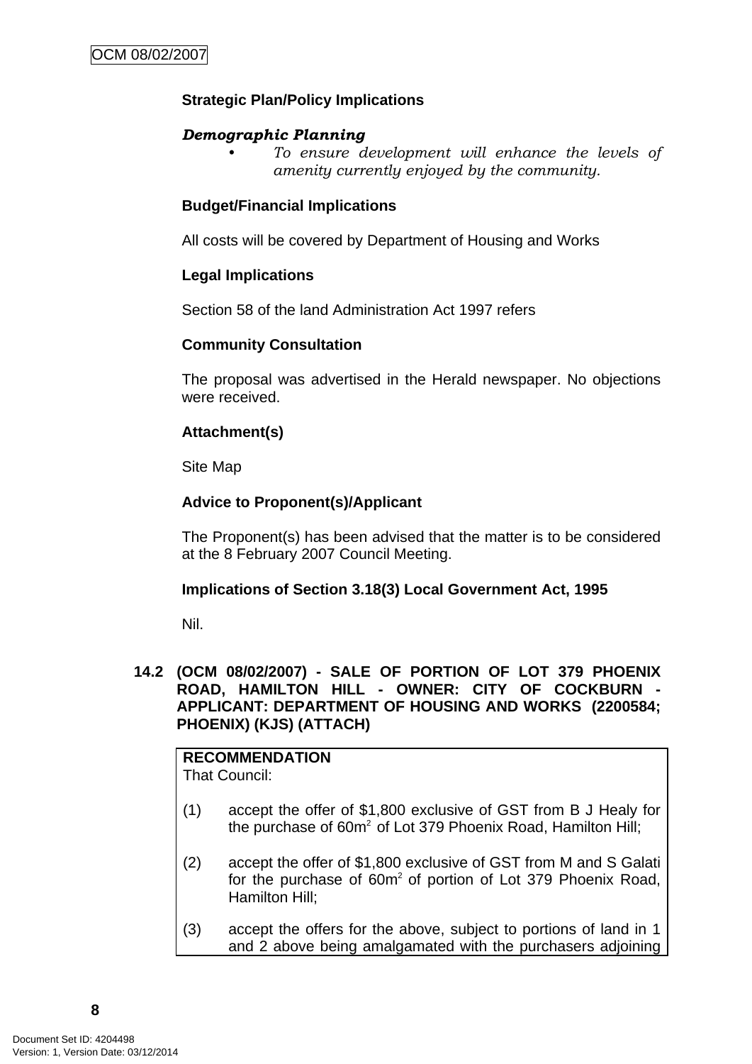**Strategic Plan/Policy Implications**

***Demographic Planning***

- *To ensure development will enhance the levels of amenity currently enjoyed by the community.*

**Budget/Financial Implications**

All costs will be covered by Department of Housing and Works

**Legal Implications**

Section 58 of the land Administration Act 1997 refers

**Community Consultation**

The proposal was advertised in the Herald newspaper. No objections were received.

**Attachment(s)**

Site Map

**Advice to Proponent(s)/Applicant**

The Proponent(s) has been advised that the matter is to be considered at the 8 February 2007 Council Meeting.

**Implications of Section 3.18(3) Local Government Act, 1995**

Nil.

## 14.2 (OCM 08/02/2007) - SALE OF PORTION OF LOT 379 PHOENIX ROAD, HAMILTON HILL - OWNER: CITY OF COCKBURN - APPLICANT: DEPARTMENT OF HOUSING AND WORKS (2200584; PHOENIX) (KJS) (ATTACH)

**RECOMMENDATION**
That Council:

(1) accept the offer of $1,800 exclusive of GST from B J Healy for the purchase of 60m$^2$ of Lot 379 Phoenix Road, Hamilton Hill;

(2) accept the offer of $1,800 exclusive of GST from M and S Galati for the purchase of 60m$^2$ of portion of Lot 379 Phoenix Road, Hamilton Hill;

(3) accept the offers for the above, subject to portions of land in 1 and 2 above being amalgamated with the purchasers adjoining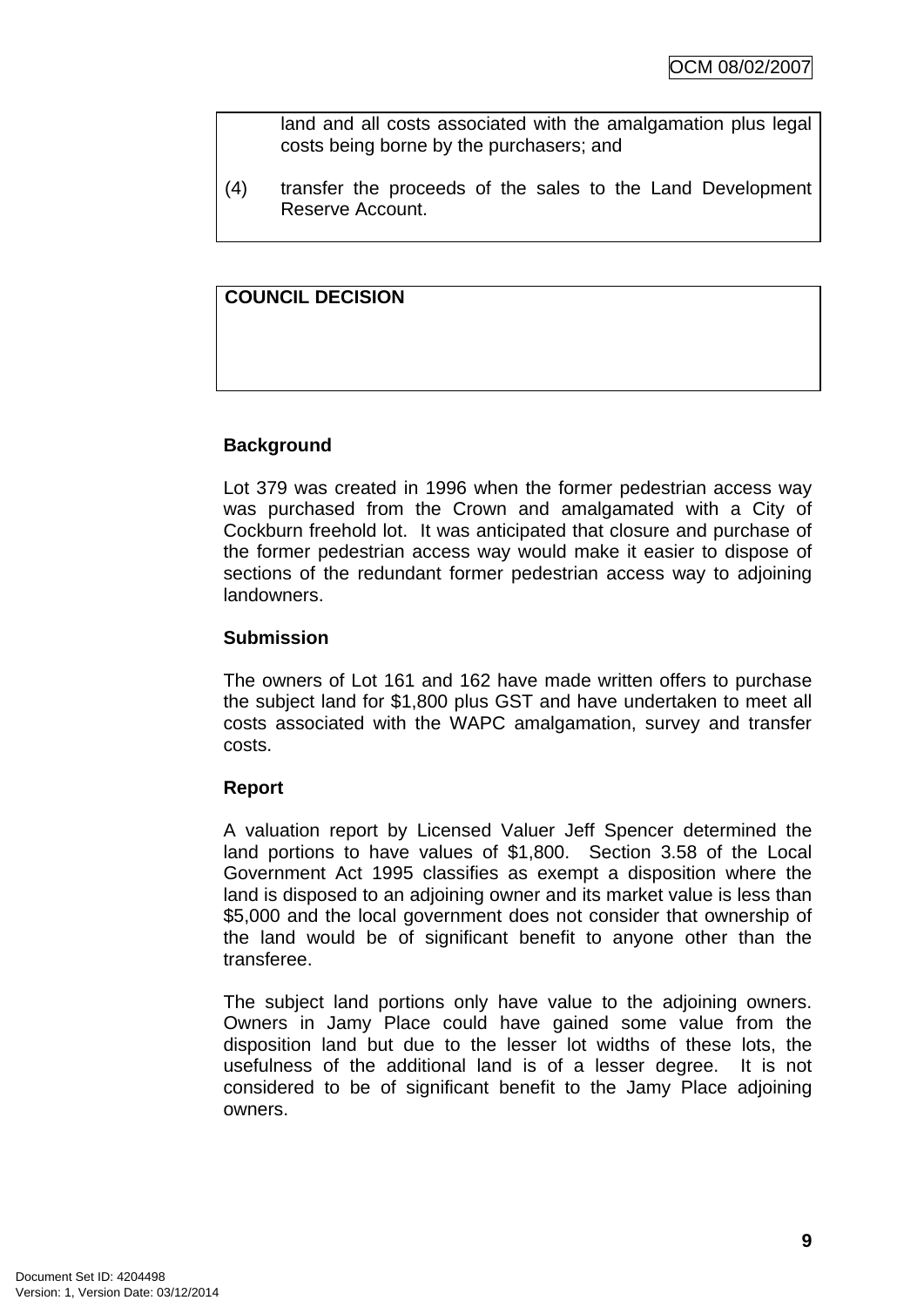land and all costs associated with the amalgamation plus legal costs being borne by the purchasers; and

(4) transfer the proceeds of the sales to the Land Development Reserve Account.

**COUNCIL DECISION**

**Background**

Lot 379 was created in 1996 when the former pedestrian access way was purchased from the Crown and amalgamated with a City of Cockburn freehold lot. It was anticipated that closure and purchase of the former pedestrian access way would make it easier to dispose of sections of the redundant former pedestrian access way to adjoining landowners.

**Submission**

The owners of Lot 161 and 162 have made written offers to purchase the subject land for $1,800 plus GST and have undertaken to meet all costs associated with the WAPC amalgamation, survey and transfer costs.

**Report**

A valuation report by Licensed Valuer Jeff Spencer determined the land portions to have values of $1,800. Section 3.58 of the Local Government Act 1995 classifies as exempt a disposition where the land is disposed to an adjoining owner and its market value is less than $5,000 and the local government does not consider that ownership of the land would be of significant benefit to anyone other than the transferee.

The subject land portions only have value to the adjoining owners. Owners in Jamy Place could have gained some value from the disposition land but due to the lesser lot widths of these lots, the usefulness of the additional land is of a lesser degree. It is not considered to be of significant benefit to the Jamy Place adjoining owners.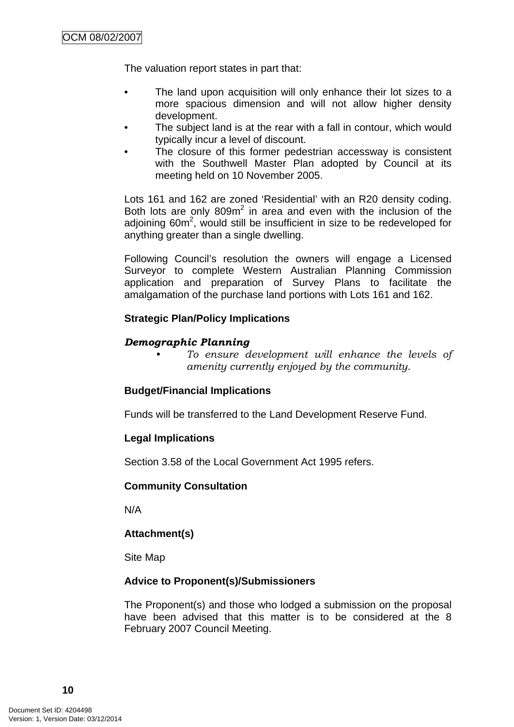The valuation report states in part that:

- The land upon acquisition will only enhance their lot sizes to a more spacious dimension and will not allow higher density development.
- The subject land is at the rear with a fall in contour, which would typically incur a level of discount.
- The closure of this former pedestrian accessway is consistent with the Southwell Master Plan adopted by Council at its meeting held on 10 November 2005.

Lots 161 and 162 are zoned 'Residential' with an R20 density coding. Both lots are only 809m$^2$ in area and even with the inclusion of the adjoining 60m$^2$, would still be insufficient in size to be redeveloped for anything greater than a single dwelling.

Following Council's resolution the owners will engage a Licensed Surveyor to complete Western Australian Planning Commission application and preparation of Survey Plans to facilitate the amalgamation of the purchase land portions with Lots 161 and 162.

**Strategic Plan/Policy Implications**

***Demographic Planning***

- *To ensure development will enhance the levels of amenity currently enjoyed by the community.*

**Budget/Financial Implications**

Funds will be transferred to the Land Development Reserve Fund.

**Legal Implications**

Section 3.58 of the Local Government Act 1995 refers.

**Community Consultation**

N/A

**Attachment(s)**

Site Map

**Advice to Proponent(s)/Submissioners**

The Proponent(s) and those who lodged a submission on the proposal have been advised that this matter is to be considered at the 8 February 2007 Council Meeting.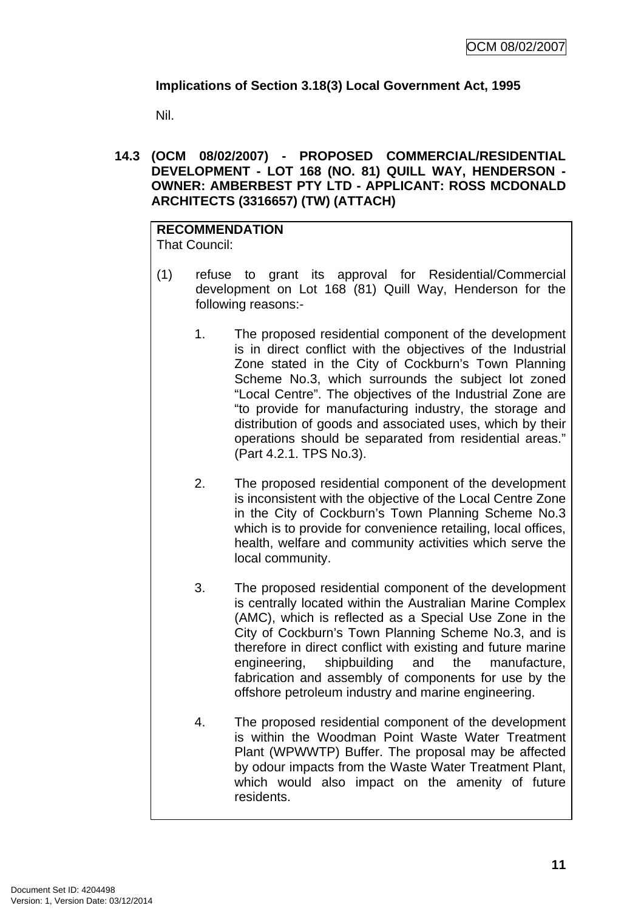**Implications of Section 3.18(3) Local Government Act, 1995**

Nil.

## 14.3 (OCM 08/02/2007) - PROPOSED COMMERCIAL/RESIDENTIAL DEVELOPMENT - LOT 168 (NO. 81) QUILL WAY, HENDERSON - OWNER: AMBERBEST PTY LTD - APPLICANT: ROSS MCDONALD ARCHITECTS (3316657) (TW) (ATTACH)

**RECOMMENDATION**
That Council:

(1) refuse to grant its approval for Residential/Commercial development on Lot 168 (81) Quill Way, Henderson for the following reasons:-

1. The proposed residential component of the development is in direct conflict with the objectives of the Industrial Zone stated in the City of Cockburn's Town Planning Scheme No.3, which surrounds the subject lot zoned "Local Centre". The objectives of the Industrial Zone are "to provide for manufacturing industry, the storage and distribution of goods and associated uses, which by their operations should be separated from residential areas." (Part 4.2.1. TPS No.3).

2. The proposed residential component of the development is inconsistent with the objective of the Local Centre Zone in the City of Cockburn's Town Planning Scheme No.3 which is to provide for convenience retailing, local offices, health, welfare and community activities which serve the local community.

3. The proposed residential component of the development is centrally located within the Australian Marine Complex (AMC), which is reflected as a Special Use Zone in the City of Cockburn's Town Planning Scheme No.3, and is therefore in direct conflict with existing and future marine engineering, shipbuilding and the manufacture, fabrication and assembly of components for use by the offshore petroleum industry and marine engineering.

4. The proposed residential component of the development is within the Woodman Point Waste Water Treatment Plant (WPWWTP) Buffer. The proposal may be affected by odour impacts from the Waste Water Treatment Plant, which would also impact on the amenity of future residents.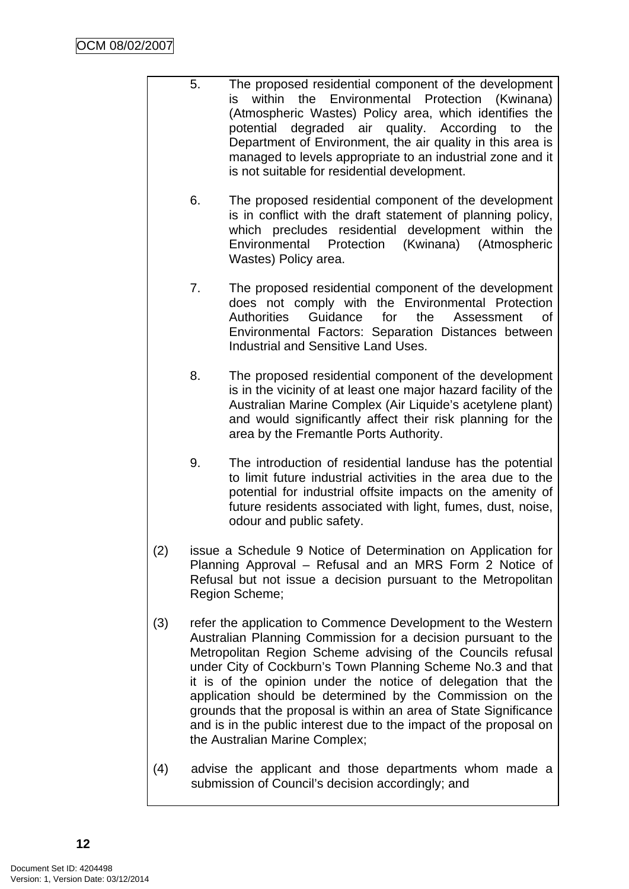5. The proposed residential component of the development is within the Environmental Protection (Kwinana) (Atmospheric Wastes) Policy area, which identifies the potential degraded air quality. According to the Department of Environment, the air quality in this area is managed to levels appropriate to an industrial zone and it is not suitable for residential development.

6. The proposed residential component of the development is in conflict with the draft statement of planning policy, which precludes residential development within the Environmental Protection (Kwinana) (Atmospheric Wastes) Policy area.

7. The proposed residential component of the development does not comply with the Environmental Protection Authorities Guidance for the Assessment of Environmental Factors: Separation Distances between Industrial and Sensitive Land Uses.

8. The proposed residential component of the development is in the vicinity of at least one major hazard facility of the Australian Marine Complex (Air Liquide's acetylene plant) and would significantly affect their risk planning for the area by the Fremantle Ports Authority.

9. The introduction of residential landuse has the potential to limit future industrial activities in the area due to the potential for industrial offsite impacts on the amenity of future residents associated with light, fumes, dust, noise, odour and public safety.

(2) issue a Schedule 9 Notice of Determination on Application for Planning Approval – Refusal and an MRS Form 2 Notice of Refusal but not issue a decision pursuant to the Metropolitan Region Scheme;

(3) refer the application to Commence Development to the Western Australian Planning Commission for a decision pursuant to the Metropolitan Region Scheme advising of the Councils refusal under City of Cockburn's Town Planning Scheme No.3 and that it is of the opinion under the notice of delegation that the application should be determined by the Commission on the grounds that the proposal is within an area of State Significance and is in the public interest due to the impact of the proposal on the Australian Marine Complex;

(4) advise the applicant and those departments whom made a submission of Council's decision accordingly; and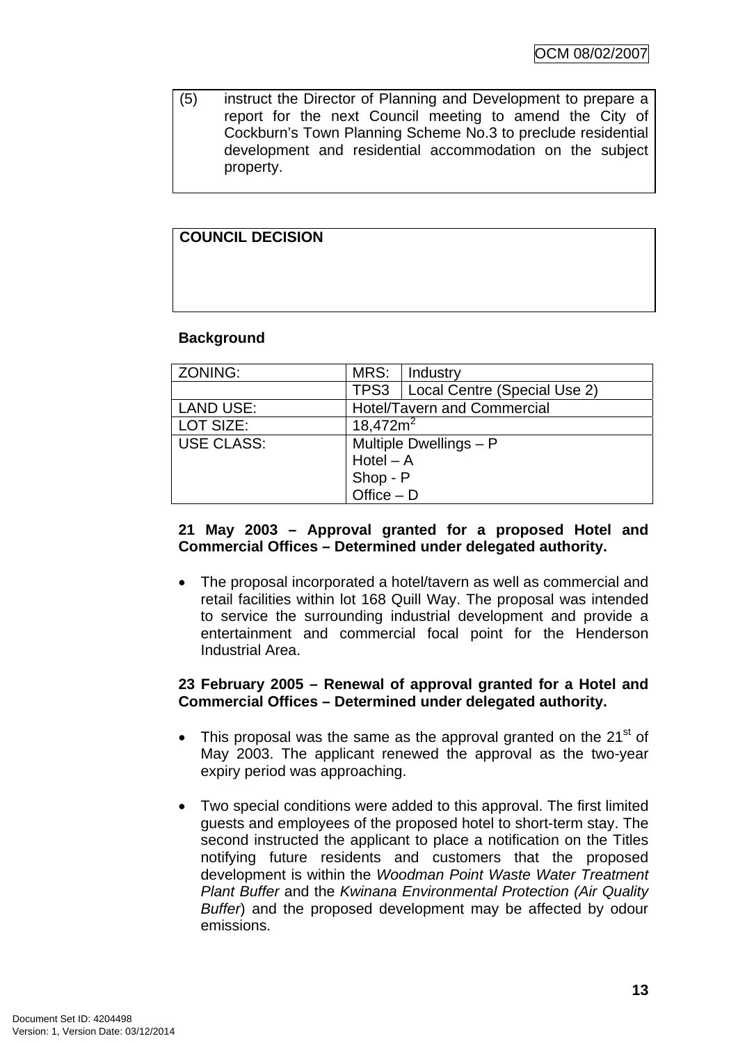| (5) | instruct the Director of Planning and Development to prepare a report for the next Council meeting to amend the City of Cockburn's Town Planning Scheme No.3 to preclude residential development and residential accommodation on the subject property. |
|---|---|

| COUNCIL DECISION |
|---|
| |

**Background**

| ZONING: | MRS: | Industry |
|---|---|---|
| | TPS3 | Local Centre (Special Use 2) |
| LAND USE: | Hotel/Tavern and Commercial | |
| LOT SIZE: | 18,472m$^2$ | |
| USE CLASS: | Multiple Dwellings – P<br>Hotel – A<br>Shop - P<br>Office – D | |

**21 May 2003 – Approval granted for a proposed Hotel and Commercial Offices – Determined under delegated authority.**

- The proposal incorporated a hotel/tavern as well as commercial and retail facilities within lot 168 Quill Way. The proposal was intended to service the surrounding industrial development and provide a entertainment and commercial focal point for the Henderson Industrial Area.

**23 February 2005 – Renewal of approval granted for a Hotel and Commercial Offices – Determined under delegated authority.**

- This proposal was the same as the approval granted on the 21st of May 2003. The applicant renewed the approval as the two-year expiry period was approaching.

- Two special conditions were added to this approval. The first limited guests and employees of the proposed hotel to short-term stay. The second instructed the applicant to place a notification on the Titles notifying future residents and customers that the proposed development is within the *Woodman Point Waste Water Treatment Plant Buffer* and the *Kwinana Environmental Protection (Air Quality Buffer*) and the proposed development may be affected by odour emissions.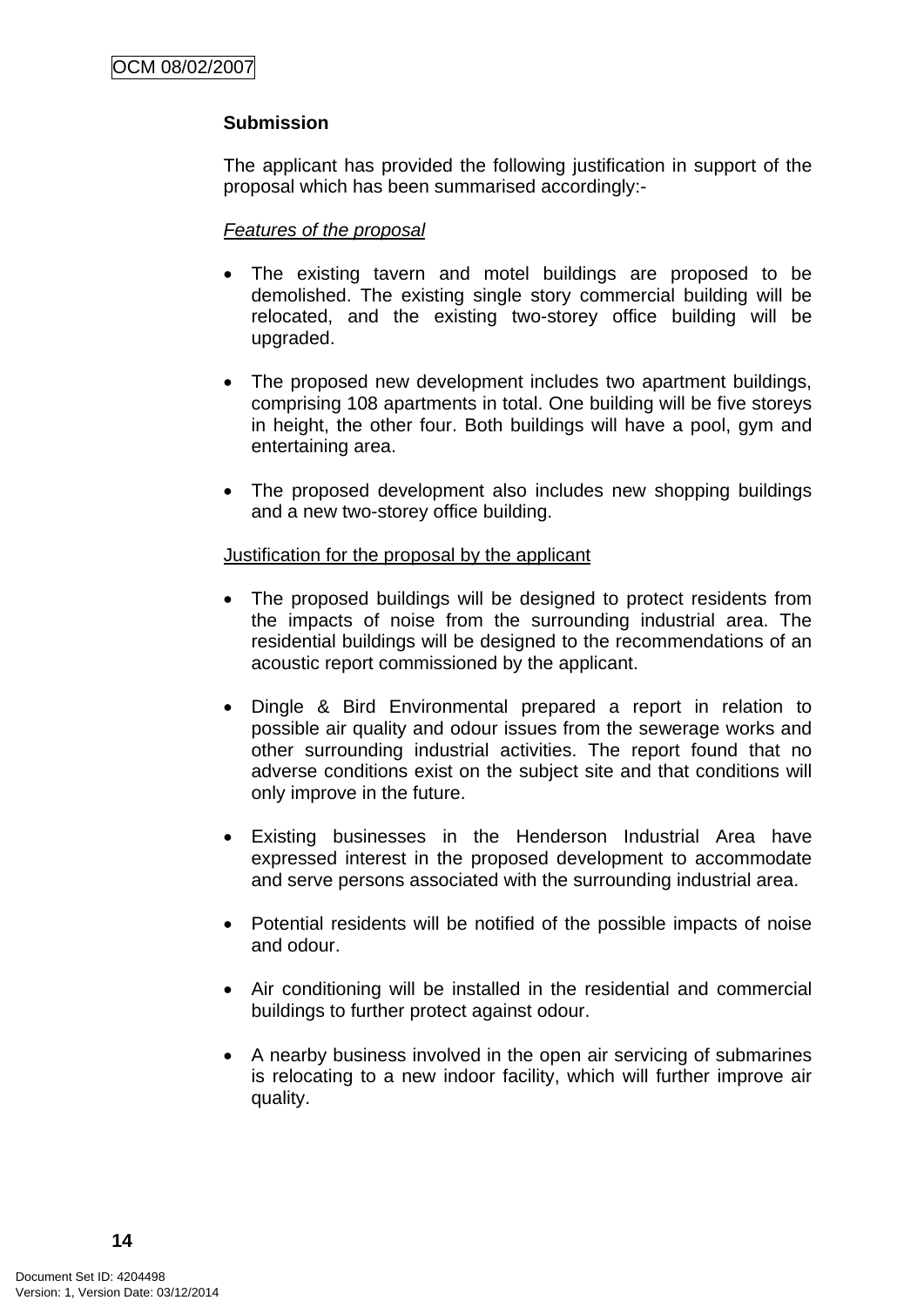**Submission**

The applicant has provided the following justification in support of the proposal which has been summarised accordingly:-

*Features of the proposal*

- The existing tavern and motel buildings are proposed to be demolished. The existing single story commercial building will be relocated, and the existing two-storey office building will be upgraded.

- The proposed new development includes two apartment buildings, comprising 108 apartments in total. One building will be five storeys in height, the other four. Both buildings will have a pool, gym and entertaining area.

- The proposed development also includes new shopping buildings and a new two-storey office building.

Justification for the proposal by the applicant

- The proposed buildings will be designed to protect residents from the impacts of noise from the surrounding industrial area. The residential buildings will be designed to the recommendations of an acoustic report commissioned by the applicant.

- Dingle & Bird Environmental prepared a report in relation to possible air quality and odour issues from the sewerage works and other surrounding industrial activities. The report found that no adverse conditions exist on the subject site and that conditions will only improve in the future.

- Existing businesses in the Henderson Industrial Area have expressed interest in the proposed development to accommodate and serve persons associated with the surrounding industrial area.

- Potential residents will be notified of the possible impacts of noise and odour.

- Air conditioning will be installed in the residential and commercial buildings to further protect against odour.

- A nearby business involved in the open air servicing of submarines is relocating to a new indoor facility, which will further improve air quality.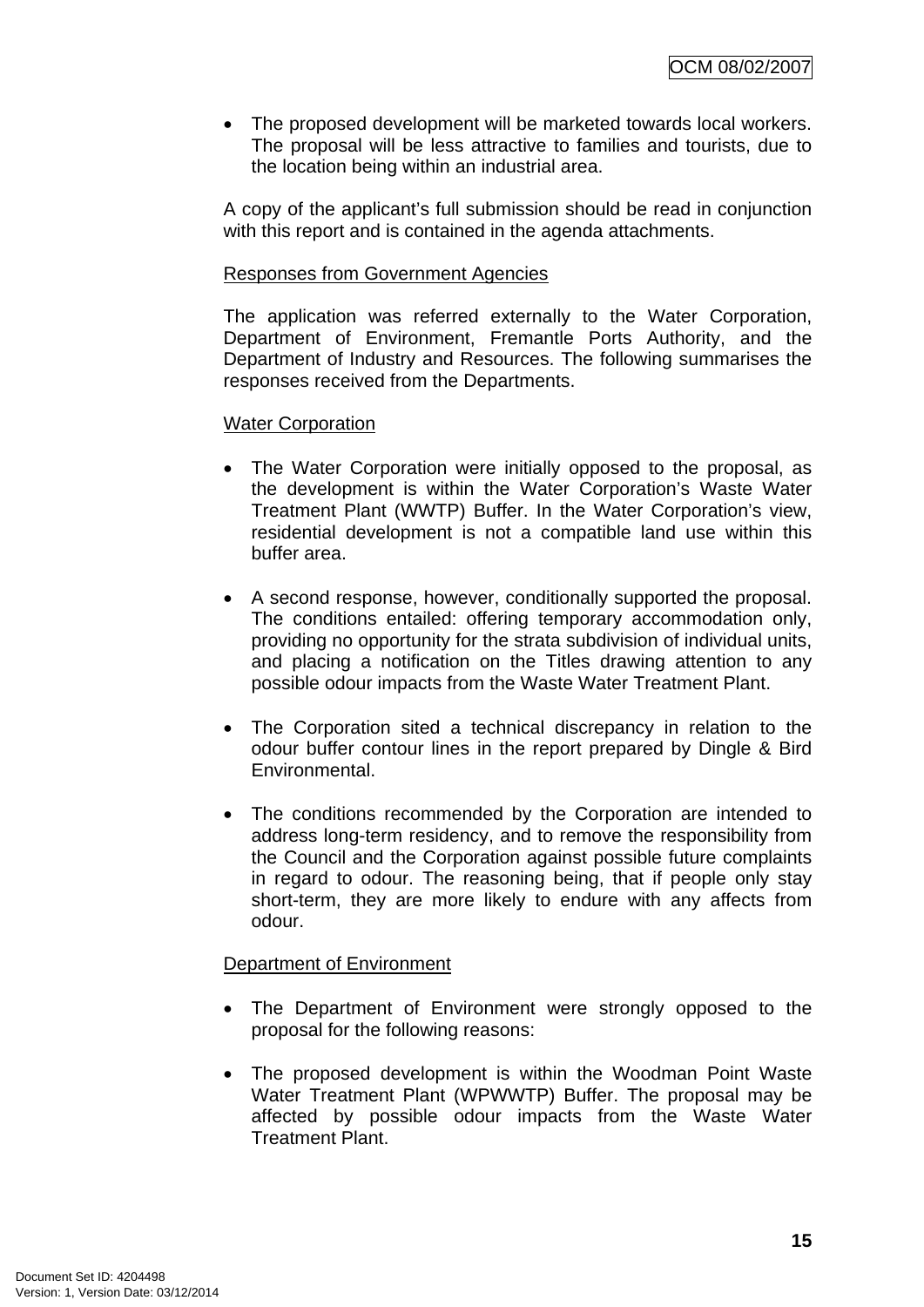- The proposed development will be marketed towards local workers. The proposal will be less attractive to families and tourists, due to the location being within an industrial area.

A copy of the applicant's full submission should be read in conjunction with this report and is contained in the agenda attachments.

Responses from Government Agencies

The application was referred externally to the Water Corporation, Department of Environment, Fremantle Ports Authority, and the Department of Industry and Resources. The following summarises the responses received from the Departments.

Water Corporation

- The Water Corporation were initially opposed to the proposal, as the development is within the Water Corporation's Waste Water Treatment Plant (WWTP) Buffer. In the Water Corporation's view, residential development is not a compatible land use within this buffer area.

- A second response, however, conditionally supported the proposal. The conditions entailed: offering temporary accommodation only, providing no opportunity for the strata subdivision of individual units, and placing a notification on the Titles drawing attention to any possible odour impacts from the Waste Water Treatment Plant.

- The Corporation sited a technical discrepancy in relation to the odour buffer contour lines in the report prepared by Dingle & Bird Environmental.

- The conditions recommended by the Corporation are intended to address long-term residency, and to remove the responsibility from the Council and the Corporation against possible future complaints in regard to odour. The reasoning being, that if people only stay short-term, they are more likely to endure with any affects from odour.

Department of Environment

- The Department of Environment were strongly opposed to the proposal for the following reasons:

- The proposed development is within the Woodman Point Waste Water Treatment Plant (WPWWTP) Buffer. The proposal may be affected by possible odour impacts from the Waste Water Treatment Plant.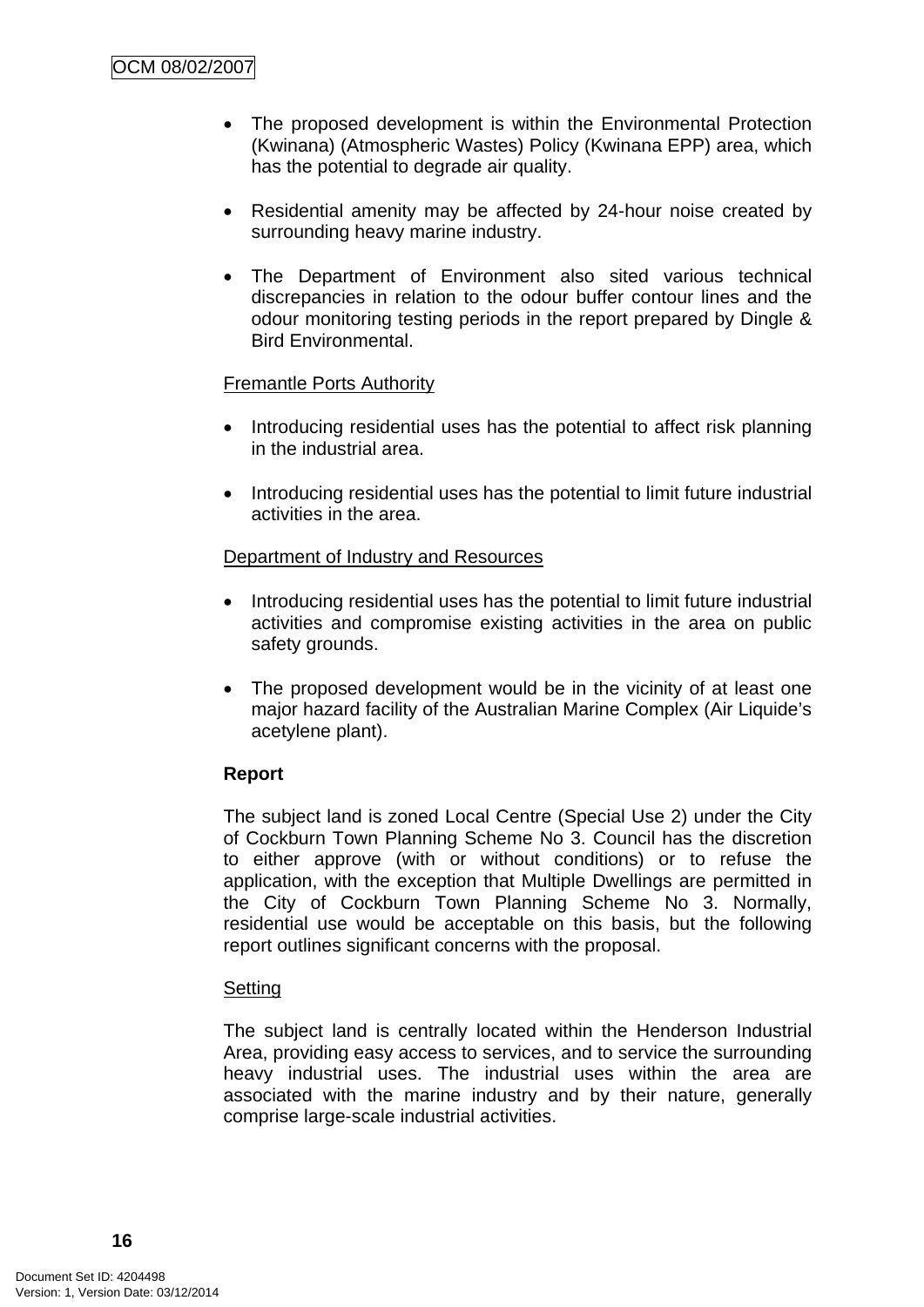- The proposed development is within the Environmental Protection (Kwinana) (Atmospheric Wastes) Policy (Kwinana EPP) area, which has the potential to degrade air quality.

- Residential amenity may be affected by 24-hour noise created by surrounding heavy marine industry.

- The Department of Environment also sited various technical discrepancies in relation to the odour buffer contour lines and the odour monitoring testing periods in the report prepared by Dingle & Bird Environmental.

Fremantle Ports Authority

- Introducing residential uses has the potential to affect risk planning in the industrial area.

- Introducing residential uses has the potential to limit future industrial activities in the area.

Department of Industry and Resources

- Introducing residential uses has the potential to limit future industrial activities and compromise existing activities in the area on public safety grounds.

- The proposed development would be in the vicinity of at least one major hazard facility of the Australian Marine Complex (Air Liquide's acetylene plant).

**Report**

The subject land is zoned Local Centre (Special Use 2) under the City of Cockburn Town Planning Scheme No 3. Council has the discretion to either approve (with or without conditions) or to refuse the application, with the exception that Multiple Dwellings are permitted in the City of Cockburn Town Planning Scheme No 3. Normally, residential use would be acceptable on this basis, but the following report outlines significant concerns with the proposal.

Setting

The subject land is centrally located within the Henderson Industrial Area, providing easy access to services, and to service the surrounding heavy industrial uses. The industrial uses within the area are associated with the marine industry and by their nature, generally comprise large-scale industrial activities.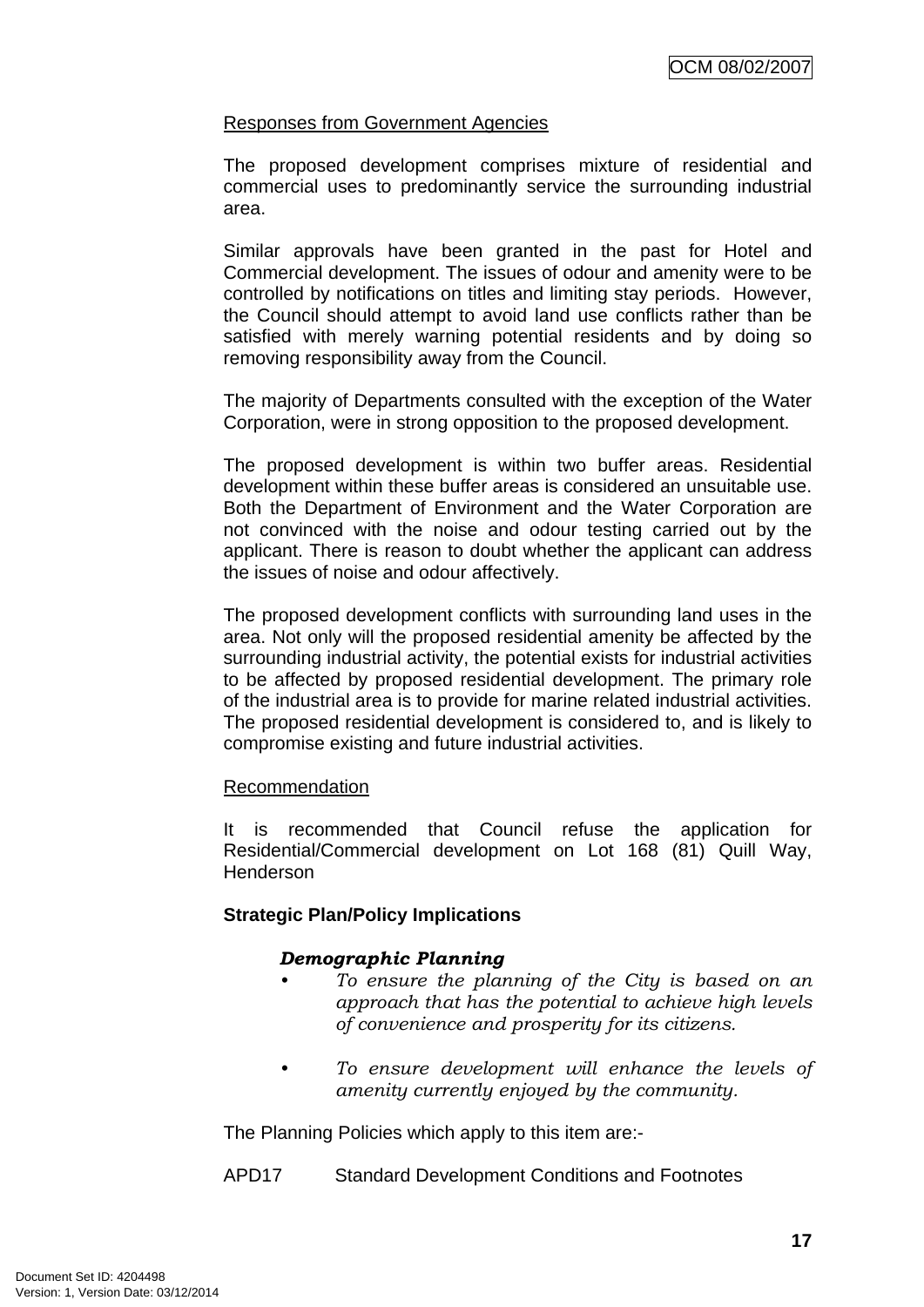Responses from Government Agencies

The proposed development comprises mixture of residential and commercial uses to predominantly service the surrounding industrial area.

Similar approvals have been granted in the past for Hotel and Commercial development. The issues of odour and amenity were to be controlled by notifications on titles and limiting stay periods. However, the Council should attempt to avoid land use conflicts rather than be satisfied with merely warning potential residents and by doing so removing responsibility away from the Council.

The majority of Departments consulted with the exception of the Water Corporation, were in strong opposition to the proposed development.

The proposed development is within two buffer areas. Residential development within these buffer areas is considered an unsuitable use. Both the Department of Environment and the Water Corporation are not convinced with the noise and odour testing carried out by the applicant. There is reason to doubt whether the applicant can address the issues of noise and odour affectively.

The proposed development conflicts with surrounding land uses in the area. Not only will the proposed residential amenity be affected by the surrounding industrial activity, the potential exists for industrial activities to be affected by proposed residential development. The primary role of the industrial area is to provide for marine related industrial activities. The proposed residential development is considered to, and is likely to compromise existing and future industrial activities.

Recommendation

It is recommended that Council refuse the application for Residential/Commercial development on Lot 168 (81) Quill Way, Henderson

**Strategic Plan/Policy Implications**

***Demographic Planning***

- *To ensure the planning of the City is based on an approach that has the potential to achieve high levels of convenience and prosperity for its citizens.*
- *To ensure development will enhance the levels of amenity currently enjoyed by the community.*

The Planning Policies which apply to this item are:-

APD17 Standard Development Conditions and Footnotes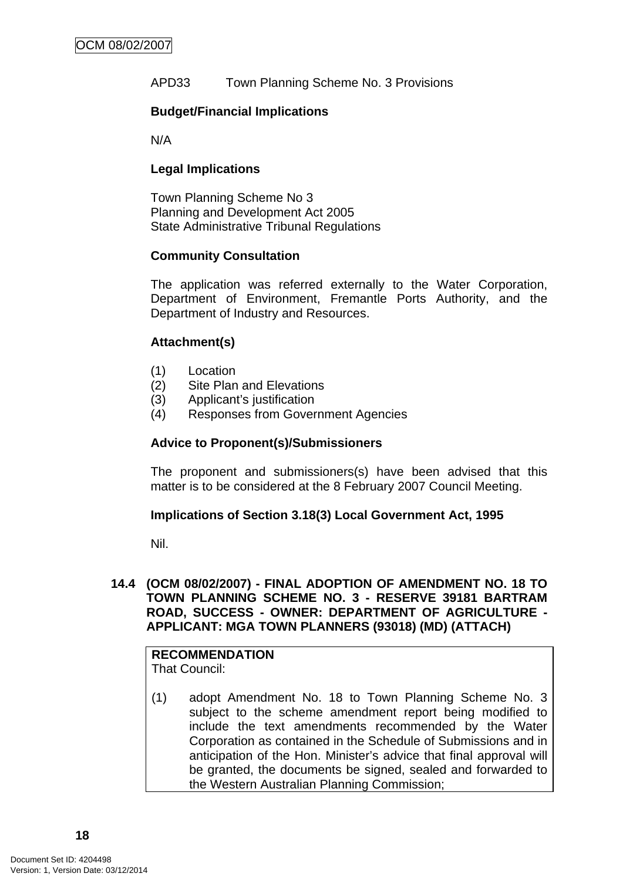APD33 Town Planning Scheme No. 3 Provisions

**Budget/Financial Implications**

N/A

**Legal Implications**

Town Planning Scheme No 3
Planning and Development Act 2005
State Administrative Tribunal Regulations

**Community Consultation**

The application was referred externally to the Water Corporation, Department of Environment, Fremantle Ports Authority, and the Department of Industry and Resources.

**Attachment(s)**

(1) Location
(2) Site Plan and Elevations
(3) Applicant's justification
(4) Responses from Government Agencies

**Advice to Proponent(s)/Submissioners**

The proponent and submissioners(s) have been advised that this matter is to be considered at the 8 February 2007 Council Meeting.

**Implications of Section 3.18(3) Local Government Act, 1995**

Nil.

### 14.4 (OCM 08/02/2007) - FINAL ADOPTION OF AMENDMENT NO. 18 TO TOWN PLANNING SCHEME NO. 3 - RESERVE 39181 BARTRAM ROAD, SUCCESS - OWNER: DEPARTMENT OF AGRICULTURE - APPLICANT: MGA TOWN PLANNERS (93018) (MD) (ATTACH)

**RECOMMENDATION**
That Council:

(1) adopt Amendment No. 18 to Town Planning Scheme No. 3 subject to the scheme amendment report being modified to include the text amendments recommended by the Water Corporation as contained in the Schedule of Submissions and in anticipation of the Hon. Minister's advice that final approval will be granted, the documents be signed, sealed and forwarded to the Western Australian Planning Commission;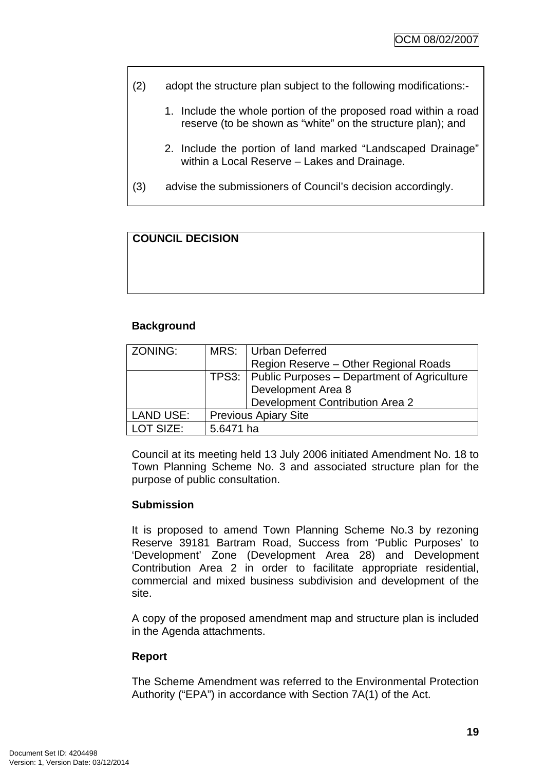(2) adopt the structure plan subject to the following modifications:-

1. Include the whole portion of the proposed road within a road reserve (to be shown as "white" on the structure plan); and

2. Include the portion of land marked "Landscaped Drainage" within a Local Reserve – Lakes and Drainage.

(3) advise the submissioners of Council's decision accordingly.

**COUNCIL DECISION**

**Background**

| ZONING: | MRS: | Urban Deferred<br>Region Reserve – Other Regional Roads |
|---|---|---|
| | TPS3: | Public Purposes – Department of Agriculture<br>Development Area 8<br>Development Contribution Area 2 |
| LAND USE: | Previous Apiary Site | |
| LOT SIZE: | 5.6471 ha | |

Council at its meeting held 13 July 2006 initiated Amendment No. 18 to Town Planning Scheme No. 3 and associated structure plan for the purpose of public consultation.

**Submission**

It is proposed to amend Town Planning Scheme No.3 by rezoning Reserve 39181 Bartram Road, Success from 'Public Purposes' to 'Development' Zone (Development Area 28) and Development Contribution Area 2 in order to facilitate appropriate residential, commercial and mixed business subdivision and development of the site.

A copy of the proposed amendment map and structure plan is included in the Agenda attachments.

**Report**

The Scheme Amendment was referred to the Environmental Protection Authority ("EPA") in accordance with Section 7A(1) of the Act.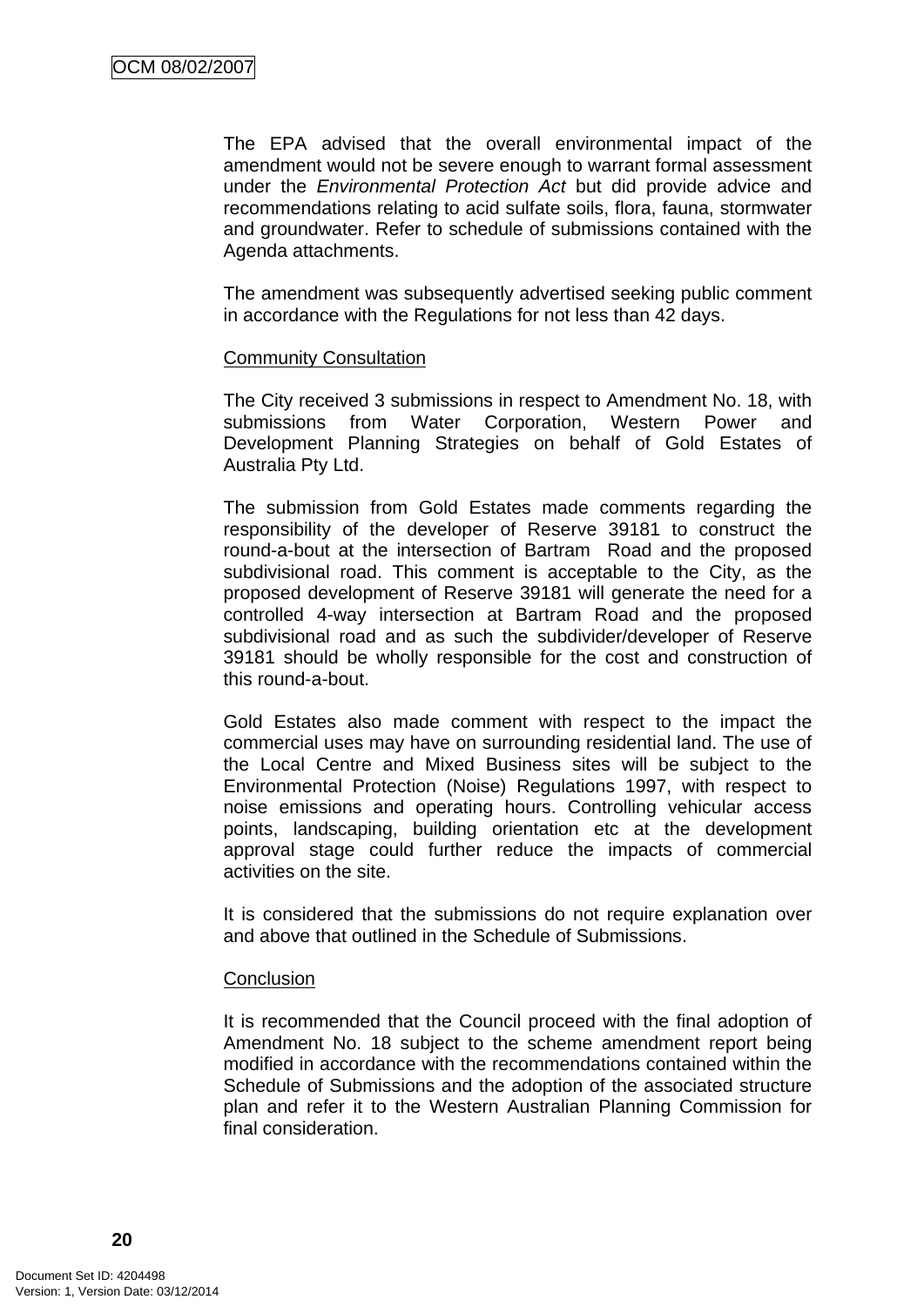The EPA advised that the overall environmental impact of the amendment would not be severe enough to warrant formal assessment under the *Environmental Protection Act* but did provide advice and recommendations relating to acid sulfate soils, flora, fauna, stormwater and groundwater. Refer to schedule of submissions contained with the Agenda attachments.

The amendment was subsequently advertised seeking public comment in accordance with the Regulations for not less than 42 days.

<u>Community Consultation</u>

The City received 3 submissions in respect to Amendment No. 18, with submissions from Water Corporation, Western Power and Development Planning Strategies on behalf of Gold Estates of Australia Pty Ltd.

The submission from Gold Estates made comments regarding the responsibility of the developer of Reserve 39181 to construct the round-a-bout at the intersection of Bartram Road and the proposed subdivisional road. This comment is acceptable to the City, as the proposed development of Reserve 39181 will generate the need for a controlled 4-way intersection at Bartram Road and the proposed subdivisional road and as such the subdivider/developer of Reserve 39181 should be wholly responsible for the cost and construction of this round-a-bout.

Gold Estates also made comment with respect to the impact the commercial uses may have on surrounding residential land. The use of the Local Centre and Mixed Business sites will be subject to the Environmental Protection (Noise) Regulations 1997, with respect to noise emissions and operating hours. Controlling vehicular access points, landscaping, building orientation etc at the development approval stage could further reduce the impacts of commercial activities on the site.

It is considered that the submissions do not require explanation over and above that outlined in the Schedule of Submissions.

<u>Conclusion</u>

It is recommended that the Council proceed with the final adoption of Amendment No. 18 subject to the scheme amendment report being modified in accordance with the recommendations contained within the Schedule of Submissions and the adoption of the associated structure plan and refer it to the Western Australian Planning Commission for final consideration.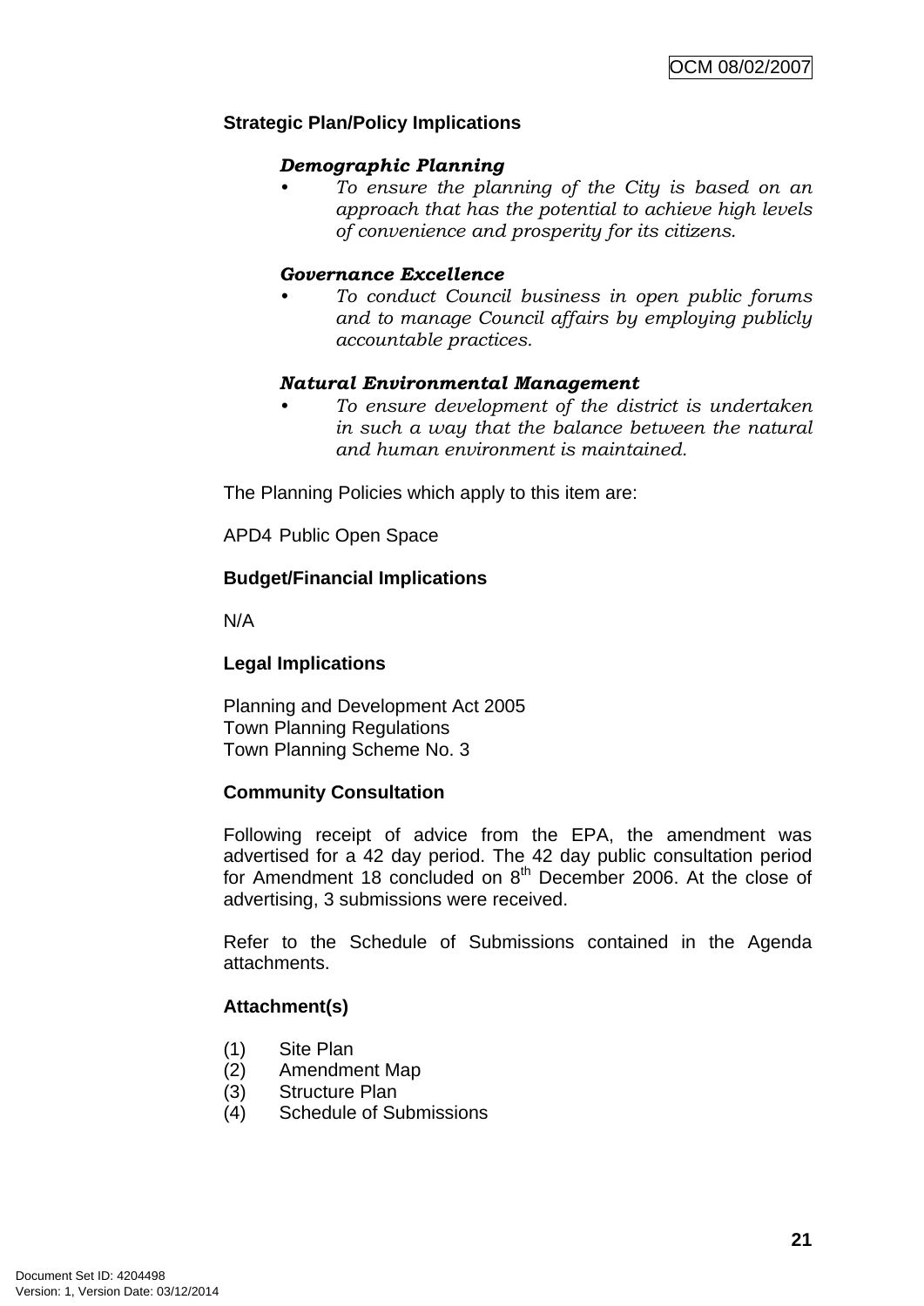**Strategic Plan/Policy Implications**

***Demographic Planning***

- *To ensure the planning of the City is based on an approach that has the potential to achieve high levels of convenience and prosperity for its citizens.*

***Governance Excellence***

- *To conduct Council business in open public forums and to manage Council affairs by employing publicly accountable practices.*

***Natural Environmental Management***

- *To ensure development of the district is undertaken in such a way that the balance between the natural and human environment is maintained.*

The Planning Policies which apply to this item are:

APD4 Public Open Space

**Budget/Financial Implications**

N/A

**Legal Implications**

Planning and Development Act 2005
Town Planning Regulations
Town Planning Scheme No. 3

**Community Consultation**

Following receipt of advice from the EPA, the amendment was advertised for a 42 day period. The 42 day public consultation period for Amendment 18 concluded on 8th December 2006. At the close of advertising, 3 submissions were received.

Refer to the Schedule of Submissions contained in the Agenda attachments.

**Attachment(s)**

(1) Site Plan
(2) Amendment Map
(3) Structure Plan
(4) Schedule of Submissions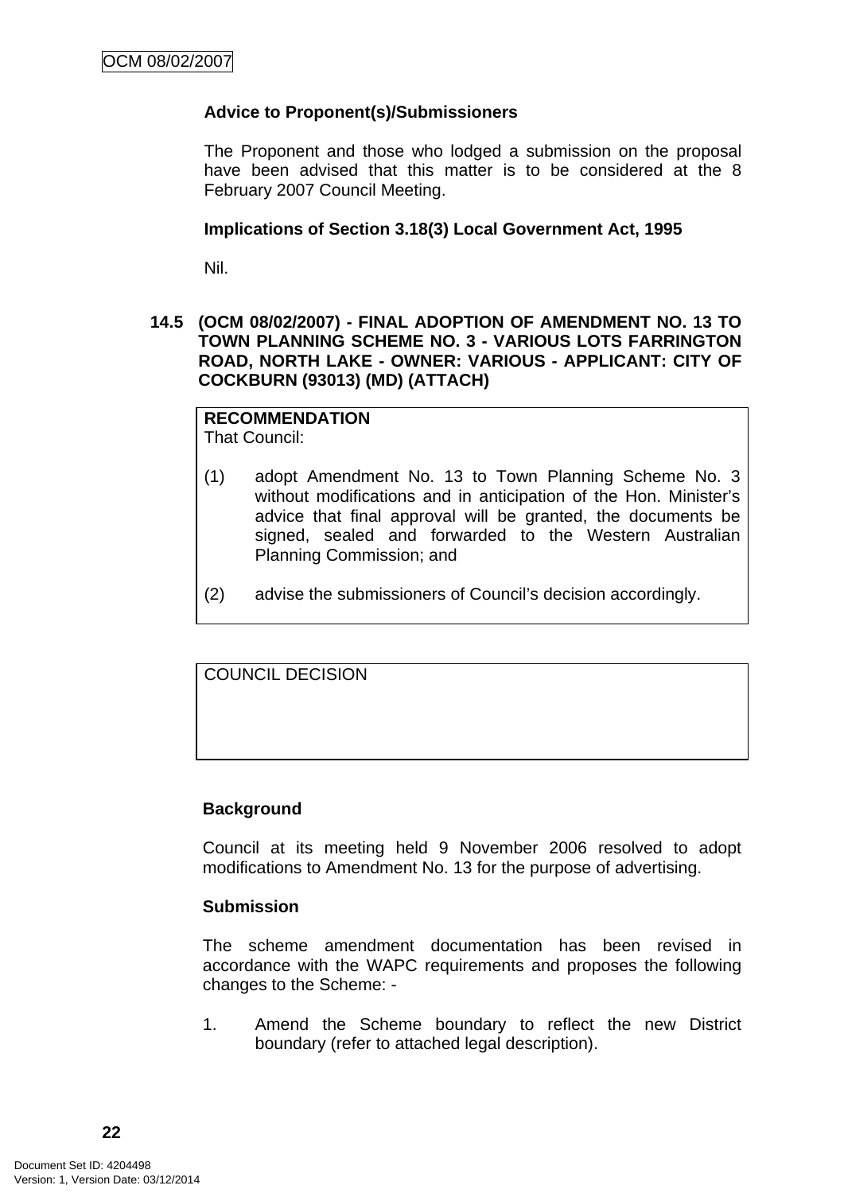**Advice to Proponent(s)/Submissioners**

The Proponent and those who lodged a submission on the proposal have been advised that this matter is to be considered at the 8 February 2007 Council Meeting.

**Implications of Section 3.18(3) Local Government Act, 1995**

Nil.

## 14.5 (OCM 08/02/2007) - FINAL ADOPTION OF AMENDMENT NO. 13 TO TOWN PLANNING SCHEME NO. 3 - VARIOUS LOTS FARRINGTON ROAD, NORTH LAKE - OWNER: VARIOUS - APPLICANT: CITY OF COCKBURN (93013) (MD) (ATTACH)

**RECOMMENDATION**
That Council:

(1) adopt Amendment No. 13 to Town Planning Scheme No. 3 without modifications and in anticipation of the Hon. Minister's advice that final approval will be granted, the documents be signed, sealed and forwarded to the Western Australian Planning Commission; and

(2) advise the submissioners of Council's decision accordingly.

COUNCIL DECISION

**Background**

Council at its meeting held 9 November 2006 resolved to adopt modifications to Amendment No. 13 for the purpose of advertising.

**Submission**

The scheme amendment documentation has been revised in accordance with the WAPC requirements and proposes the following changes to the Scheme: -

1. Amend the Scheme boundary to reflect the new District boundary (refer to attached legal description).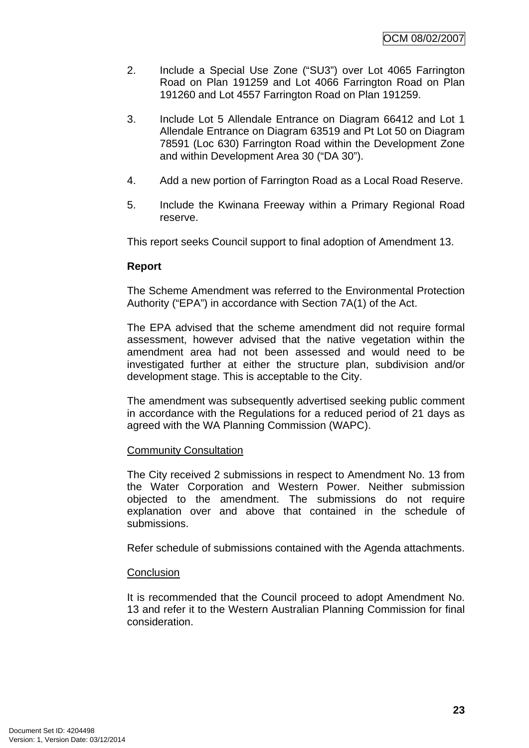2. Include a Special Use Zone ("SU3") over Lot 4065 Farrington Road on Plan 191259 and Lot 4066 Farrington Road on Plan 191260 and Lot 4557 Farrington Road on Plan 191259.

3. Include Lot 5 Allendale Entrance on Diagram 66412 and Lot 1 Allendale Entrance on Diagram 63519 and Pt Lot 50 on Diagram 78591 (Loc 630) Farrington Road within the Development Zone and within Development Area 30 ("DA 30").

4. Add a new portion of Farrington Road as a Local Road Reserve.

5. Include the Kwinana Freeway within a Primary Regional Road reserve.

This report seeks Council support to final adoption of Amendment 13.

**Report**

The Scheme Amendment was referred to the Environmental Protection Authority ("EPA") in accordance with Section 7A(1) of the Act.

The EPA advised that the scheme amendment did not require formal assessment, however advised that the native vegetation within the amendment area had not been assessed and would need to be investigated further at either the structure plan, subdivision and/or development stage. This is acceptable to the City.

The amendment was subsequently advertised seeking public comment in accordance with the Regulations for a reduced period of 21 days as agreed with the WA Planning Commission (WAPC).

<u>Community Consultation</u>

The City received 2 submissions in respect to Amendment No. 13 from the Water Corporation and Western Power. Neither submission objected to the amendment. The submissions do not require explanation over and above that contained in the schedule of submissions.

Refer schedule of submissions contained with the Agenda attachments.

<u>Conclusion</u>

It is recommended that the Council proceed to adopt Amendment No. 13 and refer it to the Western Australian Planning Commission for final consideration.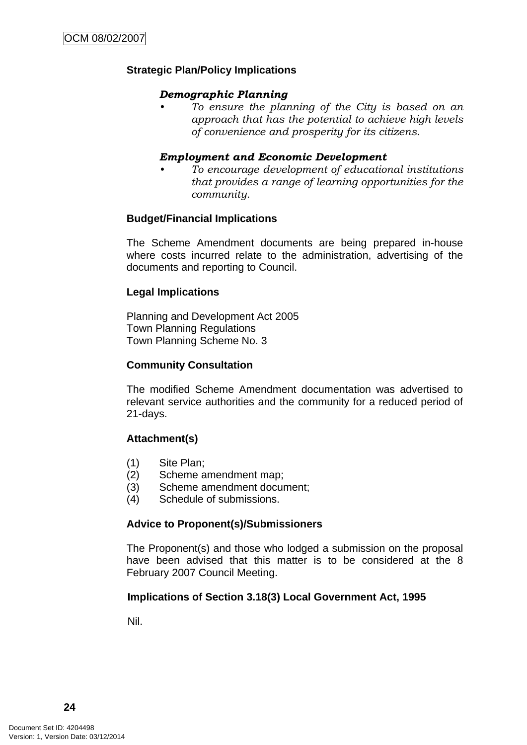**Strategic Plan/Policy Implications**

***Demographic Planning***

- *To ensure the planning of the City is based on an approach that has the potential to achieve high levels of convenience and prosperity for its citizens.*

***Employment and Economic Development***

- *To encourage development of educational institutions that provides a range of learning opportunities for the community.*

**Budget/Financial Implications**

The Scheme Amendment documents are being prepared in-house where costs incurred relate to the administration, advertising of the documents and reporting to Council.

**Legal Implications**

Planning and Development Act 2005
Town Planning Regulations
Town Planning Scheme No. 3

**Community Consultation**

The modified Scheme Amendment documentation was advertised to relevant service authorities and the community for a reduced period of 21-days.

**Attachment(s)**

(1) Site Plan;
(2) Scheme amendment map;
(3) Scheme amendment document;
(4) Schedule of submissions.

**Advice to Proponent(s)/Submissioners**

The Proponent(s) and those who lodged a submission on the proposal have been advised that this matter is to be considered at the 8 February 2007 Council Meeting.

**Implications of Section 3.18(3) Local Government Act, 1995**

Nil.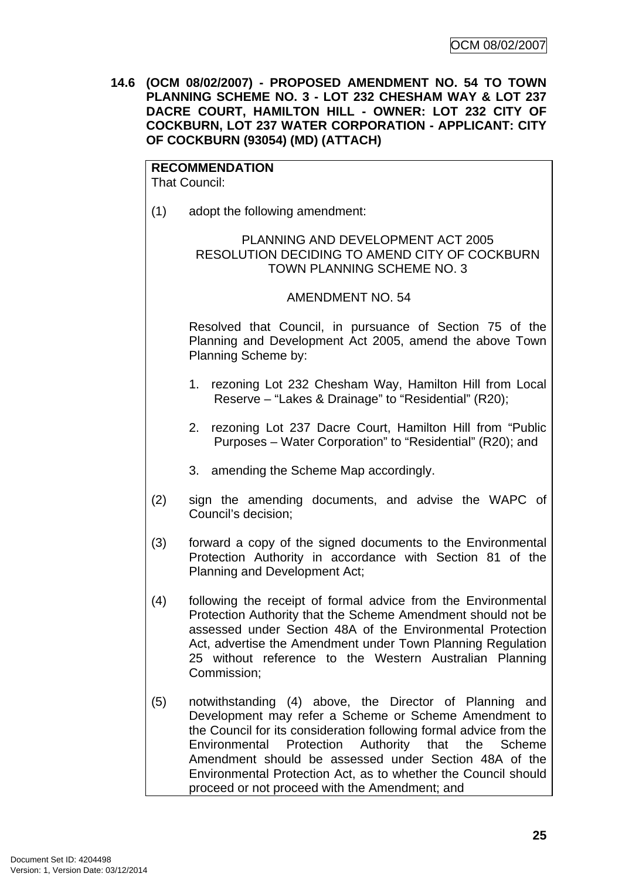**14.6 (OCM 08/02/2007) - PROPOSED AMENDMENT NO. 54 TO TOWN PLANNING SCHEME NO. 3 - LOT 232 CHESHAM WAY & LOT 237 DACRE COURT, HAMILTON HILL - OWNER: LOT 232 CITY OF COCKBURN, LOT 237 WATER CORPORATION - APPLICANT: CITY OF COCKBURN (93054) (MD) (ATTACH)**

**RECOMMENDATION**
That Council:

(1) adopt the following amendment:

PLANNING AND DEVELOPMENT ACT 2005
RESOLUTION DECIDING TO AMEND CITY OF COCKBURN TOWN PLANNING SCHEME NO. 3

AMENDMENT NO. 54

Resolved that Council, in pursuance of Section 75 of the Planning and Development Act 2005, amend the above Town Planning Scheme by:

1. rezoning Lot 232 Chesham Way, Hamilton Hill from Local Reserve – "Lakes & Drainage" to "Residential" (R20);

2. rezoning Lot 237 Dacre Court, Hamilton Hill from "Public Purposes – Water Corporation" to "Residential" (R20); and

3. amending the Scheme Map accordingly.

(2) sign the amending documents, and advise the WAPC of Council's decision;

(3) forward a copy of the signed documents to the Environmental Protection Authority in accordance with Section 81 of the Planning and Development Act;

(4) following the receipt of formal advice from the Environmental Protection Authority that the Scheme Amendment should not be assessed under Section 48A of the Environmental Protection Act, advertise the Amendment under Town Planning Regulation 25 without reference to the Western Australian Planning Commission;

(5) notwithstanding (4) above, the Director of Planning and Development may refer a Scheme or Scheme Amendment to the Council for its consideration following formal advice from the Environmental Protection Authority that the Scheme Amendment should be assessed under Section 48A of the Environmental Protection Act, as to whether the Council should proceed or not proceed with the Amendment; and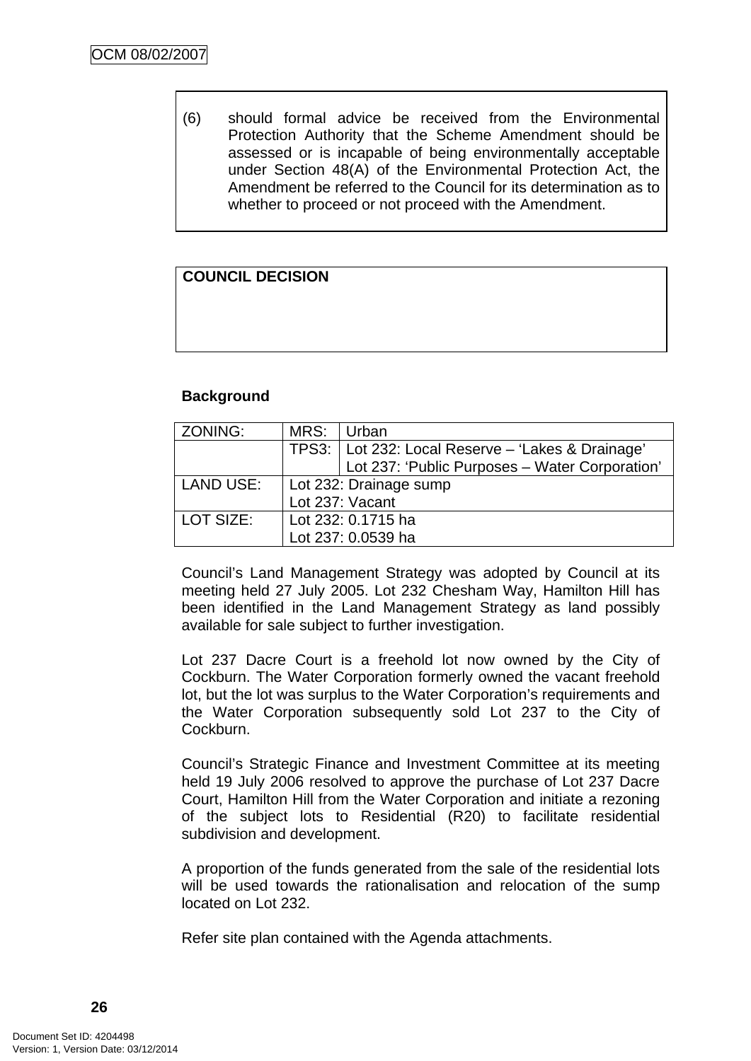(6) should formal advice be received from the Environmental Protection Authority that the Scheme Amendment should be assessed or is incapable of being environmentally acceptable under Section 48(A) of the Environmental Protection Act, the Amendment be referred to the Council for its determination as to whether to proceed or not proceed with the Amendment.

**COUNCIL DECISION**

**Background**

| ZONING: | MRS: | Urban |
|---|---|---|
| | TPS3: | Lot 232: Local Reserve – 'Lakes & Drainage'<br>Lot 237: 'Public Purposes – Water Corporation' |
| LAND USE: | Lot 232: Drainage sump<br>Lot 237: Vacant | |
| LOT SIZE: | Lot 232: 0.1715 ha<br>Lot 237: 0.0539 ha | |

Council's Land Management Strategy was adopted by Council at its meeting held 27 July 2005. Lot 232 Chesham Way, Hamilton Hill has been identified in the Land Management Strategy as land possibly available for sale subject to further investigation.

Lot 237 Dacre Court is a freehold lot now owned by the City of Cockburn. The Water Corporation formerly owned the vacant freehold lot, but the lot was surplus to the Water Corporation's requirements and the Water Corporation subsequently sold Lot 237 to the City of Cockburn.

Council's Strategic Finance and Investment Committee at its meeting held 19 July 2006 resolved to approve the purchase of Lot 237 Dacre Court, Hamilton Hill from the Water Corporation and initiate a rezoning of the subject lots to Residential (R20) to facilitate residential subdivision and development.

A proportion of the funds generated from the sale of the residential lots will be used towards the rationalisation and relocation of the sump located on Lot 232.

Refer site plan contained with the Agenda attachments.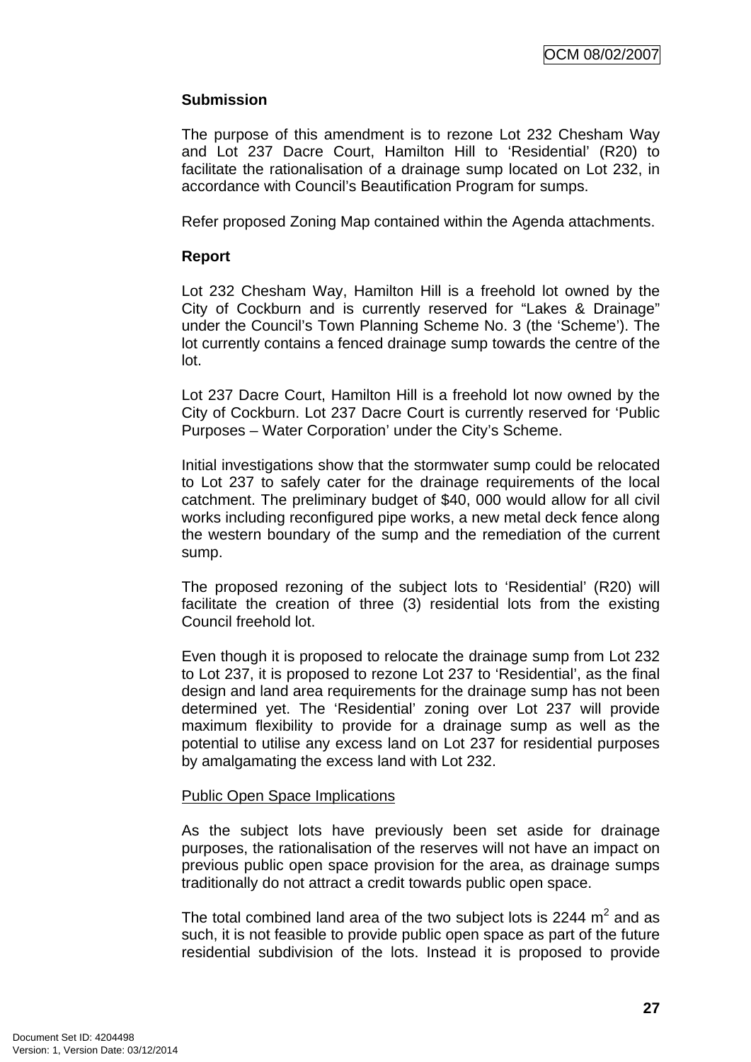**Submission**

The purpose of this amendment is to rezone Lot 232 Chesham Way and Lot 237 Dacre Court, Hamilton Hill to 'Residential' (R20) to facilitate the rationalisation of a drainage sump located on Lot 232, in accordance with Council's Beautification Program for sumps.

Refer proposed Zoning Map contained within the Agenda attachments.

**Report**

Lot 232 Chesham Way, Hamilton Hill is a freehold lot owned by the City of Cockburn and is currently reserved for "Lakes & Drainage" under the Council's Town Planning Scheme No. 3 (the 'Scheme'). The lot currently contains a fenced drainage sump towards the centre of the lot.

Lot 237 Dacre Court, Hamilton Hill is a freehold lot now owned by the City of Cockburn. Lot 237 Dacre Court is currently reserved for 'Public Purposes – Water Corporation' under the City's Scheme.

Initial investigations show that the stormwater sump could be relocated to Lot 237 to safely cater for the drainage requirements of the local catchment. The preliminary budget of $40, 000 would allow for all civil works including reconfigured pipe works, a new metal deck fence along the western boundary of the sump and the remediation of the current sump.

The proposed rezoning of the subject lots to 'Residential' (R20) will facilitate the creation of three (3) residential lots from the existing Council freehold lot.

Even though it is proposed to relocate the drainage sump from Lot 232 to Lot 237, it is proposed to rezone Lot 237 to 'Residential', as the final design and land area requirements for the drainage sump has not been determined yet. The 'Residential' zoning over Lot 237 will provide maximum flexibility to provide for a drainage sump as well as the potential to utilise any excess land on Lot 237 for residential purposes by amalgamating the excess land with Lot 232.

Public Open Space Implications

As the subject lots have previously been set aside for drainage purposes, the rationalisation of the reserves will not have an impact on previous public open space provision for the area, as drainage sumps traditionally do not attract a credit towards public open space.

The total combined land area of the two subject lots is 2244 m$^2$ and as such, it is not feasible to provide public open space as part of the future residential subdivision of the lots. Instead it is proposed to provide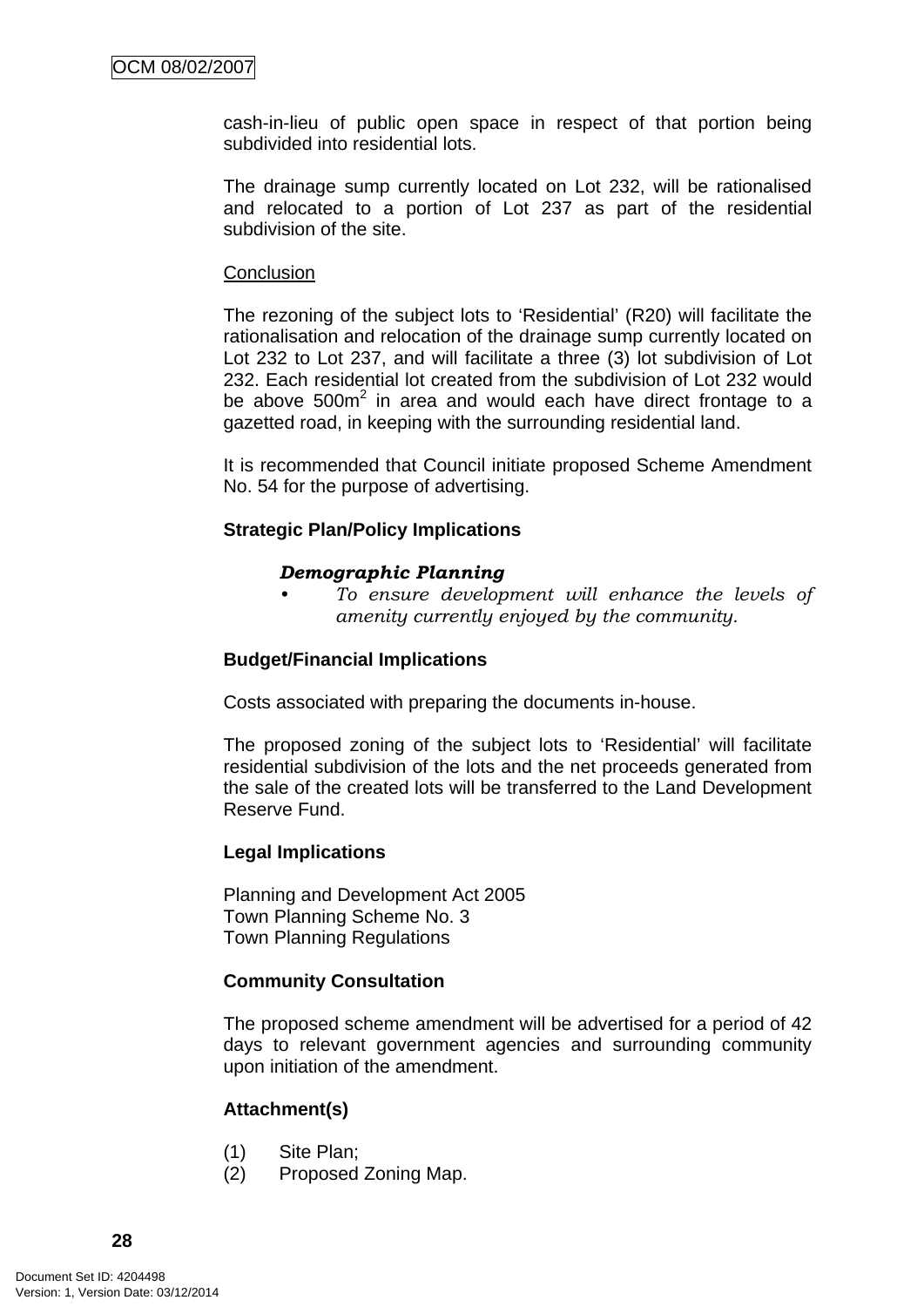cash-in-lieu of public open space in respect of that portion being subdivided into residential lots.

The drainage sump currently located on Lot 232, will be rationalised and relocated to a portion of Lot 237 as part of the residential subdivision of the site.

Conclusion

The rezoning of the subject lots to 'Residential' (R20) will facilitate the rationalisation and relocation of the drainage sump currently located on Lot 232 to Lot 237, and will facilitate a three (3) lot subdivision of Lot 232. Each residential lot created from the subdivision of Lot 232 would be above 500m$^2$ in area and would each have direct frontage to a gazetted road, in keeping with the surrounding residential land.

It is recommended that Council initiate proposed Scheme Amendment No. 54 for the purpose of advertising.

**Strategic Plan/Policy Implications**

***Demographic Planning***

- *To ensure development will enhance the levels of amenity currently enjoyed by the community.*

**Budget/Financial Implications**

Costs associated with preparing the documents in-house.

The proposed zoning of the subject lots to 'Residential' will facilitate residential subdivision of the lots and the net proceeds generated from the sale of the created lots will be transferred to the Land Development Reserve Fund.

**Legal Implications**

Planning and Development Act 2005
Town Planning Scheme No. 3
Town Planning Regulations

**Community Consultation**

The proposed scheme amendment will be advertised for a period of 42 days to relevant government agencies and surrounding community upon initiation of the amendment.

**Attachment(s)**

(1) Site Plan;
(2) Proposed Zoning Map.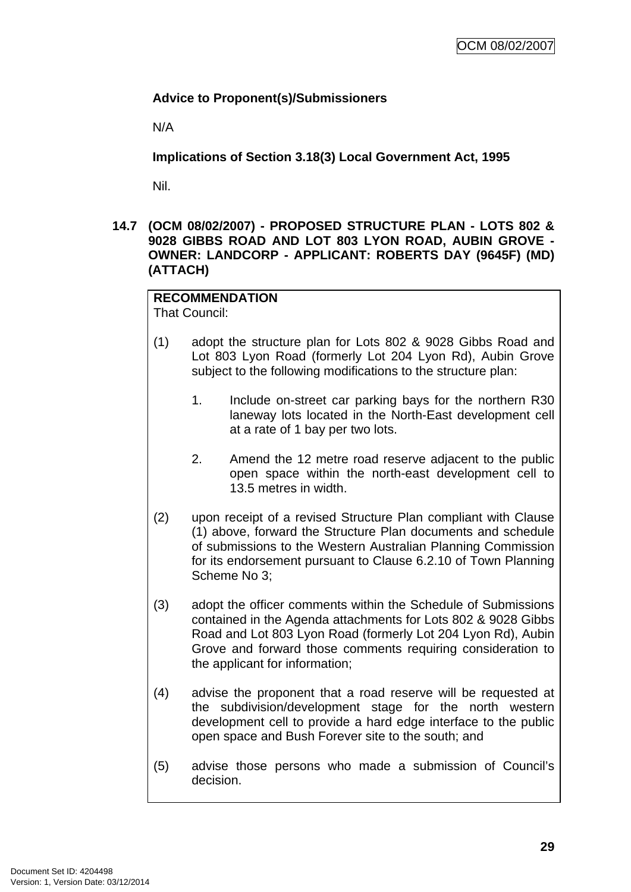**Advice to Proponent(s)/Submissioners**

N/A

**Implications of Section 3.18(3) Local Government Act, 1995**

Nil.

## 14.7 (OCM 08/02/2007) - PROPOSED STRUCTURE PLAN - LOTS 802 & 9028 GIBBS ROAD AND LOT 803 LYON ROAD, AUBIN GROVE - OWNER: LANDCORP - APPLICANT: ROBERTS DAY (9645F) (MD) (ATTACH)

**RECOMMENDATION**

That Council:

(1) adopt the structure plan for Lots 802 & 9028 Gibbs Road and Lot 803 Lyon Road (formerly Lot 204 Lyon Rd), Aubin Grove subject to the following modifications to the structure plan:

1. Include on-street car parking bays for the northern R30 laneway lots located in the North-East development cell at a rate of 1 bay per two lots.

2. Amend the 12 metre road reserve adjacent to the public open space within the north-east development cell to 13.5 metres in width.

(2) upon receipt of a revised Structure Plan compliant with Clause (1) above, forward the Structure Plan documents and schedule of submissions to the Western Australian Planning Commission for its endorsement pursuant to Clause 6.2.10 of Town Planning Scheme No 3;

(3) adopt the officer comments within the Schedule of Submissions contained in the Agenda attachments for Lots 802 & 9028 Gibbs Road and Lot 803 Lyon Road (formerly Lot 204 Lyon Rd), Aubin Grove and forward those comments requiring consideration to the applicant for information;

(4) advise the proponent that a road reserve will be requested at the subdivision/development stage for the north western development cell to provide a hard edge interface to the public open space and Bush Forever site to the south; and

(5) advise those persons who made a submission of Council's decision.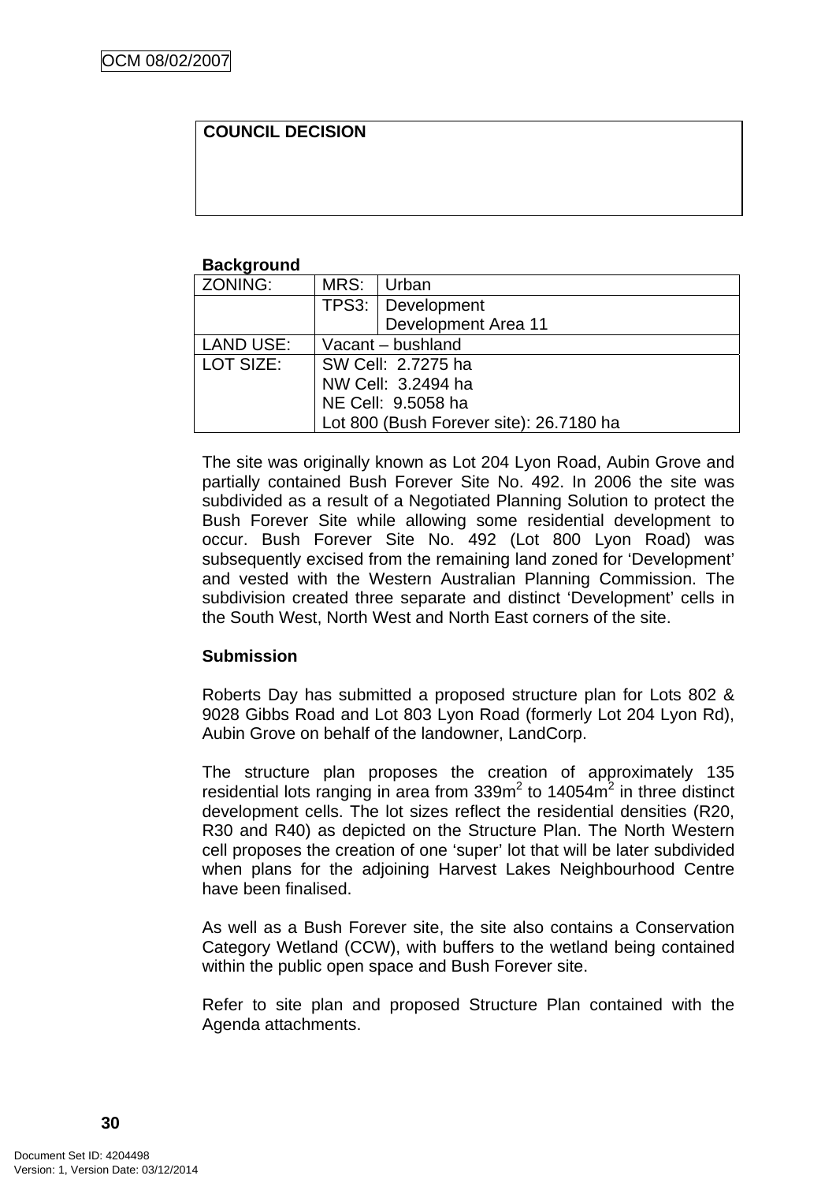| COUNCIL DECISION |
|---|
| |

**Background**

| ZONING: | MRS: | Urban |
|---|---|---|
| | TPS3: | Development<br>Development Area 11 |
| LAND USE: | Vacant – bushland | |
| LOT SIZE: | SW Cell: 2.7275 ha<br>NW Cell: 3.2494 ha<br>NE Cell: 9.5058 ha<br>Lot 800 (Bush Forever site): 26.7180 ha | |

The site was originally known as Lot 204 Lyon Road, Aubin Grove and partially contained Bush Forever Site No. 492. In 2006 the site was subdivided as a result of a Negotiated Planning Solution to protect the Bush Forever Site while allowing some residential development to occur. Bush Forever Site No. 492 (Lot 800 Lyon Road) was subsequently excised from the remaining land zoned for 'Development' and vested with the Western Australian Planning Commission. The subdivision created three separate and distinct 'Development' cells in the South West, North West and North East corners of the site.

**Submission**

Roberts Day has submitted a proposed structure plan for Lots 802 & 9028 Gibbs Road and Lot 803 Lyon Road (formerly Lot 204 Lyon Rd), Aubin Grove on behalf of the landowner, LandCorp.

The structure plan proposes the creation of approximately 135 residential lots ranging in area from 339m$^2$ to 14054m$^2$ in three distinct development cells. The lot sizes reflect the residential densities (R20, R30 and R40) as depicted on the Structure Plan. The North Western cell proposes the creation of one 'super' lot that will be later subdivided when plans for the adjoining Harvest Lakes Neighbourhood Centre have been finalised.

As well as a Bush Forever site, the site also contains a Conservation Category Wetland (CCW), with buffers to the wetland being contained within the public open space and Bush Forever site.

Refer to site plan and proposed Structure Plan contained with the Agenda attachments.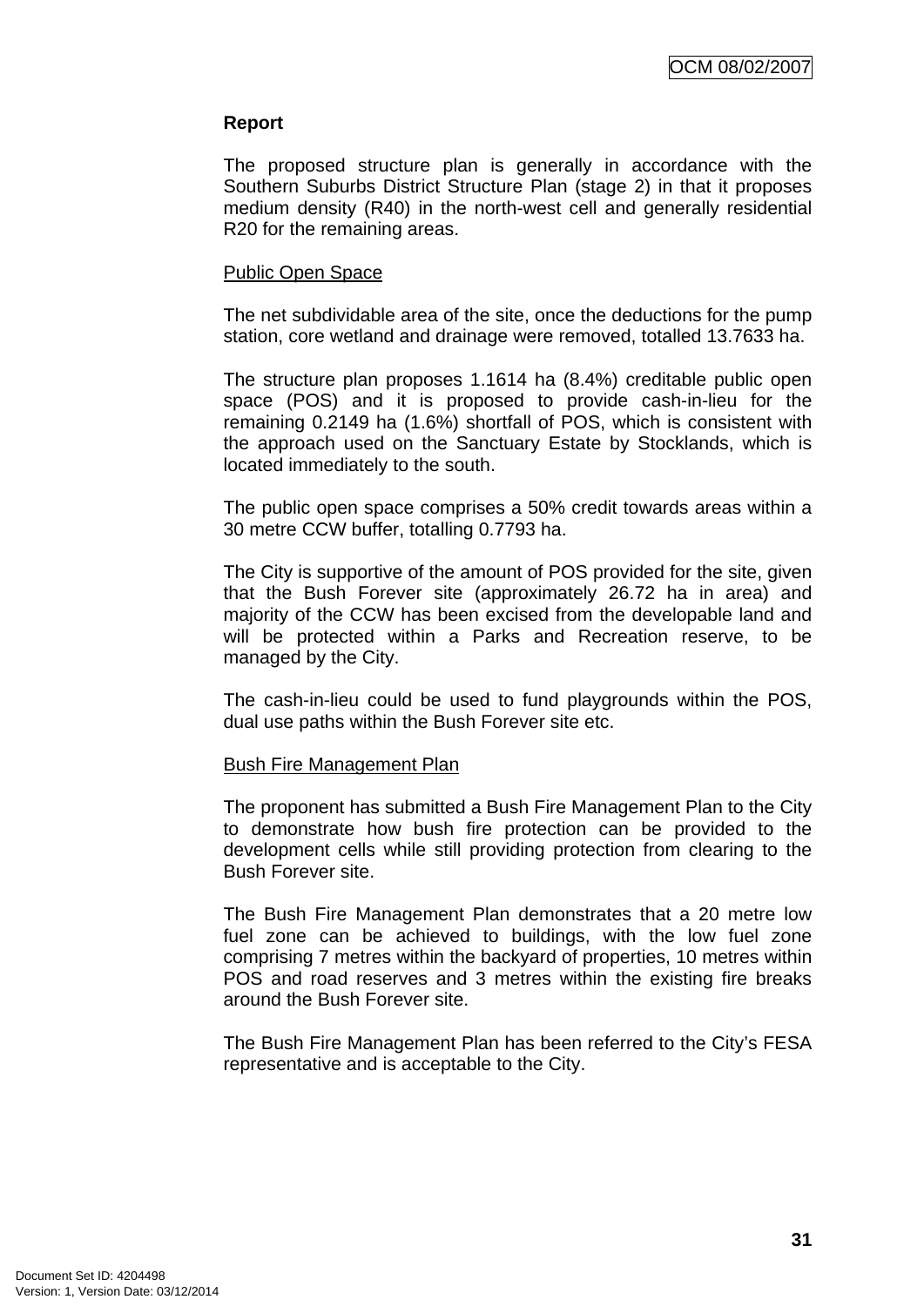**Report**

The proposed structure plan is generally in accordance with the Southern Suburbs District Structure Plan (stage 2) in that it proposes medium density (R40) in the north-west cell and generally residential R20 for the remaining areas.

Public Open Space

The net subdividable area of the site, once the deductions for the pump station, core wetland and drainage were removed, totalled 13.7633 ha.

The structure plan proposes 1.1614 ha (8.4%) creditable public open space (POS) and it is proposed to provide cash-in-lieu for the remaining 0.2149 ha (1.6%) shortfall of POS, which is consistent with the approach used on the Sanctuary Estate by Stocklands, which is located immediately to the south.

The public open space comprises a 50% credit towards areas within a 30 metre CCW buffer, totalling 0.7793 ha.

The City is supportive of the amount of POS provided for the site, given that the Bush Forever site (approximately 26.72 ha in area) and majority of the CCW has been excised from the developable land and will be protected within a Parks and Recreation reserve, to be managed by the City.

The cash-in-lieu could be used to fund playgrounds within the POS, dual use paths within the Bush Forever site etc.

Bush Fire Management Plan

The proponent has submitted a Bush Fire Management Plan to the City to demonstrate how bush fire protection can be provided to the development cells while still providing protection from clearing to the Bush Forever site.

The Bush Fire Management Plan demonstrates that a 20 metre low fuel zone can be achieved to buildings, with the low fuel zone comprising 7 metres within the backyard of properties, 10 metres within POS and road reserves and 3 metres within the existing fire breaks around the Bush Forever site.

The Bush Fire Management Plan has been referred to the City's FESA representative and is acceptable to the City.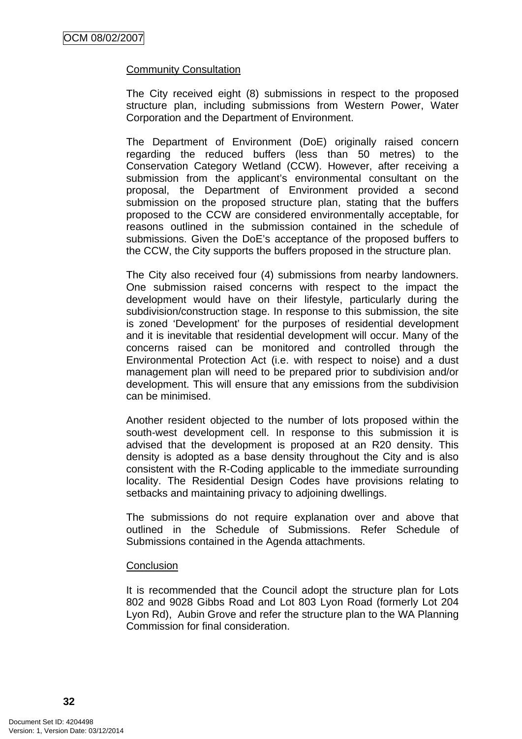Community Consultation

The City received eight (8) submissions in respect to the proposed structure plan, including submissions from Western Power, Water Corporation and the Department of Environment.

The Department of Environment (DoE) originally raised concern regarding the reduced buffers (less than 50 metres) to the Conservation Category Wetland (CCW). However, after receiving a submission from the applicant's environmental consultant on the proposal, the Department of Environment provided a second submission on the proposed structure plan, stating that the buffers proposed to the CCW are considered environmentally acceptable, for reasons outlined in the submission contained in the schedule of submissions. Given the DoE's acceptance of the proposed buffers to the CCW, the City supports the buffers proposed in the structure plan.

The City also received four (4) submissions from nearby landowners. One submission raised concerns with respect to the impact the development would have on their lifestyle, particularly during the subdivision/construction stage. In response to this submission, the site is zoned 'Development' for the purposes of residential development and it is inevitable that residential development will occur. Many of the concerns raised can be monitored and controlled through the Environmental Protection Act (i.e. with respect to noise) and a dust management plan will need to be prepared prior to subdivision and/or development. This will ensure that any emissions from the subdivision can be minimised.

Another resident objected to the number of lots proposed within the south-west development cell. In response to this submission it is advised that the development is proposed at an R20 density. This density is adopted as a base density throughout the City and is also consistent with the R-Coding applicable to the immediate surrounding locality. The Residential Design Codes have provisions relating to setbacks and maintaining privacy to adjoining dwellings.

The submissions do not require explanation over and above that outlined in the Schedule of Submissions. Refer Schedule of Submissions contained in the Agenda attachments.

Conclusion

It is recommended that the Council adopt the structure plan for Lots 802 and 9028 Gibbs Road and Lot 803 Lyon Road (formerly Lot 204 Lyon Rd), Aubin Grove and refer the structure plan to the WA Planning Commission for final consideration.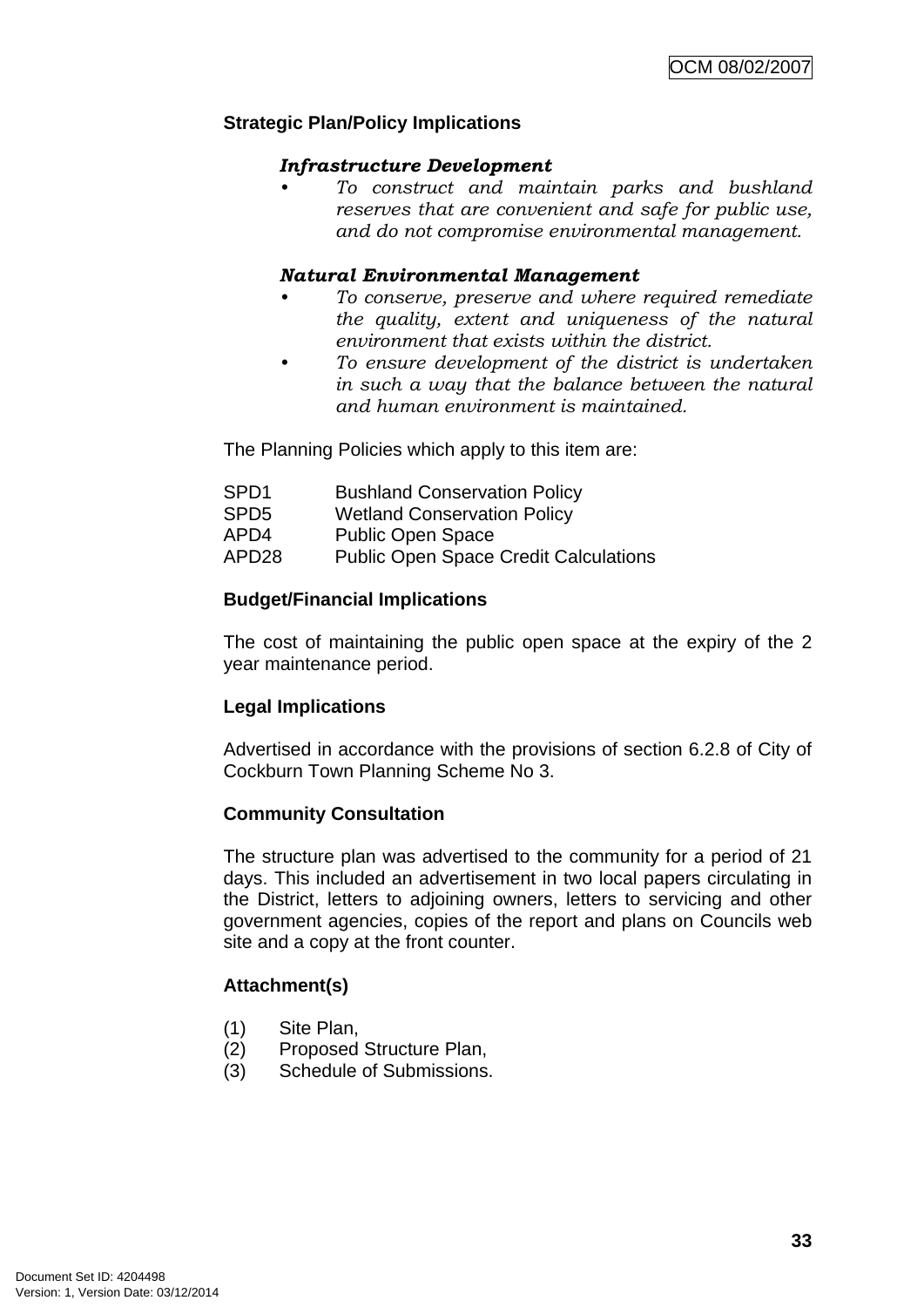**Strategic Plan/Policy Implications**

***Infrastructure Development***

- *To construct and maintain parks and bushland reserves that are convenient and safe for public use, and do not compromise environmental management.*

***Natural Environmental Management***

- *To conserve, preserve and where required remediate the quality, extent and uniqueness of the natural environment that exists within the district.*
- *To ensure development of the district is undertaken in such a way that the balance between the natural and human environment is maintained.*

The Planning Policies which apply to this item are:

| | |
|---|---|
| SPD1 | Bushland Conservation Policy |
| SPD5 | Wetland Conservation Policy |
| APD4 | Public Open Space |
| APD28 | Public Open Space Credit Calculations |

**Budget/Financial Implications**

The cost of maintaining the public open space at the expiry of the 2 year maintenance period.

**Legal Implications**

Advertised in accordance with the provisions of section 6.2.8 of City of Cockburn Town Planning Scheme No 3.

**Community Consultation**

The structure plan was advertised to the community for a period of 21 days. This included an advertisement in two local papers circulating in the District, letters to adjoining owners, letters to servicing and other government agencies, copies of the report and plans on Councils web site and a copy at the front counter.

**Attachment(s)**

(1) Site Plan,
(2) Proposed Structure Plan,
(3) Schedule of Submissions.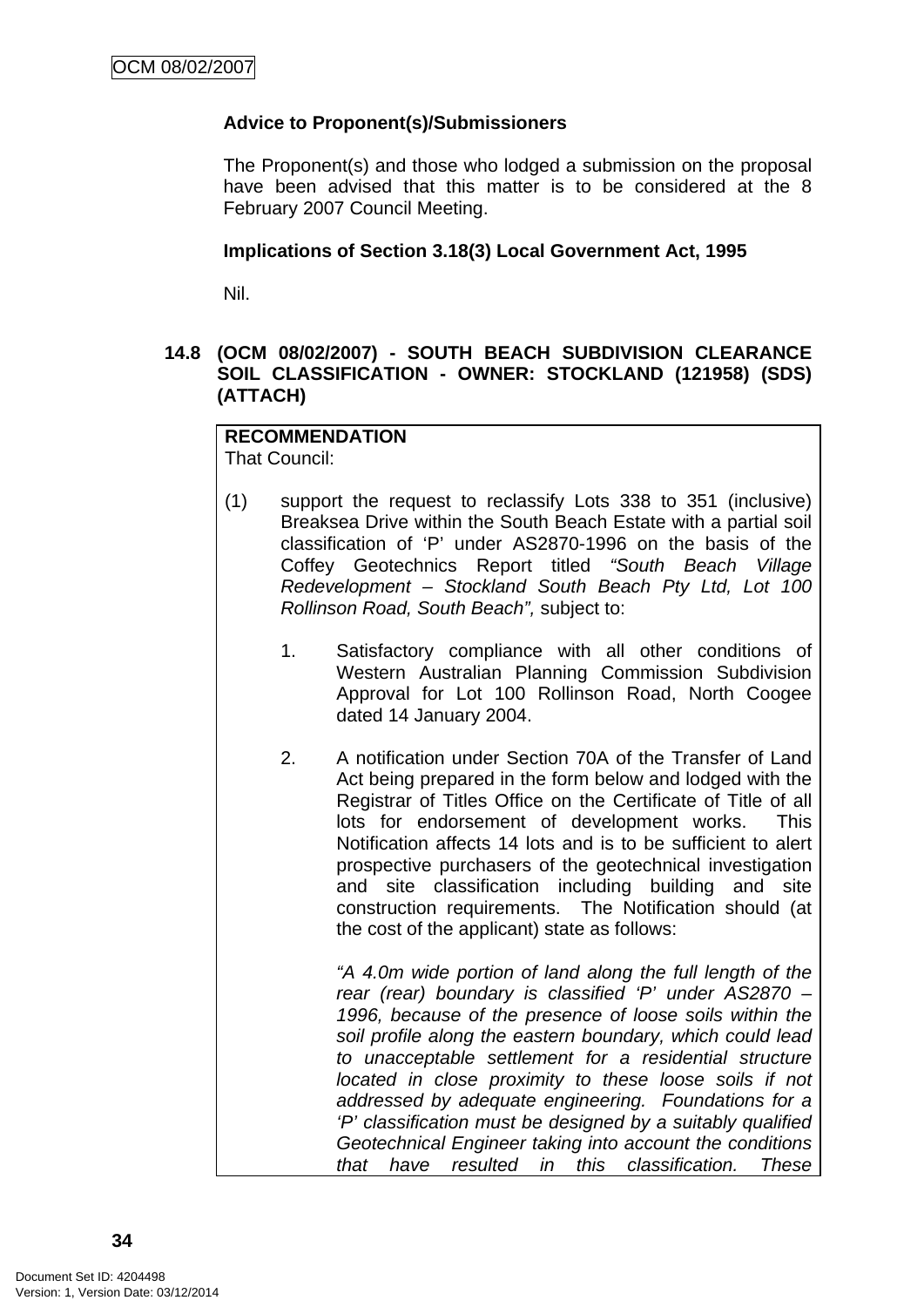**Advice to Proponent(s)/Submissioners**

The Proponent(s) and those who lodged a submission on the proposal have been advised that this matter is to be considered at the 8 February 2007 Council Meeting.

**Implications of Section 3.18(3) Local Government Act, 1995**

Nil.

### 14.8 (OCM 08/02/2007) - SOUTH BEACH SUBDIVISION CLEARANCE SOIL CLASSIFICATION - OWNER: STOCKLAND (121958) (SDS) (ATTACH)

**RECOMMENDATION**
That Council:

(1) support the request to reclassify Lots 338 to 351 (inclusive) Breaksea Drive within the South Beach Estate with a partial soil classification of 'P' under AS2870-1996 on the basis of the Coffey Geotechnics Report titled *"South Beach Village Redevelopment – Stockland South Beach Pty Ltd, Lot 100 Rollinson Road, South Beach",* subject to:

1. Satisfactory compliance with all other conditions of Western Australian Planning Commission Subdivision Approval for Lot 100 Rollinson Road, North Coogee dated 14 January 2004.

2. A notification under Section 70A of the Transfer of Land Act being prepared in the form below and lodged with the Registrar of Titles Office on the Certificate of Title of all lots for endorsement of development works. This Notification affects 14 lots and is to be sufficient to alert prospective purchasers of the geotechnical investigation and site classification including building and site construction requirements. The Notification should (at the cost of the applicant) state as follows:

*"A 4.0m wide portion of land along the full length of the rear (rear) boundary is classified 'P' under AS2870 – 1996, because of the presence of loose soils within the soil profile along the eastern boundary, which could lead to unacceptable settlement for a residential structure located in close proximity to these loose soils if not addressed by adequate engineering. Foundations for a 'P' classification must be designed by a suitably qualified Geotechnical Engineer taking into account the conditions that have resulted in this classification. These*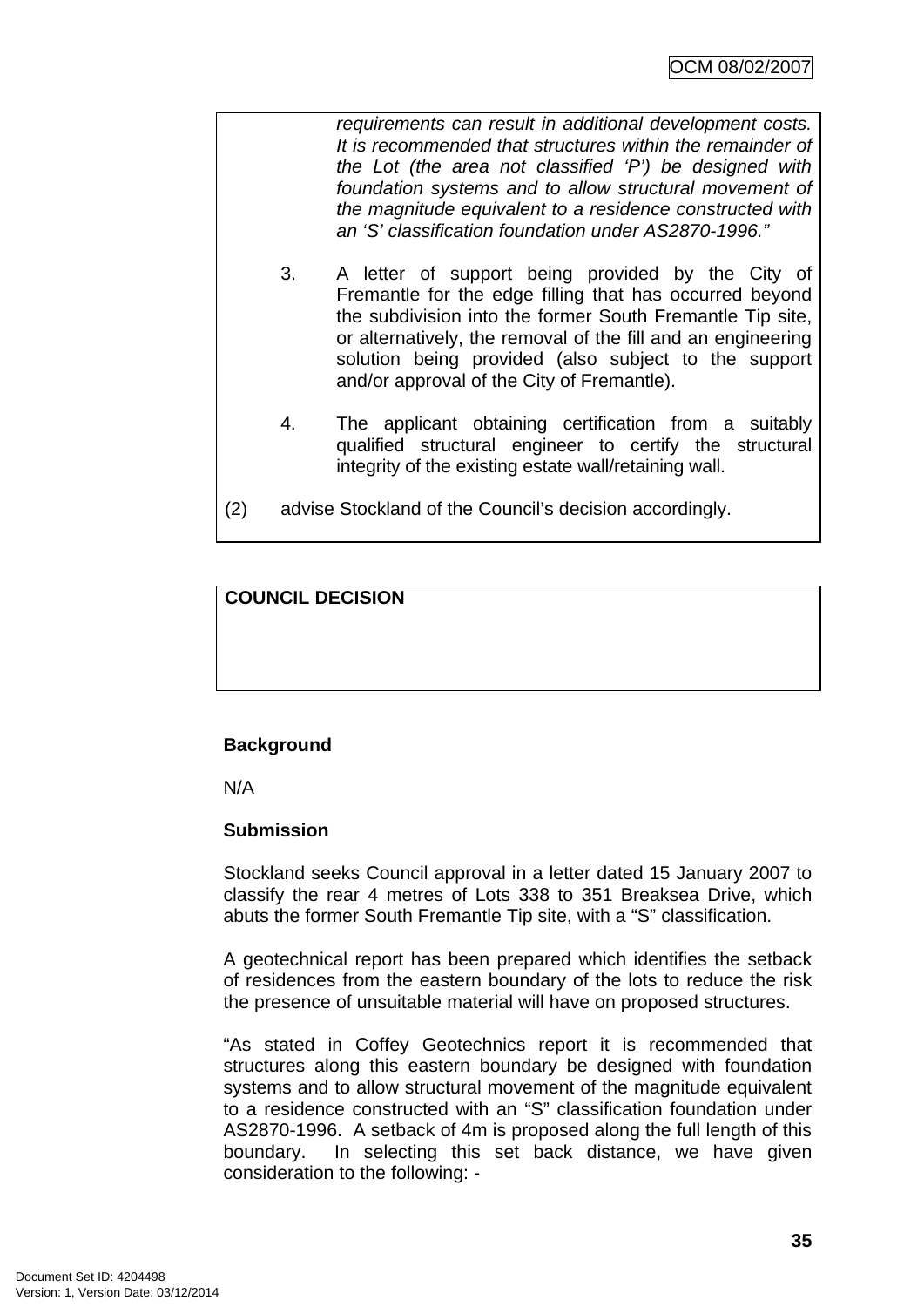*requirements can result in additional development costs. It is recommended that structures within the remainder of the Lot (the area not classified 'P') be designed with foundation systems and to allow structural movement of the magnitude equivalent to a residence constructed with an 'S' classification foundation under AS2870-1996."*

3. A letter of support being provided by the City of Fremantle for the edge filling that has occurred beyond the subdivision into the former South Fremantle Tip site, or alternatively, the removal of the fill and an engineering solution being provided (also subject to the support and/or approval of the City of Fremantle).

4. The applicant obtaining certification from a suitably qualified structural engineer to certify the structural integrity of the existing estate wall/retaining wall.

(2) advise Stockland of the Council's decision accordingly.

**COUNCIL DECISION**

**Background**

N/A

**Submission**

Stockland seeks Council approval in a letter dated 15 January 2007 to classify the rear 4 metres of Lots 338 to 351 Breaksea Drive, which abuts the former South Fremantle Tip site, with a "S" classification.

A geotechnical report has been prepared which identifies the setback of residences from the eastern boundary of the lots to reduce the risk the presence of unsuitable material will have on proposed structures.

"As stated in Coffey Geotechnics report it is recommended that structures along this eastern boundary be designed with foundation systems and to allow structural movement of the magnitude equivalent to a residence constructed with an "S" classification foundation under AS2870-1996. A setback of 4m is proposed along the full length of this boundary. In selecting this set back distance, we have given consideration to the following: -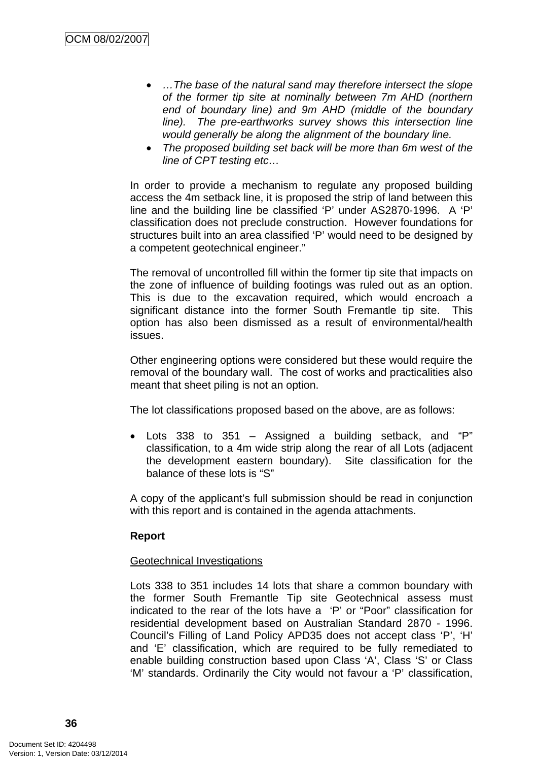- *…The base of the natural sand may therefore intersect the slope of the former tip site at nominally between 7m AHD (northern end of boundary line) and 9m AHD (middle of the boundary line). The pre-earthworks survey shows this intersection line would generally be along the alignment of the boundary line.*
- *The proposed building set back will be more than 6m west of the line of CPT testing etc…*

In order to provide a mechanism to regulate any proposed building access the 4m setback line, it is proposed the strip of land between this line and the building line be classified 'P' under AS2870-1996. A 'P' classification does not preclude construction. However foundations for structures built into an area classified 'P' would need to be designed by a competent geotechnical engineer."

The removal of uncontrolled fill within the former tip site that impacts on the zone of influence of building footings was ruled out as an option. This is due to the excavation required, which would encroach a significant distance into the former South Fremantle tip site. This option has also been dismissed as a result of environmental/health issues.

Other engineering options were considered but these would require the removal of the boundary wall. The cost of works and practicalities also meant that sheet piling is not an option.

The lot classifications proposed based on the above, are as follows:

- Lots 338 to 351 – Assigned a building setback, and "P" classification, to a 4m wide strip along the rear of all Lots (adjacent the development eastern boundary). Site classification for the balance of these lots is "S"

A copy of the applicant's full submission should be read in conjunction with this report and is contained in the agenda attachments.

**Report**

<u>Geotechnical Investigations</u>

Lots 338 to 351 includes 14 lots that share a common boundary with the former South Fremantle Tip site Geotechnical assess must indicated to the rear of the lots have a 'P' or "Poor" classification for residential development based on Australian Standard 2870 - 1996. Council's Filling of Land Policy APD35 does not accept class 'P', 'H' and 'E' classification, which are required to be fully remediated to enable building construction based upon Class 'A', Class 'S' or Class 'M' standards. Ordinarily the City would not favour a 'P' classification,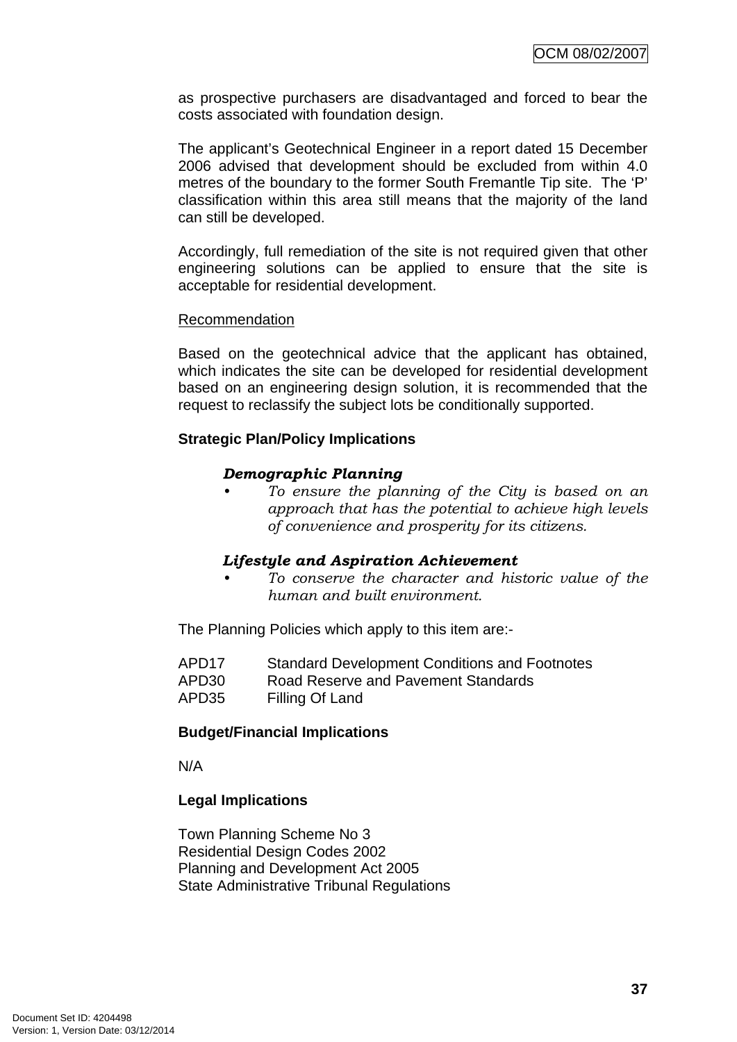as prospective purchasers are disadvantaged and forced to bear the costs associated with foundation design.

The applicant's Geotechnical Engineer in a report dated 15 December 2006 advised that development should be excluded from within 4.0 metres of the boundary to the former South Fremantle Tip site. The 'P' classification within this area still means that the majority of the land can still be developed.

Accordingly, full remediation of the site is not required given that other engineering solutions can be applied to ensure that the site is acceptable for residential development.

Recommendation

Based on the geotechnical advice that the applicant has obtained, which indicates the site can be developed for residential development based on an engineering design solution, it is recommended that the request to reclassify the subject lots be conditionally supported.

**Strategic Plan/Policy Implications**

***Demographic Planning***

- *To ensure the planning of the City is based on an approach that has the potential to achieve high levels of convenience and prosperity for its citizens.*

***Lifestyle and Aspiration Achievement***

- *To conserve the character and historic value of the human and built environment.*

The Planning Policies which apply to this item are:-

APD17 Standard Development Conditions and Footnotes
APD30 Road Reserve and Pavement Standards
APD35 Filling Of Land

**Budget/Financial Implications**

N/A

**Legal Implications**

Town Planning Scheme No 3
Residential Design Codes 2002
Planning and Development Act 2005
State Administrative Tribunal Regulations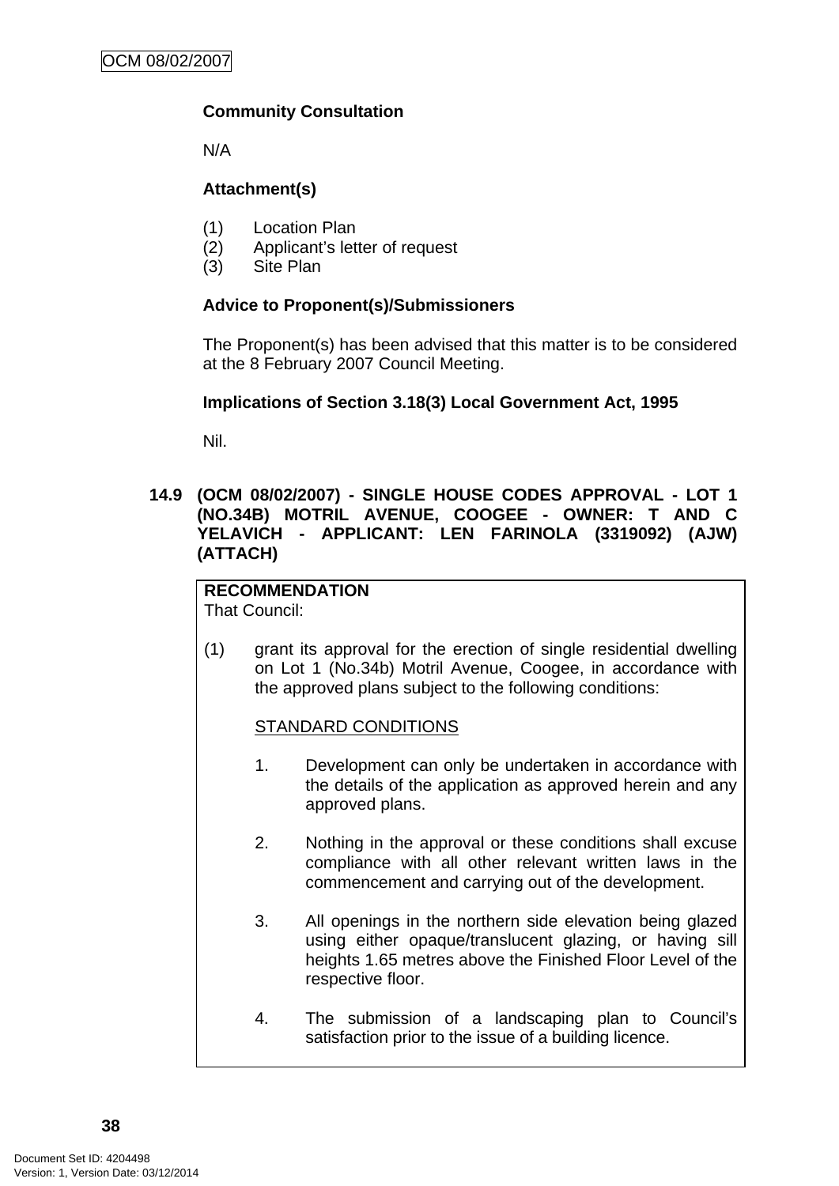**Community Consultation**

N/A

**Attachment(s)**

(1) Location Plan
(2) Applicant's letter of request
(3) Site Plan

**Advice to Proponent(s)/Submissioners**

The Proponent(s) has been advised that this matter is to be considered at the 8 February 2007 Council Meeting.

**Implications of Section 3.18(3) Local Government Act, 1995**

Nil.

## 14.9 (OCM 08/02/2007) - SINGLE HOUSE CODES APPROVAL - LOT 1 (NO.34B) MOTRIL AVENUE, COOGEE - OWNER: T AND C YELAVICH - APPLICANT: LEN FARINOLA (3319092) (AJW) (ATTACH)

**RECOMMENDATION**

That Council:

(1) grant its approval for the erection of single residential dwelling on Lot 1 (No.34b) Motril Avenue, Coogee, in accordance with the approved plans subject to the following conditions:

STANDARD CONDITIONS

1. Development can only be undertaken in accordance with the details of the application as approved herein and any approved plans.

2. Nothing in the approval or these conditions shall excuse compliance with all other relevant written laws in the commencement and carrying out of the development.

3. All openings in the northern side elevation being glazed using either opaque/translucent glazing, or having sill heights 1.65 metres above the Finished Floor Level of the respective floor.

4. The submission of a landscaping plan to Council's satisfaction prior to the issue of a building licence.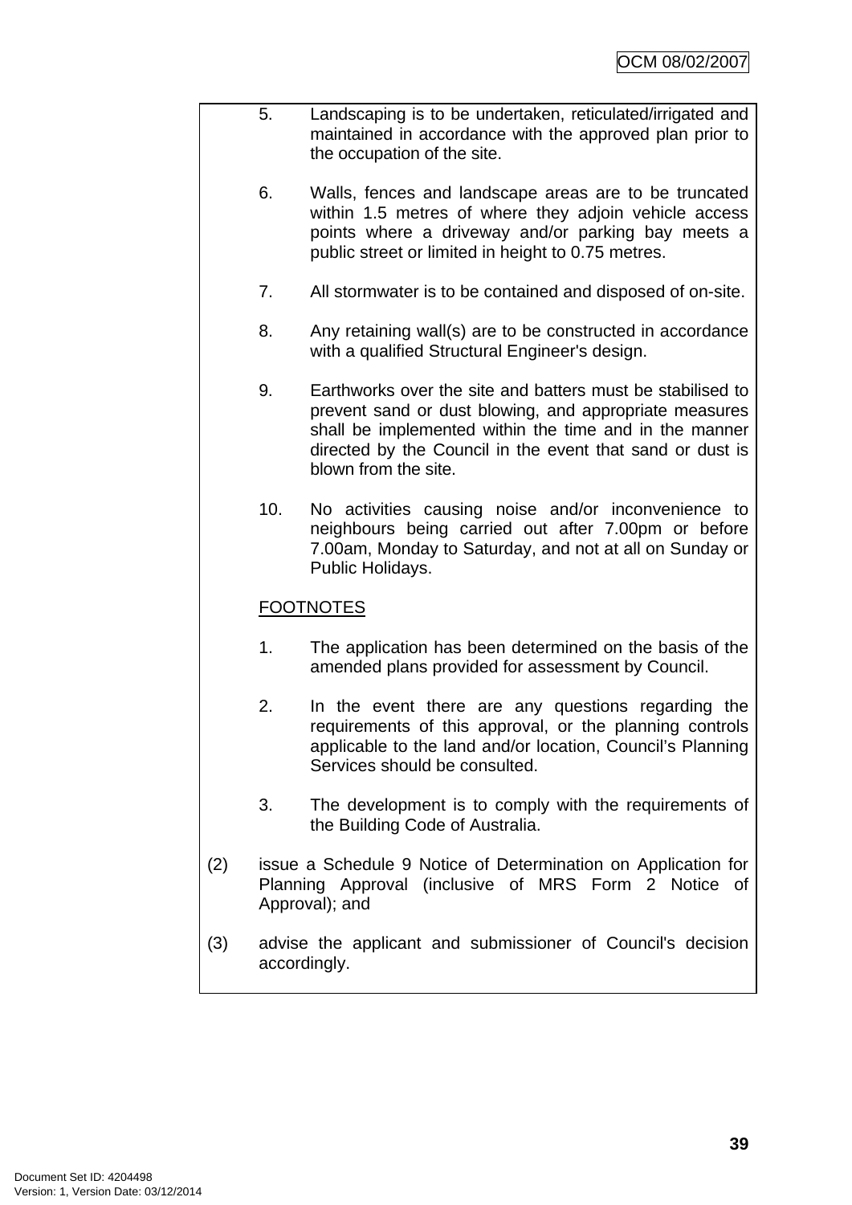5. Landscaping is to be undertaken, reticulated/irrigated and maintained in accordance with the approved plan prior to the occupation of the site.

6. Walls, fences and landscape areas are to be truncated within 1.5 metres of where they adjoin vehicle access points where a driveway and/or parking bay meets a public street or limited in height to 0.75 metres.

7. All stormwater is to be contained and disposed of on-site.

8. Any retaining wall(s) are to be constructed in accordance with a qualified Structural Engineer's design.

9. Earthworks over the site and batters must be stabilised to prevent sand or dust blowing, and appropriate measures shall be implemented within the time and in the manner directed by the Council in the event that sand or dust is blown from the site.

10. No activities causing noise and/or inconvenience to neighbours being carried out after 7.00pm or before 7.00am, Monday to Saturday, and not at all on Sunday or Public Holidays.

FOOTNOTES

1. The application has been determined on the basis of the amended plans provided for assessment by Council.

2. In the event there are any questions regarding the requirements of this approval, or the planning controls applicable to the land and/or location, Council's Planning Services should be consulted.

3. The development is to comply with the requirements of the Building Code of Australia.

(2) issue a Schedule 9 Notice of Determination on Application for Planning Approval (inclusive of MRS Form 2 Notice of Approval); and

(3) advise the applicant and submissioner of Council's decision accordingly.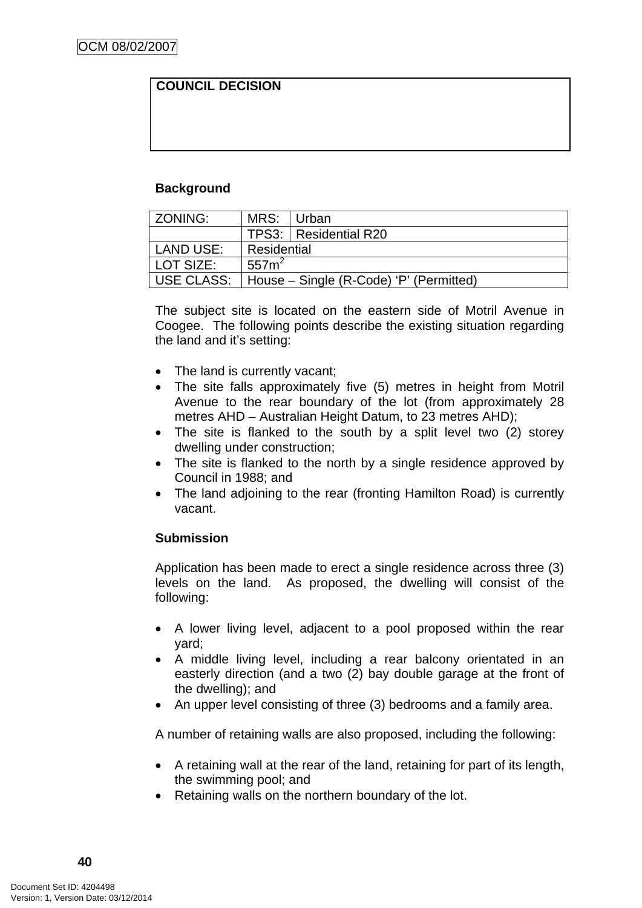| COUNCIL DECISION |
|---|
| |

**Background**

| ZONING: | MRS: | Urban |
|---|---|---|
| | TPS3: | Residential R20 |
| LAND USE: | Residential | |
| LOT SIZE: | 557m$^2$ | |
| USE CLASS: | House – Single (R-Code) 'P' (Permitted) | |

The subject site is located on the eastern side of Motril Avenue in Coogee. The following points describe the existing situation regarding the land and it's setting:

- The land is currently vacant;
- The site falls approximately five (5) metres in height from Motril Avenue to the rear boundary of the lot (from approximately 28 metres AHD – Australian Height Datum, to 23 metres AHD);
- The site is flanked to the south by a split level two (2) storey dwelling under construction;
- The site is flanked to the north by a single residence approved by Council in 1988; and
- The land adjoining to the rear (fronting Hamilton Road) is currently vacant.

**Submission**

Application has been made to erect a single residence across three (3) levels on the land. As proposed, the dwelling will consist of the following:

- A lower living level, adjacent to a pool proposed within the rear yard;
- A middle living level, including a rear balcony orientated in an easterly direction (and a two (2) bay double garage at the front of the dwelling); and
- An upper level consisting of three (3) bedrooms and a family area.

A number of retaining walls are also proposed, including the following:

- A retaining wall at the rear of the land, retaining for part of its length, the swimming pool; and
- Retaining walls on the northern boundary of the lot.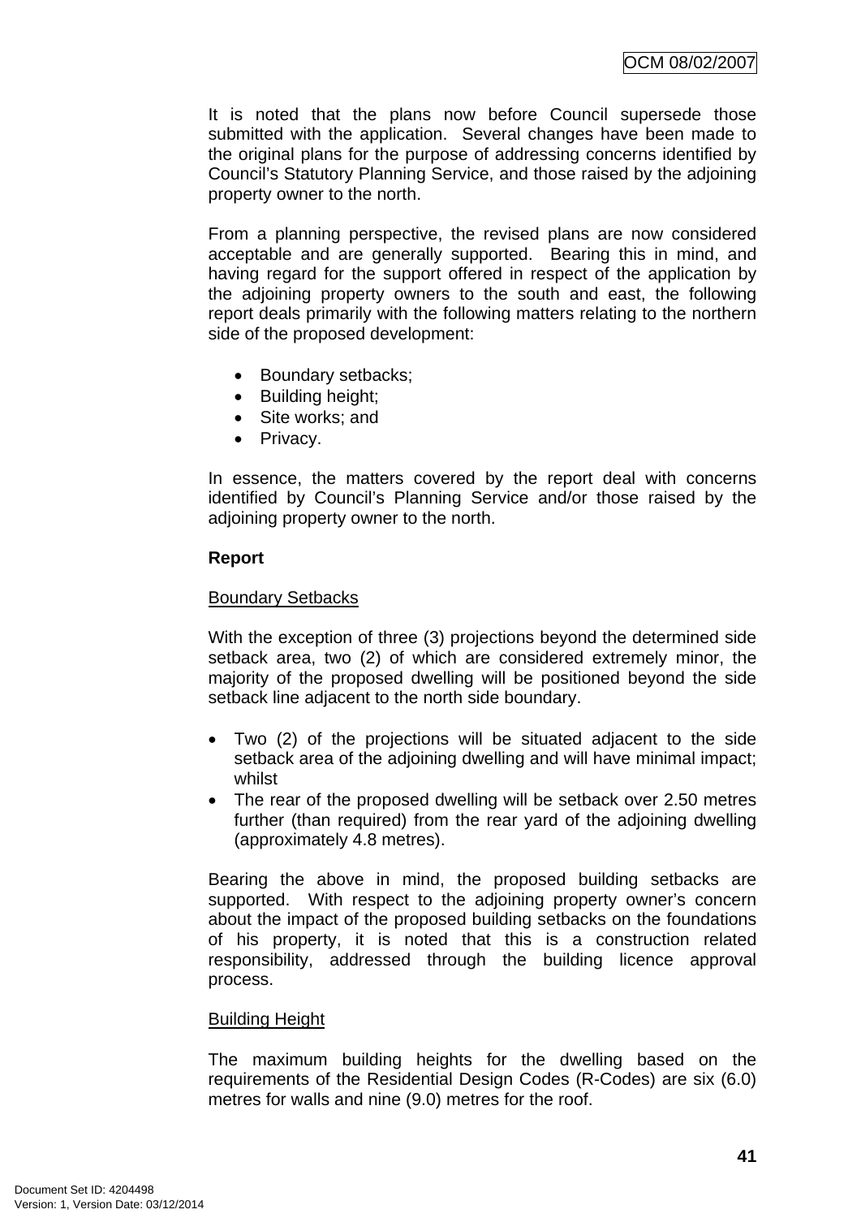It is noted that the plans now before Council supersede those submitted with the application. Several changes have been made to the original plans for the purpose of addressing concerns identified by Council's Statutory Planning Service, and those raised by the adjoining property owner to the north.

From a planning perspective, the revised plans are now considered acceptable and are generally supported. Bearing this in mind, and having regard for the support offered in respect of the application by the adjoining property owners to the south and east, the following report deals primarily with the following matters relating to the northern side of the proposed development:

- Boundary setbacks;
- Building height;
- Site works; and
- Privacy.

In essence, the matters covered by the report deal with concerns identified by Council's Planning Service and/or those raised by the adjoining property owner to the north.

**Report**

Boundary Setbacks

With the exception of three (3) projections beyond the determined side setback area, two (2) of which are considered extremely minor, the majority of the proposed dwelling will be positioned beyond the side setback line adjacent to the north side boundary.

- Two (2) of the projections will be situated adjacent to the side setback area of the adjoining dwelling and will have minimal impact; whilst
- The rear of the proposed dwelling will be setback over 2.50 metres further (than required) from the rear yard of the adjoining dwelling (approximately 4.8 metres).

Bearing the above in mind, the proposed building setbacks are supported. With respect to the adjoining property owner's concern about the impact of the proposed building setbacks on the foundations of his property, it is noted that this is a construction related responsibility, addressed through the building licence approval process.

Building Height

The maximum building heights for the dwelling based on the requirements of the Residential Design Codes (R-Codes) are six (6.0) metres for walls and nine (9.0) metres for the roof.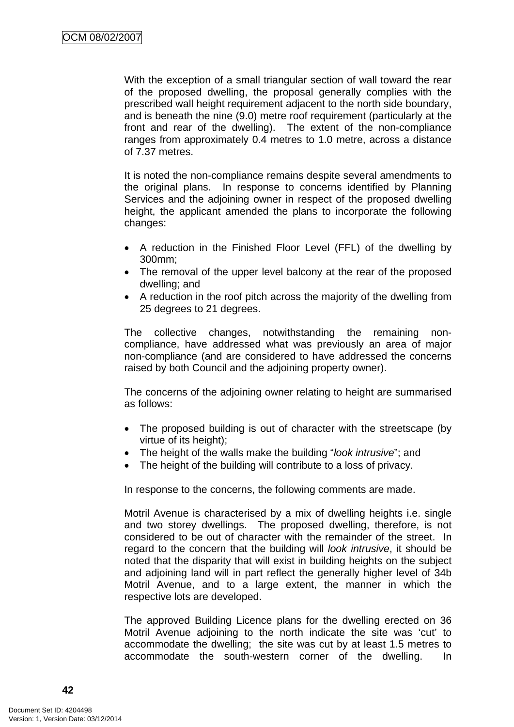With the exception of a small triangular section of wall toward the rear of the proposed dwelling, the proposal generally complies with the prescribed wall height requirement adjacent to the north side boundary, and is beneath the nine (9.0) metre roof requirement (particularly at the front and rear of the dwelling). The extent of the non-compliance ranges from approximately 0.4 metres to 1.0 metre, across a distance of 7.37 metres.

It is noted the non-compliance remains despite several amendments to the original plans. In response to concerns identified by Planning Services and the adjoining owner in respect of the proposed dwelling height, the applicant amended the plans to incorporate the following changes:

- A reduction in the Finished Floor Level (FFL) of the dwelling by 300mm;
- The removal of the upper level balcony at the rear of the proposed dwelling; and
- A reduction in the roof pitch across the majority of the dwelling from 25 degrees to 21 degrees.

The collective changes, notwithstanding the remaining non-compliance, have addressed what was previously an area of major non-compliance (and are considered to have addressed the concerns raised by both Council and the adjoining property owner).

The concerns of the adjoining owner relating to height are summarised as follows:

- The proposed building is out of character with the streetscape (by virtue of its height);
- The height of the walls make the building "*look intrusive*"; and
- The height of the building will contribute to a loss of privacy.

In response to the concerns, the following comments are made.

Motril Avenue is characterised by a mix of dwelling heights i.e. single and two storey dwellings. The proposed dwelling, therefore, is not considered to be out of character with the remainder of the street. In regard to the concern that the building will *look intrusive*, it should be noted that the disparity that will exist in building heights on the subject and adjoining land will in part reflect the generally higher level of 34b Motril Avenue, and to a large extent, the manner in which the respective lots are developed.

The approved Building Licence plans for the dwelling erected on 36 Motril Avenue adjoining to the north indicate the site was 'cut' to accommodate the dwelling; the site was cut by at least 1.5 metres to accommodate the south-western corner of the dwelling. In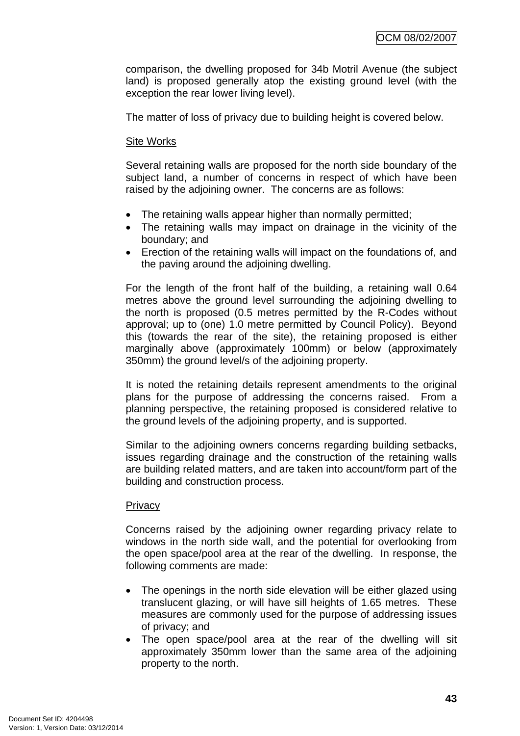comparison, the dwelling proposed for 34b Motril Avenue (the subject land) is proposed generally atop the existing ground level (with the exception the rear lower living level).

The matter of loss of privacy due to building height is covered below.

Site Works

Several retaining walls are proposed for the north side boundary of the subject land, a number of concerns in respect of which have been raised by the adjoining owner. The concerns are as follows:

- The retaining walls appear higher than normally permitted;
- The retaining walls may impact on drainage in the vicinity of the boundary; and
- Erection of the retaining walls will impact on the foundations of, and the paving around the adjoining dwelling.

For the length of the front half of the building, a retaining wall 0.64 metres above the ground level surrounding the adjoining dwelling to the north is proposed (0.5 metres permitted by the R-Codes without approval; up to (one) 1.0 metre permitted by Council Policy). Beyond this (towards the rear of the site), the retaining proposed is either marginally above (approximately 100mm) or below (approximately 350mm) the ground level/s of the adjoining property.

It is noted the retaining details represent amendments to the original plans for the purpose of addressing the concerns raised. From a planning perspective, the retaining proposed is considered relative to the ground levels of the adjoining property, and is supported.

Similar to the adjoining owners concerns regarding building setbacks, issues regarding drainage and the construction of the retaining walls are building related matters, and are taken into account/form part of the building and construction process.

Privacy

Concerns raised by the adjoining owner regarding privacy relate to windows in the north side wall, and the potential for overlooking from the open space/pool area at the rear of the dwelling. In response, the following comments are made:

- The openings in the north side elevation will be either glazed using translucent glazing, or will have sill heights of 1.65 metres. These measures are commonly used for the purpose of addressing issues of privacy; and
- The open space/pool area at the rear of the dwelling will sit approximately 350mm lower than the same area of the adjoining property to the north.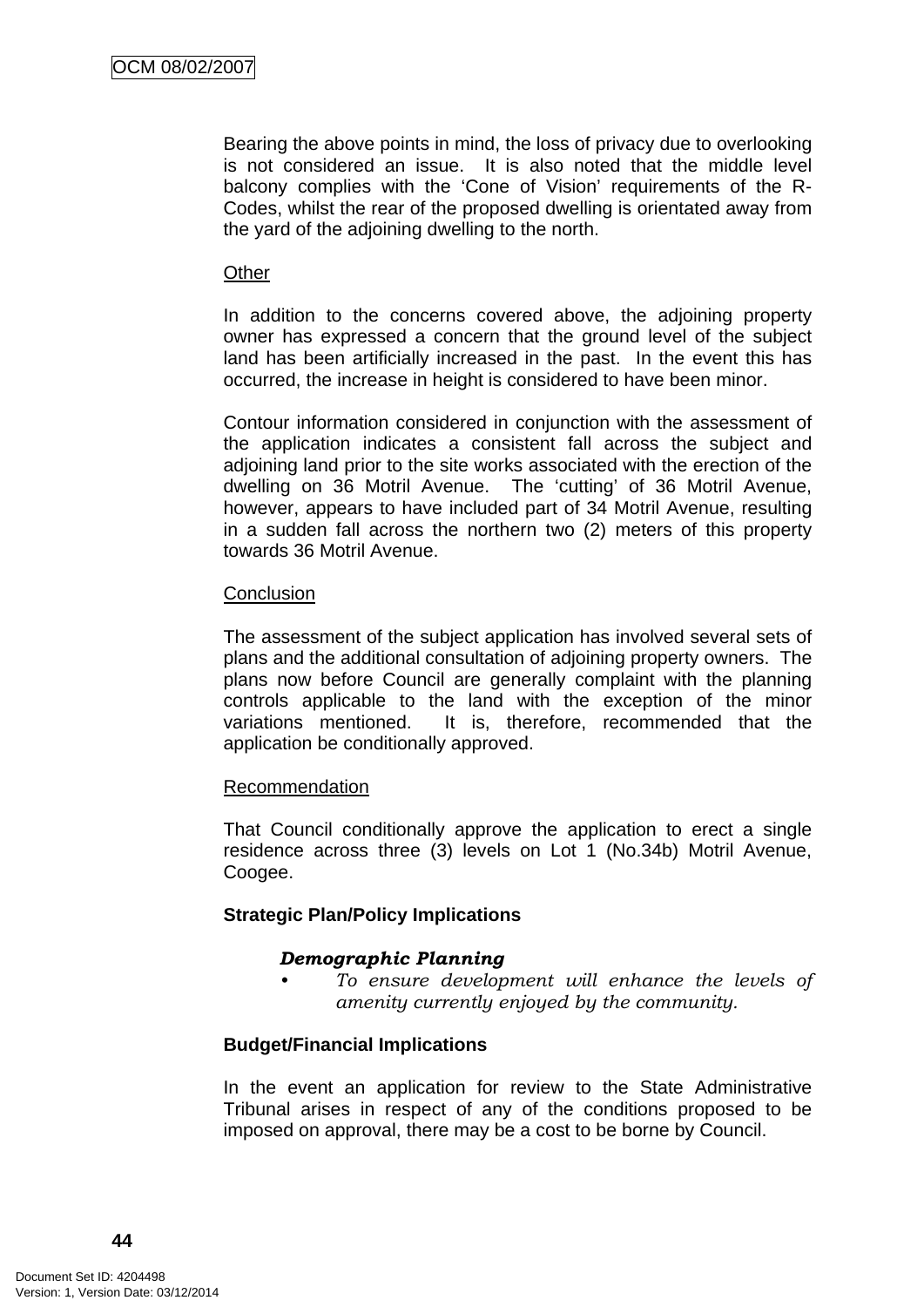Bearing the above points in mind, the loss of privacy due to overlooking is not considered an issue. It is also noted that the middle level balcony complies with the 'Cone of Vision' requirements of the R-Codes, whilst the rear of the proposed dwelling is orientated away from the yard of the adjoining dwelling to the north.

Other

In addition to the concerns covered above, the adjoining property owner has expressed a concern that the ground level of the subject land has been artificially increased in the past. In the event this has occurred, the increase in height is considered to have been minor.

Contour information considered in conjunction with the assessment of the application indicates a consistent fall across the subject and adjoining land prior to the site works associated with the erection of the dwelling on 36 Motril Avenue. The 'cutting' of 36 Motril Avenue, however, appears to have included part of 34 Motril Avenue, resulting in a sudden fall across the northern two (2) meters of this property towards 36 Motril Avenue.

Conclusion

The assessment of the subject application has involved several sets of plans and the additional consultation of adjoining property owners. The plans now before Council are generally complaint with the planning controls applicable to the land with the exception of the minor variations mentioned. It is, therefore, recommended that the application be conditionally approved.

Recommendation

That Council conditionally approve the application to erect a single residence across three (3) levels on Lot 1 (No.34b) Motril Avenue, Coogee.

**Strategic Plan/Policy Implications**

***Demographic Planning***

- *To ensure development will enhance the levels of amenity currently enjoyed by the community.*

**Budget/Financial Implications**

In the event an application for review to the State Administrative Tribunal arises in respect of any of the conditions proposed to be imposed on approval, there may be a cost to be borne by Council.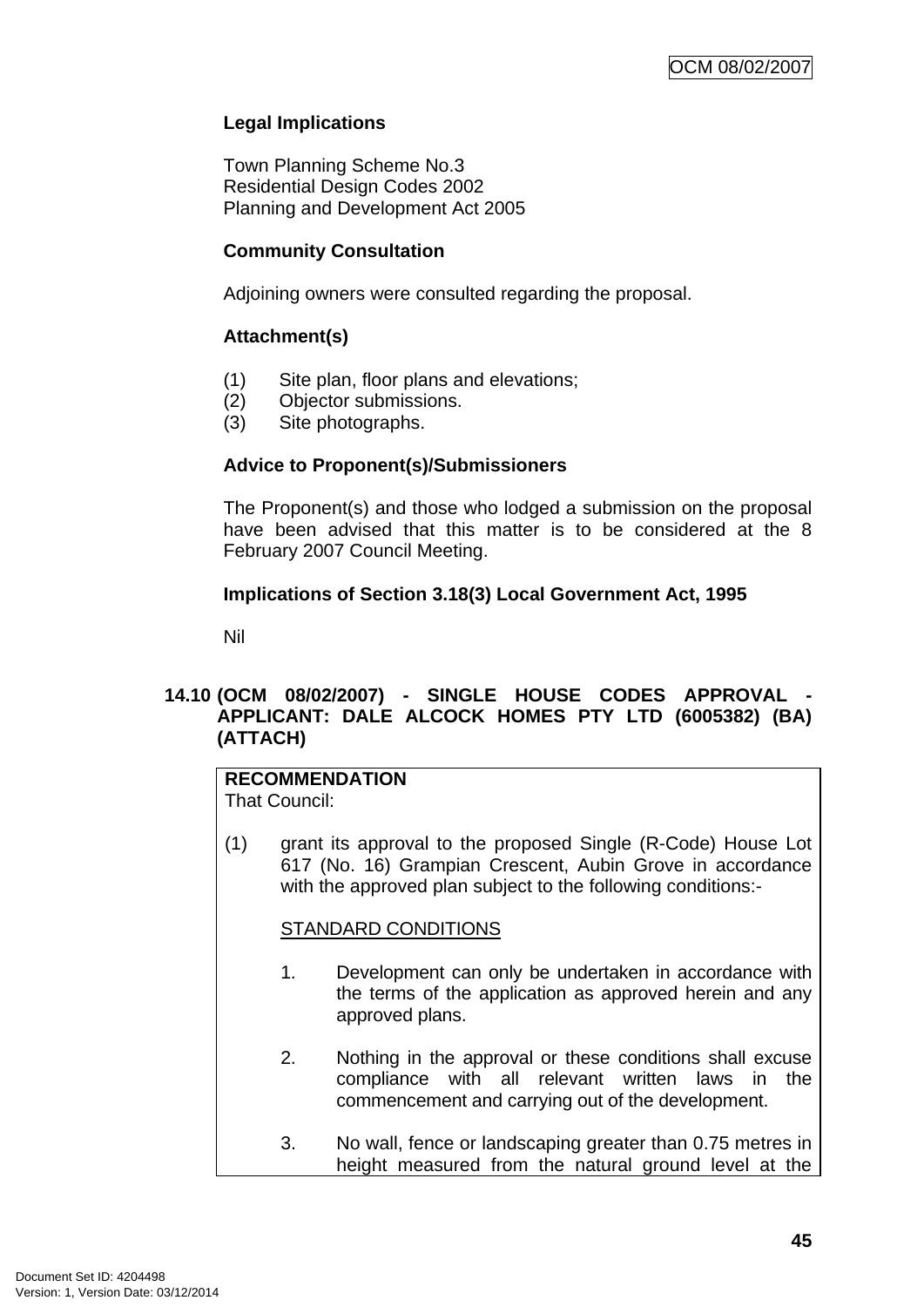**Legal Implications**

Town Planning Scheme No.3
Residential Design Codes 2002
Planning and Development Act 2005

**Community Consultation**

Adjoining owners were consulted regarding the proposal.

**Attachment(s)**

(1) Site plan, floor plans and elevations;
(2) Objector submissions.
(3) Site photographs.

**Advice to Proponent(s)/Submissioners**

The Proponent(s) and those who lodged a submission on the proposal have been advised that this matter is to be considered at the 8 February 2007 Council Meeting.

**Implications of Section 3.18(3) Local Government Act, 1995**

Nil

## 14.10 (OCM 08/02/2007) - SINGLE HOUSE CODES APPROVAL - APPLICANT: DALE ALCOCK HOMES PTY LTD (6005382) (BA) (ATTACH)

**RECOMMENDATION**
That Council:

(1) grant its approval to the proposed Single (R-Code) House Lot 617 (No. 16) Grampian Crescent, Aubin Grove in accordance with the approved plan subject to the following conditions:-

STANDARD CONDITIONS

1. Development can only be undertaken in accordance with the terms of the application as approved herein and any approved plans.

2. Nothing in the approval or these conditions shall excuse compliance with all relevant written laws in the commencement and carrying out of the development.

3. No wall, fence or landscaping greater than 0.75 metres in height measured from the natural ground level at the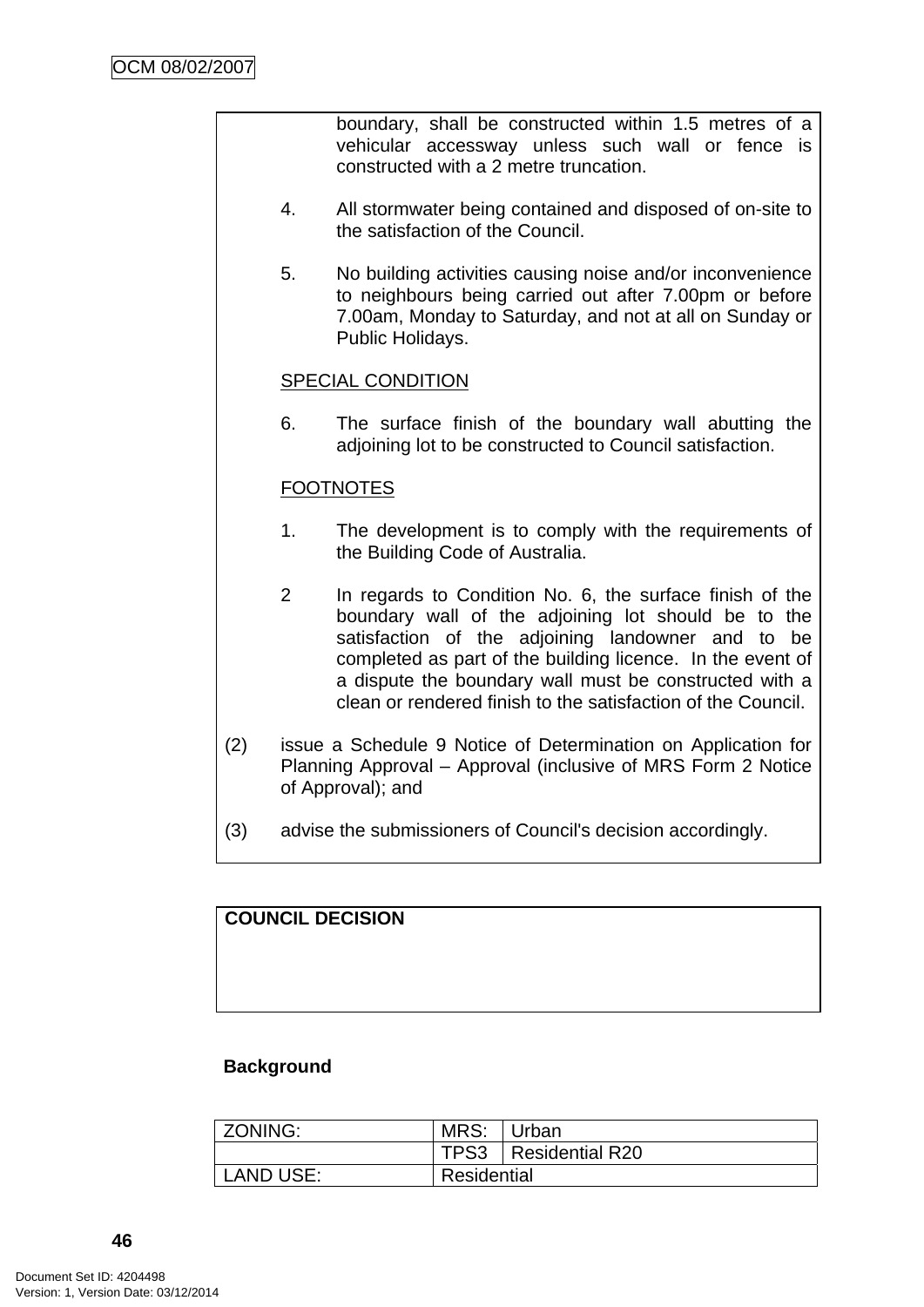boundary, shall be constructed within 1.5 metres of a vehicular accessway unless such wall or fence is constructed with a 2 metre truncation.

4. All stormwater being contained and disposed of on-site to the satisfaction of the Council.

5. No building activities causing noise and/or inconvenience to neighbours being carried out after 7.00pm or before 7.00am, Monday to Saturday, and not at all on Sunday or Public Holidays.

SPECIAL CONDITION

6. The surface finish of the boundary wall abutting the adjoining lot to be constructed to Council satisfaction.

FOOTNOTES

1. The development is to comply with the requirements of the Building Code of Australia.

2 In regards to Condition No. 6, the surface finish of the boundary wall of the adjoining lot should be to the satisfaction of the adjoining landowner and to be completed as part of the building licence. In the event of a dispute the boundary wall must be constructed with a clean or rendered finish to the satisfaction of the Council.

(2) issue a Schedule 9 Notice of Determination on Application for Planning Approval – Approval (inclusive of MRS Form 2 Notice of Approval); and

(3) advise the submissioners of Council's decision accordingly.

**COUNCIL DECISION**

**Background**

| ZONING: | MRS: | Urban |
|---|---|---|
| | TPS3 | Residential R20 |
| LAND USE: | Residential | |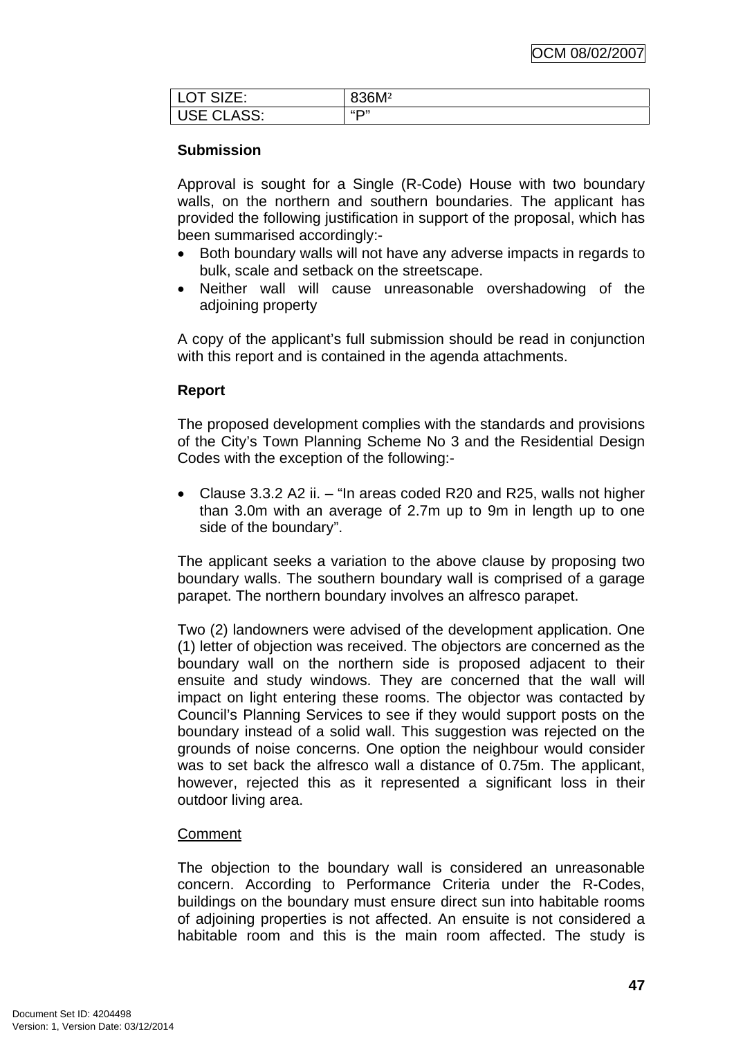| LOT SIZE: | 836M² |
| --- | --- |
| USE CLASS: | "P" |

**Submission**

Approval is sought for a Single (R-Code) House with two boundary walls, on the northern and southern boundaries. The applicant has provided the following justification in support of the proposal, which has been summarised accordingly:-

- Both boundary walls will not have any adverse impacts in regards to bulk, scale and setback on the streetscape.
- Neither wall will cause unreasonable overshadowing of the adjoining property

A copy of the applicant's full submission should be read in conjunction with this report and is contained in the agenda attachments.

**Report**

The proposed development complies with the standards and provisions of the City's Town Planning Scheme No 3 and the Residential Design Codes with the exception of the following:-

- Clause 3.3.2 A2 ii. – "In areas coded R20 and R25, walls not higher than 3.0m with an average of 2.7m up to 9m in length up to one side of the boundary".

The applicant seeks a variation to the above clause by proposing two boundary walls. The southern boundary wall is comprised of a garage parapet. The northern boundary involves an alfresco parapet.

Two (2) landowners were advised of the development application. One (1) letter of objection was received. The objectors are concerned as the boundary wall on the northern side is proposed adjacent to their ensuite and study windows. They are concerned that the wall will impact on light entering these rooms. The objector was contacted by Council's Planning Services to see if they would support posts on the boundary instead of a solid wall. This suggestion was rejected on the grounds of noise concerns. One option the neighbour would consider was to set back the alfresco wall a distance of 0.75m. The applicant, however, rejected this as it represented a significant loss in their outdoor living area.

Comment

The objection to the boundary wall is considered an unreasonable concern. According to Performance Criteria under the R-Codes, buildings on the boundary must ensure direct sun into habitable rooms of adjoining properties is not affected. An ensuite is not considered a habitable room and this is the main room affected. The study is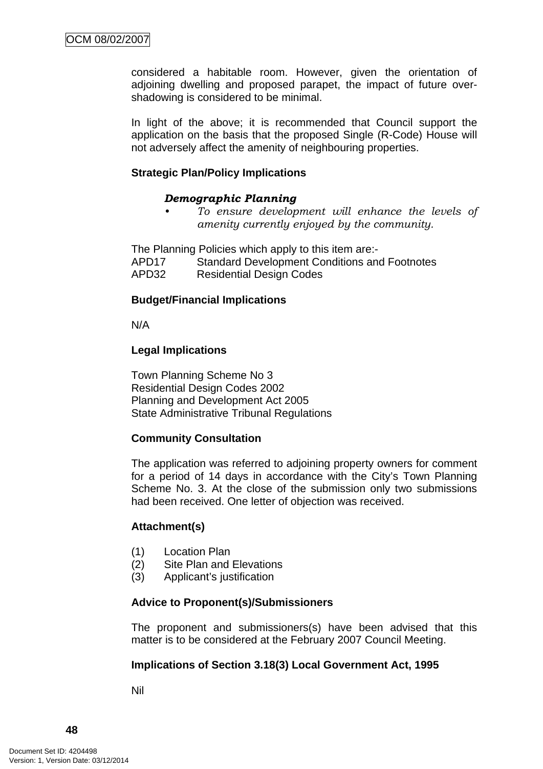considered a habitable room. However, given the orientation of adjoining dwelling and proposed parapet, the impact of future over-shadowing is considered to be minimal.

In light of the above; it is recommended that Council support the application on the basis that the proposed Single (R-Code) House will not adversely affect the amenity of neighbouring properties.

**Strategic Plan/Policy Implications**

***Demographic Planning***

- *To ensure development will enhance the levels of amenity currently enjoyed by the community.*

The Planning Policies which apply to this item are:-
APD17 Standard Development Conditions and Footnotes
APD32 Residential Design Codes

**Budget/Financial Implications**

N/A

**Legal Implications**

Town Planning Scheme No 3
Residential Design Codes 2002
Planning and Development Act 2005
State Administrative Tribunal Regulations

**Community Consultation**

The application was referred to adjoining property owners for comment for a period of 14 days in accordance with the City's Town Planning Scheme No. 3. At the close of the submission only two submissions had been received. One letter of objection was received.

**Attachment(s)**

(1) Location Plan
(2) Site Plan and Elevations
(3) Applicant's justification

**Advice to Proponent(s)/Submissioners**

The proponent and submissioners(s) have been advised that this matter is to be considered at the February 2007 Council Meeting.

**Implications of Section 3.18(3) Local Government Act, 1995**

Nil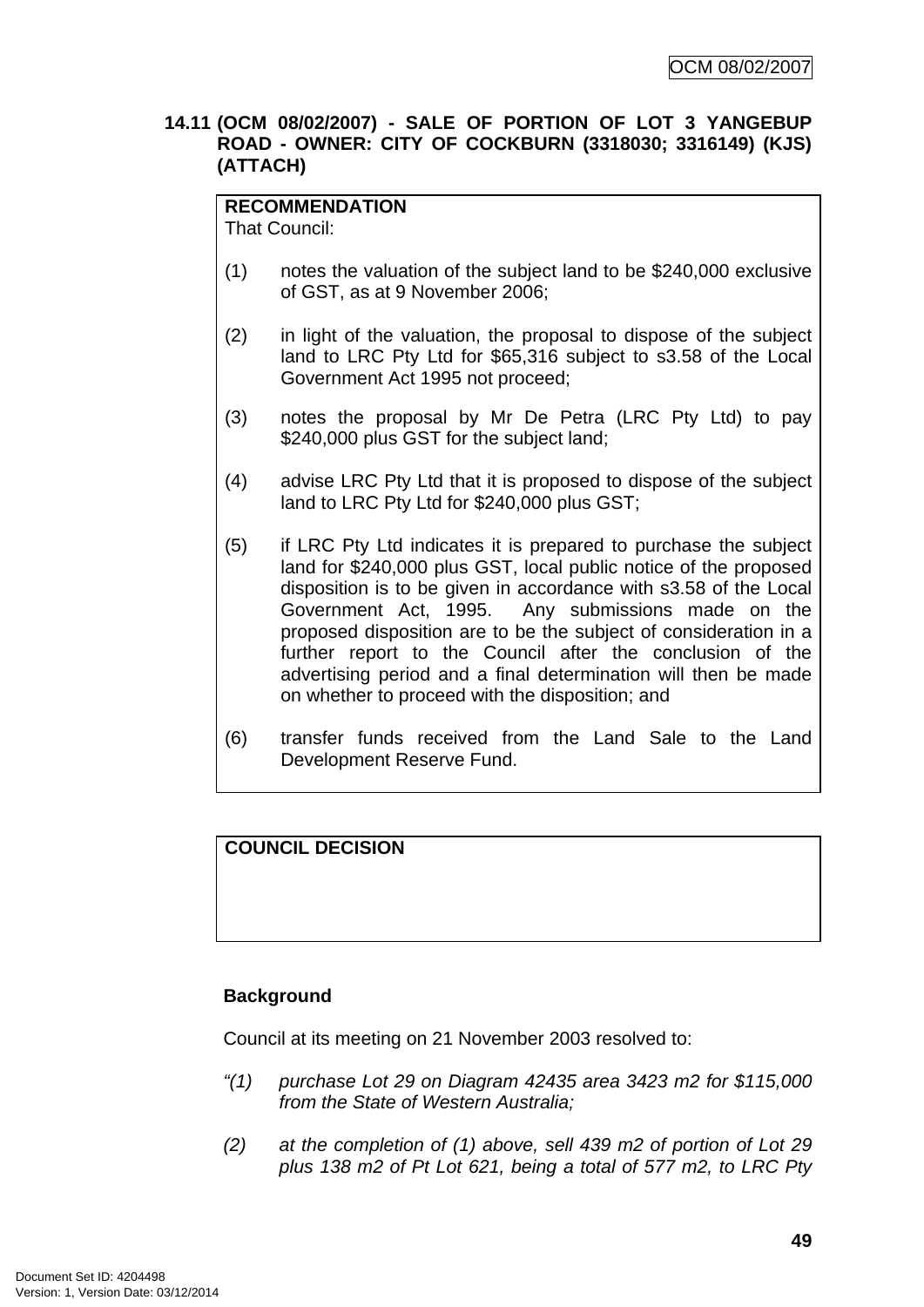## 14.11 (OCM 08/02/2007) - SALE OF PORTION OF LOT 3 YANGEBUP ROAD - OWNER: CITY OF COCKBURN (3318030; 3316149) (KJS) (ATTACH)

**RECOMMENDATION**
That Council:

(1) notes the valuation of the subject land to be $240,000 exclusive of GST, as at 9 November 2006;

(2) in light of the valuation, the proposal to dispose of the subject land to LRC Pty Ltd for $65,316 subject to s3.58 of the Local Government Act 1995 not proceed;

(3) notes the proposal by Mr De Petra (LRC Pty Ltd) to pay $240,000 plus GST for the subject land;

(4) advise LRC Pty Ltd that it is proposed to dispose of the subject land to LRC Pty Ltd for $240,000 plus GST;

(5) if LRC Pty Ltd indicates it is prepared to purchase the subject land for $240,000 plus GST, local public notice of the proposed disposition is to be given in accordance with s3.58 of the Local Government Act, 1995. Any submissions made on the proposed disposition are to be the subject of consideration in a further report to the Council after the conclusion of the advertising period and a final determination will then be made on whether to proceed with the disposition; and

(6) transfer funds received from the Land Sale to the Land Development Reserve Fund.

**COUNCIL DECISION**

**Background**

Council at its meeting on 21 November 2003 resolved to:

*"(1) purchase Lot 29 on Diagram 42435 area 3423 m2 for $115,000 from the State of Western Australia;*

*(2) at the completion of (1) above, sell 439 m2 of portion of Lot 29 plus 138 m2 of Pt Lot 621, being a total of 577 m2, to LRC Pty*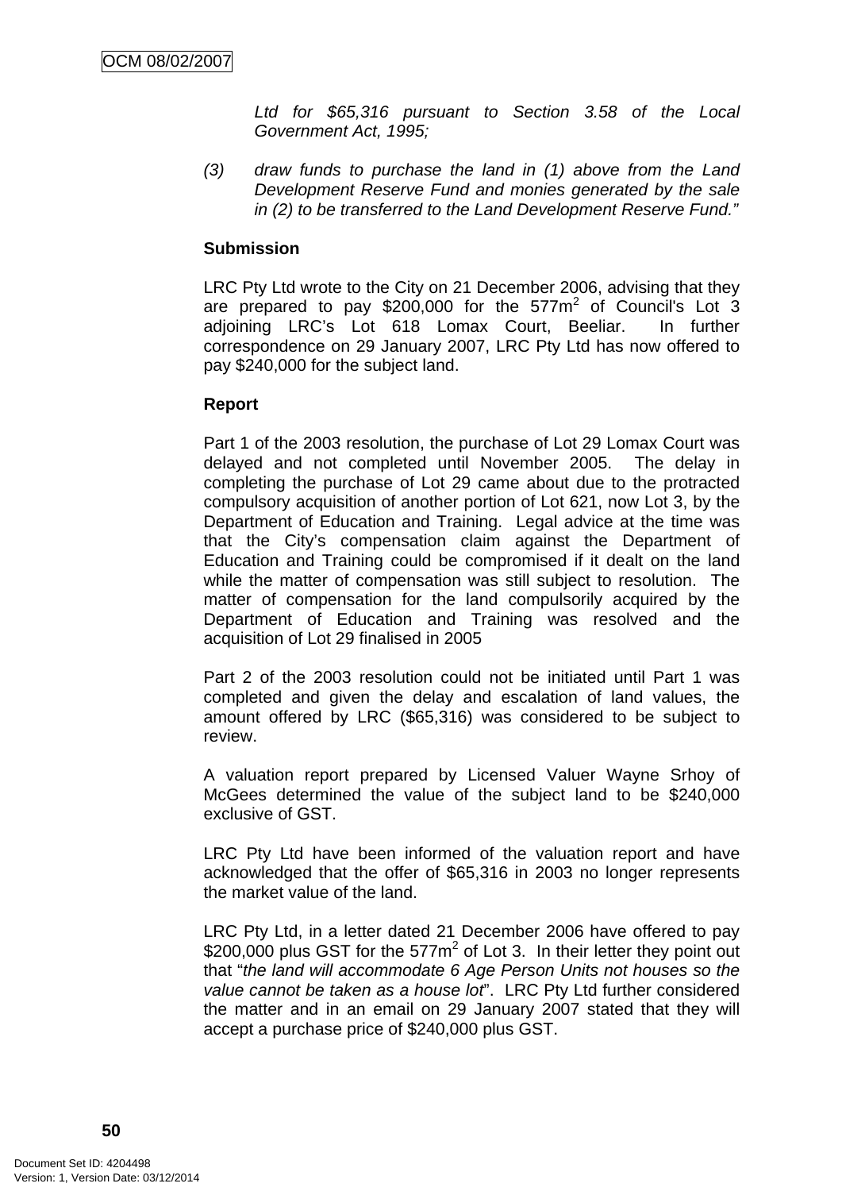*Ltd for $65,316 pursuant to Section 3.58 of the Local Government Act, 1995;*

*(3) draw funds to purchase the land in (1) above from the Land Development Reserve Fund and monies generated by the sale in (2) to be transferred to the Land Development Reserve Fund."*

**Submission**

LRC Pty Ltd wrote to the City on 21 December 2006, advising that they are prepared to pay $200,000 for the 577m$^2$ of Council's Lot 3 adjoining LRC's Lot 618 Lomax Court, Beeliar. In further correspondence on 29 January 2007, LRC Pty Ltd has now offered to pay $240,000 for the subject land.

**Report**

Part 1 of the 2003 resolution, the purchase of Lot 29 Lomax Court was delayed and not completed until November 2005. The delay in completing the purchase of Lot 29 came about due to the protracted compulsory acquisition of another portion of Lot 621, now Lot 3, by the Department of Education and Training. Legal advice at the time was that the City's compensation claim against the Department of Education and Training could be compromised if it dealt on the land while the matter of compensation was still subject to resolution. The matter of compensation for the land compulsorily acquired by the Department of Education and Training was resolved and the acquisition of Lot 29 finalised in 2005

Part 2 of the 2003 resolution could not be initiated until Part 1 was completed and given the delay and escalation of land values, the amount offered by LRC ($65,316) was considered to be subject to review.

A valuation report prepared by Licensed Valuer Wayne Srhoy of McGees determined the value of the subject land to be $240,000 exclusive of GST.

LRC Pty Ltd have been informed of the valuation report and have acknowledged that the offer of $65,316 in 2003 no longer represents the market value of the land.

LRC Pty Ltd, in a letter dated 21 December 2006 have offered to pay $200,000 plus GST for the 577m$^2$ of Lot 3. In their letter they point out that "*the land will accommodate 6 Age Person Units not houses so the value cannot be taken as a house lot*". LRC Pty Ltd further considered the matter and in an email on 29 January 2007 stated that they will accept a purchase price of $240,000 plus GST.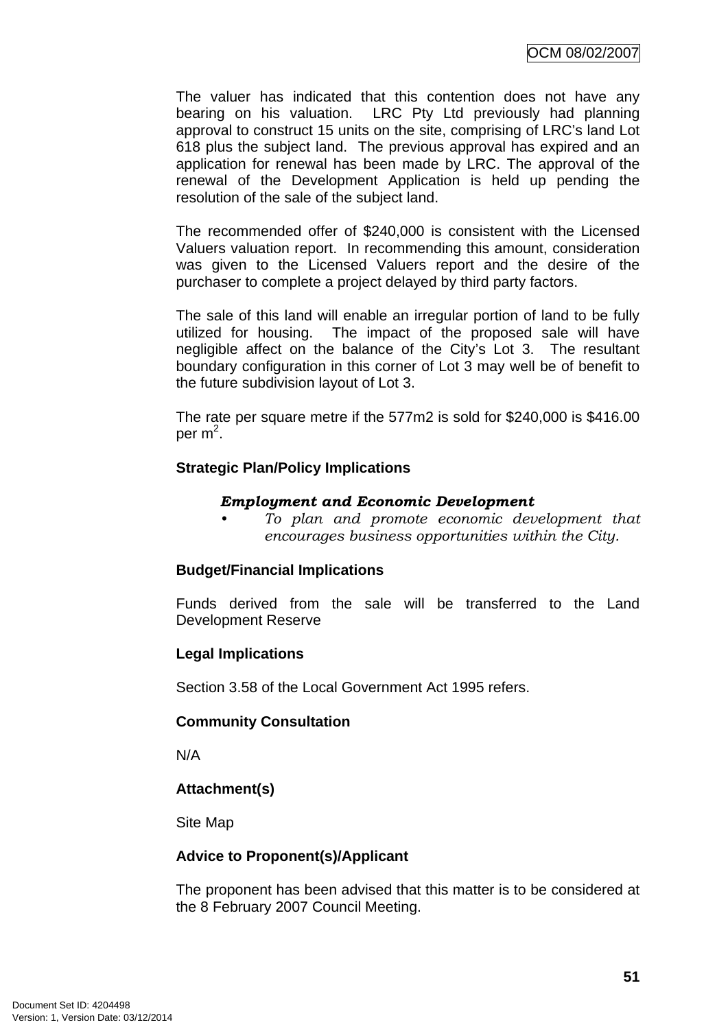The valuer has indicated that this contention does not have any bearing on his valuation. LRC Pty Ltd previously had planning approval to construct 15 units on the site, comprising of LRC's land Lot 618 plus the subject land. The previous approval has expired and an application for renewal has been made by LRC. The approval of the renewal of the Development Application is held up pending the resolution of the sale of the subject land.

The recommended offer of $240,000 is consistent with the Licensed Valuers valuation report. In recommending this amount, consideration was given to the Licensed Valuers report and the desire of the purchaser to complete a project delayed by third party factors.

The sale of this land will enable an irregular portion of land to be fully utilized for housing. The impact of the proposed sale will have negligible affect on the balance of the City's Lot 3. The resultant boundary configuration in this corner of Lot 3 may well be of benefit to the future subdivision layout of Lot 3.

The rate per square metre if the 577m2 is sold for $240,000 is $416.00 per $m^2$.

**Strategic Plan/Policy Implications**

***Employment and Economic Development***

- *To plan and promote economic development that encourages business opportunities within the City.*

**Budget/Financial Implications**

Funds derived from the sale will be transferred to the Land Development Reserve

**Legal Implications**

Section 3.58 of the Local Government Act 1995 refers.

**Community Consultation**

N/A

**Attachment(s)**

Site Map

**Advice to Proponent(s)/Applicant**

The proponent has been advised that this matter is to be considered at the 8 February 2007 Council Meeting.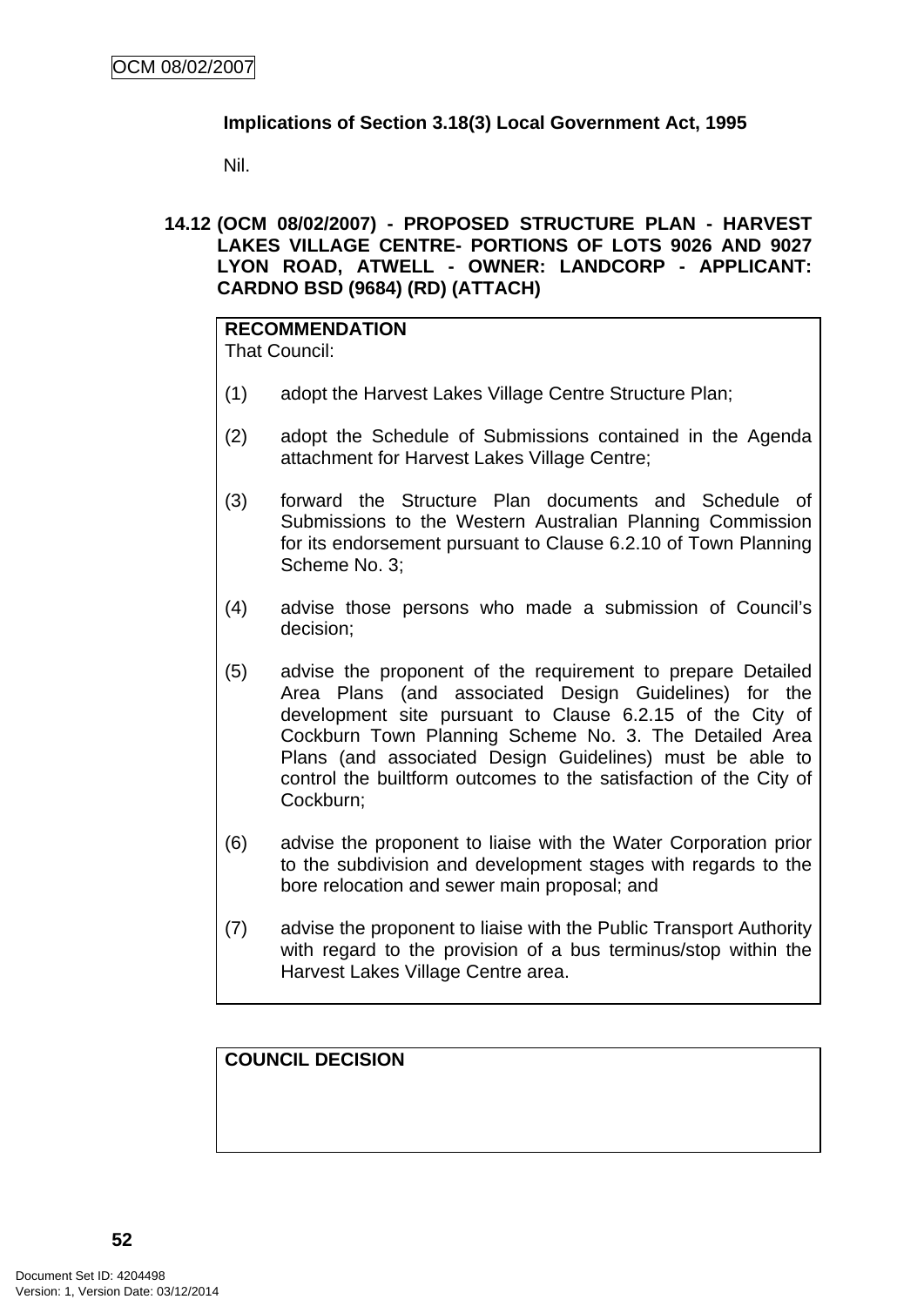**Implications of Section 3.18(3) Local Government Act, 1995**

Nil.

**14.12 (OCM 08/02/2007) - PROPOSED STRUCTURE PLAN - HARVEST LAKES VILLAGE CENTRE- PORTIONS OF LOTS 9026 AND 9027 LYON ROAD, ATWELL - OWNER: LANDCORP - APPLICANT: CARDNO BSD (9684) (RD) (ATTACH)**

**RECOMMENDATION**
That Council:

(1) adopt the Harvest Lakes Village Centre Structure Plan;

(2) adopt the Schedule of Submissions contained in the Agenda attachment for Harvest Lakes Village Centre;

(3) forward the Structure Plan documents and Schedule of Submissions to the Western Australian Planning Commission for its endorsement pursuant to Clause 6.2.10 of Town Planning Scheme No. 3;

(4) advise those persons who made a submission of Council's decision;

(5) advise the proponent of the requirement to prepare Detailed Area Plans (and associated Design Guidelines) for the development site pursuant to Clause 6.2.15 of the City of Cockburn Town Planning Scheme No. 3. The Detailed Area Plans (and associated Design Guidelines) must be able to control the builtform outcomes to the satisfaction of the City of Cockburn;

(6) advise the proponent to liaise with the Water Corporation prior to the subdivision and development stages with regards to the bore relocation and sewer main proposal; and

(7) advise the proponent to liaise with the Public Transport Authority with regard to the provision of a bus terminus/stop within the Harvest Lakes Village Centre area.

**COUNCIL DECISION**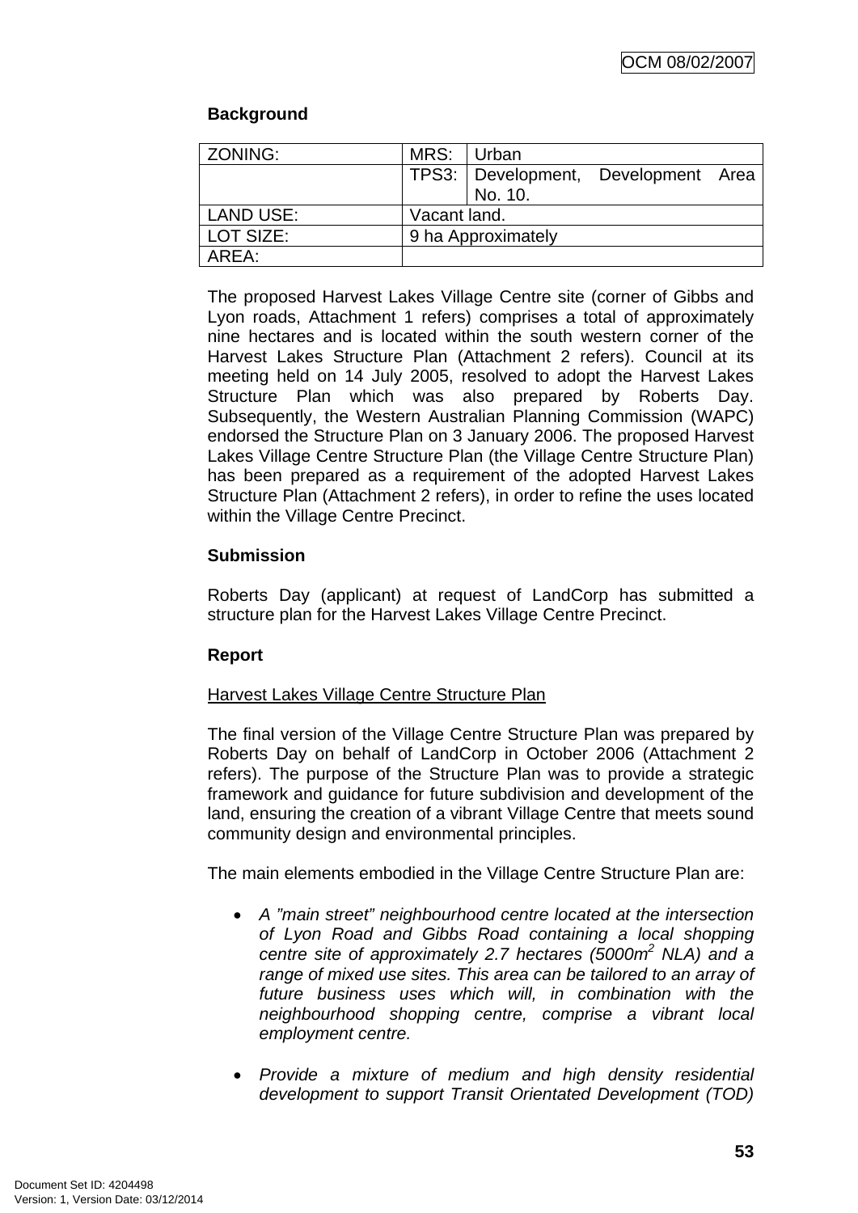**Background**

| ZONING: | MRS: | Urban |
|---|---|---|
| | TPS3: | Development, Development Area No. 10. |
| LAND USE: | Vacant land. | |
| LOT SIZE: | 9 ha Approximately | |
| AREA: | | |

The proposed Harvest Lakes Village Centre site (corner of Gibbs and Lyon roads, Attachment 1 refers) comprises a total of approximately nine hectares and is located within the south western corner of the Harvest Lakes Structure Plan (Attachment 2 refers). Council at its meeting held on 14 July 2005, resolved to adopt the Harvest Lakes Structure Plan which was also prepared by Roberts Day. Subsequently, the Western Australian Planning Commission (WAPC) endorsed the Structure Plan on 3 January 2006. The proposed Harvest Lakes Village Centre Structure Plan (the Village Centre Structure Plan) has been prepared as a requirement of the adopted Harvest Lakes Structure Plan (Attachment 2 refers), in order to refine the uses located within the Village Centre Precinct.

**Submission**

Roberts Day (applicant) at request of LandCorp has submitted a structure plan for the Harvest Lakes Village Centre Precinct.

**Report**

Harvest Lakes Village Centre Structure Plan

The final version of the Village Centre Structure Plan was prepared by Roberts Day on behalf of LandCorp in October 2006 (Attachment 2 refers). The purpose of the Structure Plan was to provide a strategic framework and guidance for future subdivision and development of the land, ensuring the creation of a vibrant Village Centre that meets sound community design and environmental principles.

The main elements embodied in the Village Centre Structure Plan are:

- *A "main street" neighbourhood centre located at the intersection of Lyon Road and Gibbs Road containing a local shopping centre site of approximately 2.7 hectares (5000m$^2$ NLA) and a range of mixed use sites. This area can be tailored to an array of future business uses which will, in combination with the neighbourhood shopping centre, comprise a vibrant local employment centre.*

- *Provide a mixture of medium and high density residential development to support Transit Orientated Development (TOD)*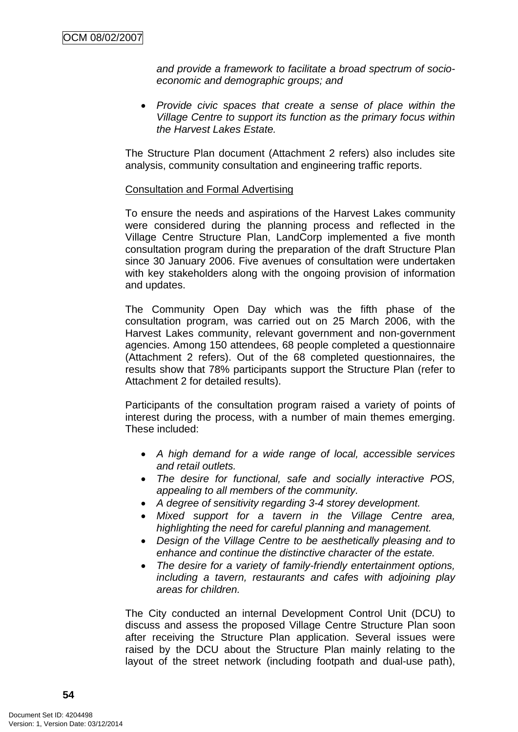*and provide a framework to facilitate a broad spectrum of socio-economic and demographic groups; and*

- *Provide civic spaces that create a sense of place within the Village Centre to support its function as the primary focus within the Harvest Lakes Estate.*

The Structure Plan document (Attachment 2 refers) also includes site analysis, community consultation and engineering traffic reports.

Consultation and Formal Advertising

To ensure the needs and aspirations of the Harvest Lakes community were considered during the planning process and reflected in the Village Centre Structure Plan, LandCorp implemented a five month consultation program during the preparation of the draft Structure Plan since 30 January 2006. Five avenues of consultation were undertaken with key stakeholders along with the ongoing provision of information and updates.

The Community Open Day which was the fifth phase of the consultation program, was carried out on 25 March 2006, with the Harvest Lakes community, relevant government and non-government agencies. Among 150 attendees, 68 people completed a questionnaire (Attachment 2 refers). Out of the 68 completed questionnaires, the results show that 78% participants support the Structure Plan (refer to Attachment 2 for detailed results).

Participants of the consultation program raised a variety of points of interest during the process, with a number of main themes emerging. These included:

- *A high demand for a wide range of local, accessible services and retail outlets.*
- *The desire for functional, safe and socially interactive POS, appealing to all members of the community.*
- *A degree of sensitivity regarding 3-4 storey development.*
- *Mixed support for a tavern in the Village Centre area, highlighting the need for careful planning and management.*
- *Design of the Village Centre to be aesthetically pleasing and to enhance and continue the distinctive character of the estate.*
- *The desire for a variety of family-friendly entertainment options, including a tavern, restaurants and cafes with adjoining play areas for children.*

The City conducted an internal Development Control Unit (DCU) to discuss and assess the proposed Village Centre Structure Plan soon after receiving the Structure Plan application. Several issues were raised by the DCU about the Structure Plan mainly relating to the layout of the street network (including footpath and dual-use path),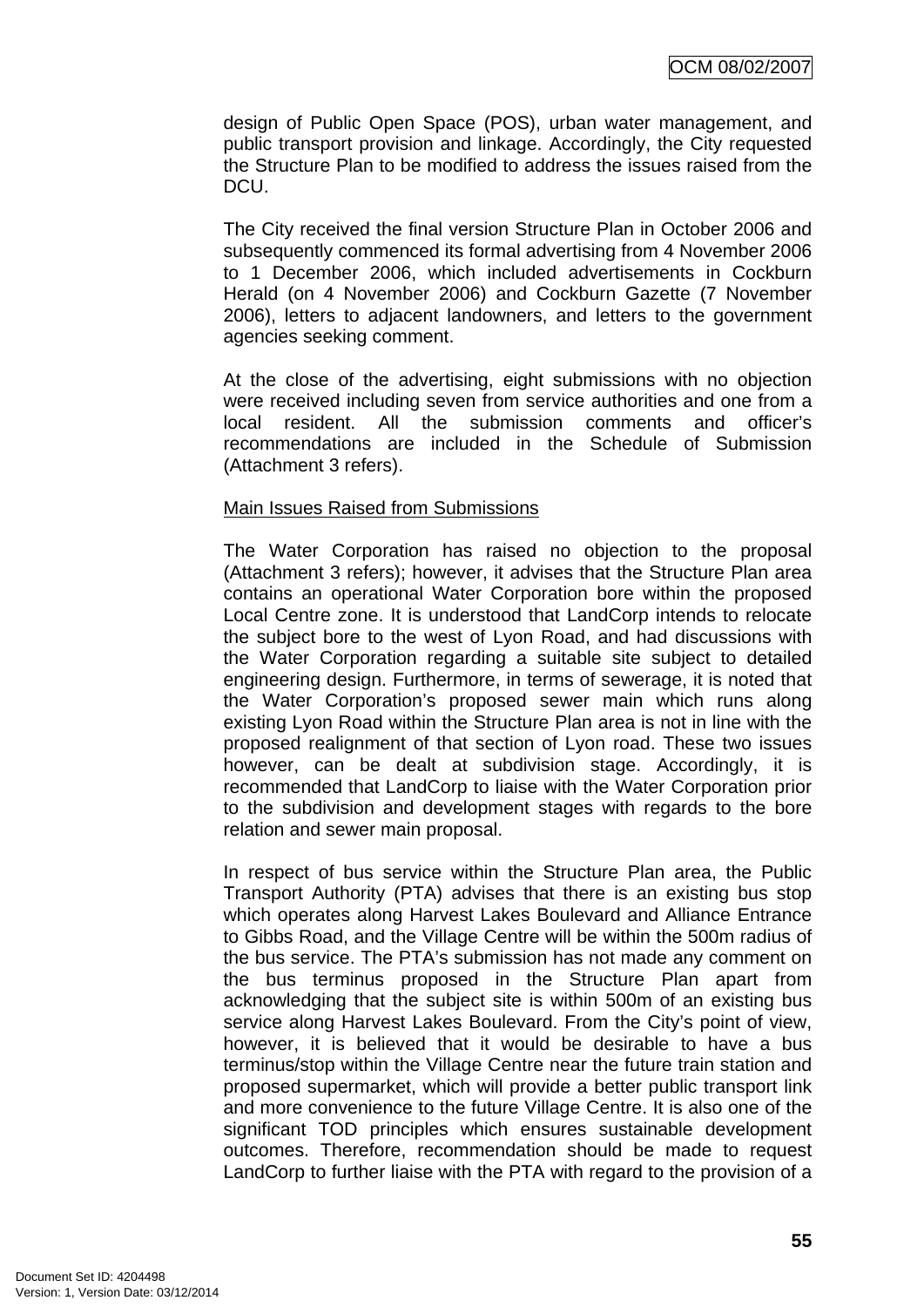design of Public Open Space (POS), urban water management, and public transport provision and linkage. Accordingly, the City requested the Structure Plan to be modified to address the issues raised from the DCU.

The City received the final version Structure Plan in October 2006 and subsequently commenced its formal advertising from 4 November 2006 to 1 December 2006, which included advertisements in Cockburn Herald (on 4 November 2006) and Cockburn Gazette (7 November 2006), letters to adjacent landowners, and letters to the government agencies seeking comment.

At the close of the advertising, eight submissions with no objection were received including seven from service authorities and one from a local resident. All the submission comments and officer's recommendations are included in the Schedule of Submission (Attachment 3 refers).

Main Issues Raised from Submissions

The Water Corporation has raised no objection to the proposal (Attachment 3 refers); however, it advises that the Structure Plan area contains an operational Water Corporation bore within the proposed Local Centre zone. It is understood that LandCorp intends to relocate the subject bore to the west of Lyon Road, and had discussions with the Water Corporation regarding a suitable site subject to detailed engineering design. Furthermore, in terms of sewerage, it is noted that the Water Corporation's proposed sewer main which runs along existing Lyon Road within the Structure Plan area is not in line with the proposed realignment of that section of Lyon road. These two issues however, can be dealt at subdivision stage. Accordingly, it is recommended that LandCorp to liaise with the Water Corporation prior to the subdivision and development stages with regards to the bore relation and sewer main proposal.

In respect of bus service within the Structure Plan area, the Public Transport Authority (PTA) advises that there is an existing bus stop which operates along Harvest Lakes Boulevard and Alliance Entrance to Gibbs Road, and the Village Centre will be within the 500m radius of the bus service. The PTA's submission has not made any comment on the bus terminus proposed in the Structure Plan apart from acknowledging that the subject site is within 500m of an existing bus service along Harvest Lakes Boulevard. From the City's point of view, however, it is believed that it would be desirable to have a bus terminus/stop within the Village Centre near the future train station and proposed supermarket, which will provide a better public transport link and more convenience to the future Village Centre. It is also one of the significant TOD principles which ensures sustainable development outcomes. Therefore, recommendation should be made to request LandCorp to further liaise with the PTA with regard to the provision of a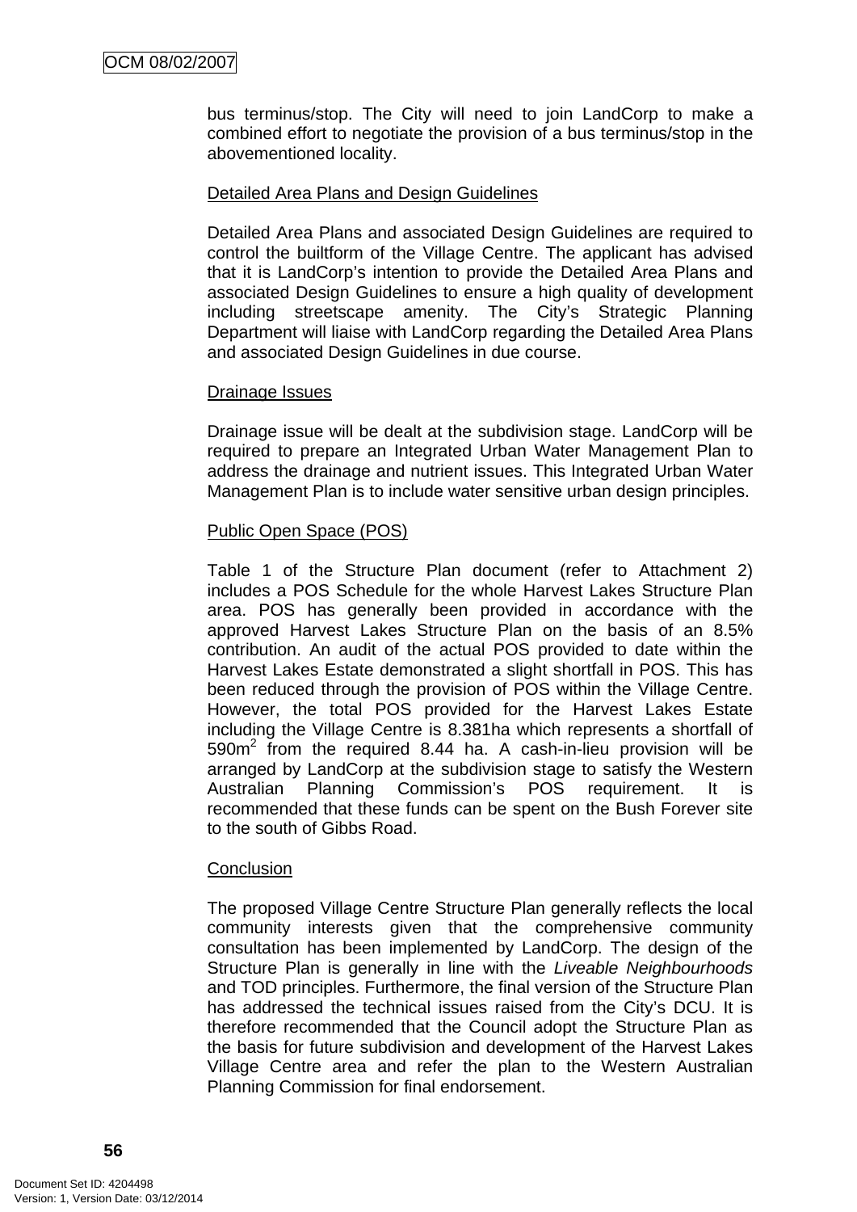bus terminus/stop. The City will need to join LandCorp to make a combined effort to negotiate the provision of a bus terminus/stop in the abovementioned locality.

Detailed Area Plans and Design Guidelines

Detailed Area Plans and associated Design Guidelines are required to control the builtform of the Village Centre. The applicant has advised that it is LandCorp's intention to provide the Detailed Area Plans and associated Design Guidelines to ensure a high quality of development including streetscape amenity. The City's Strategic Planning Department will liaise with LandCorp regarding the Detailed Area Plans and associated Design Guidelines in due course.

Drainage Issues

Drainage issue will be dealt at the subdivision stage. LandCorp will be required to prepare an Integrated Urban Water Management Plan to address the drainage and nutrient issues. This Integrated Urban Water Management Plan is to include water sensitive urban design principles.

Public Open Space (POS)

Table 1 of the Structure Plan document (refer to Attachment 2) includes a POS Schedule for the whole Harvest Lakes Structure Plan area. POS has generally been provided in accordance with the approved Harvest Lakes Structure Plan on the basis of an 8.5% contribution. An audit of the actual POS provided to date within the Harvest Lakes Estate demonstrated a slight shortfall in POS. This has been reduced through the provision of POS within the Village Centre. However, the total POS provided for the Harvest Lakes Estate including the Village Centre is 8.381ha which represents a shortfall of $590m^2$ from the required 8.44 ha. A cash-in-lieu provision will be arranged by LandCorp at the subdivision stage to satisfy the Western Australian Planning Commission's POS requirement. It is recommended that these funds can be spent on the Bush Forever site to the south of Gibbs Road.

Conclusion

The proposed Village Centre Structure Plan generally reflects the local community interests given that the comprehensive community consultation has been implemented by LandCorp. The design of the Structure Plan is generally in line with the *Liveable Neighbourhoods* and TOD principles. Furthermore, the final version of the Structure Plan has addressed the technical issues raised from the City's DCU. It is therefore recommended that the Council adopt the Structure Plan as the basis for future subdivision and development of the Harvest Lakes Village Centre area and refer the plan to the Western Australian Planning Commission for final endorsement.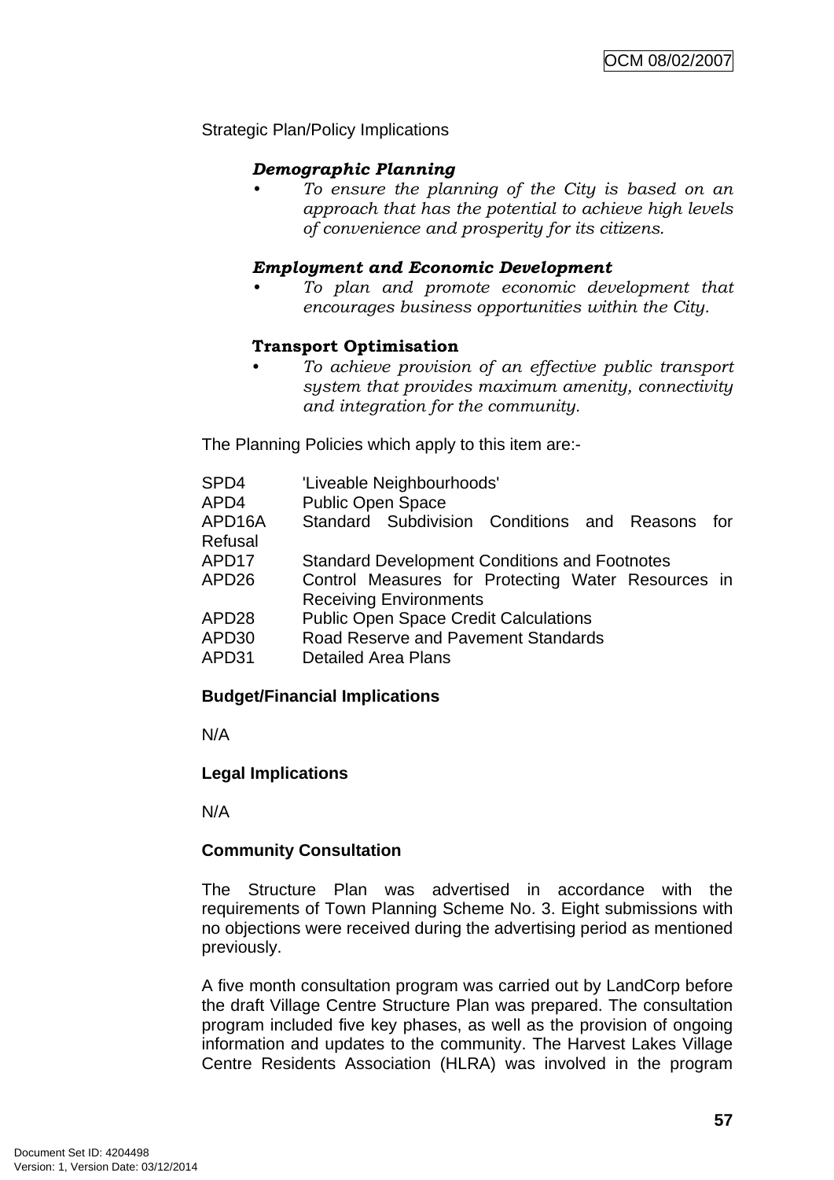Strategic Plan/Policy Implications

***Demographic Planning***

- *To ensure the planning of the City is based on an approach that has the potential to achieve high levels of convenience and prosperity for its citizens.*

***Employment and Economic Development***

- *To plan and promote economic development that encourages business opportunities within the City.*

**Transport Optimisation**

- *To achieve provision of an effective public transport system that provides maximum amenity, connectivity and integration for the community.*

The Planning Policies which apply to this item are:-

| | |
|---|---|
| SPD4 | 'Liveable Neighbourhoods' |
| APD4 | Public Open Space |
| APD16A | Standard Subdivision Conditions and Reasons for Refusal |
| APD17 | Standard Development Conditions and Footnotes |
| APD26 | Control Measures for Protecting Water Resources in Receiving Environments |
| APD28 | Public Open Space Credit Calculations |
| APD30 | Road Reserve and Pavement Standards |
| APD31 | Detailed Area Plans |

**Budget/Financial Implications**

N/A

**Legal Implications**

N/A

**Community Consultation**

The Structure Plan was advertised in accordance with the requirements of Town Planning Scheme No. 3. Eight submissions with no objections were received during the advertising period as mentioned previously.

A five month consultation program was carried out by LandCorp before the draft Village Centre Structure Plan was prepared. The consultation program included five key phases, as well as the provision of ongoing information and updates to the community. The Harvest Lakes Village Centre Residents Association (HLRA) was involved in the program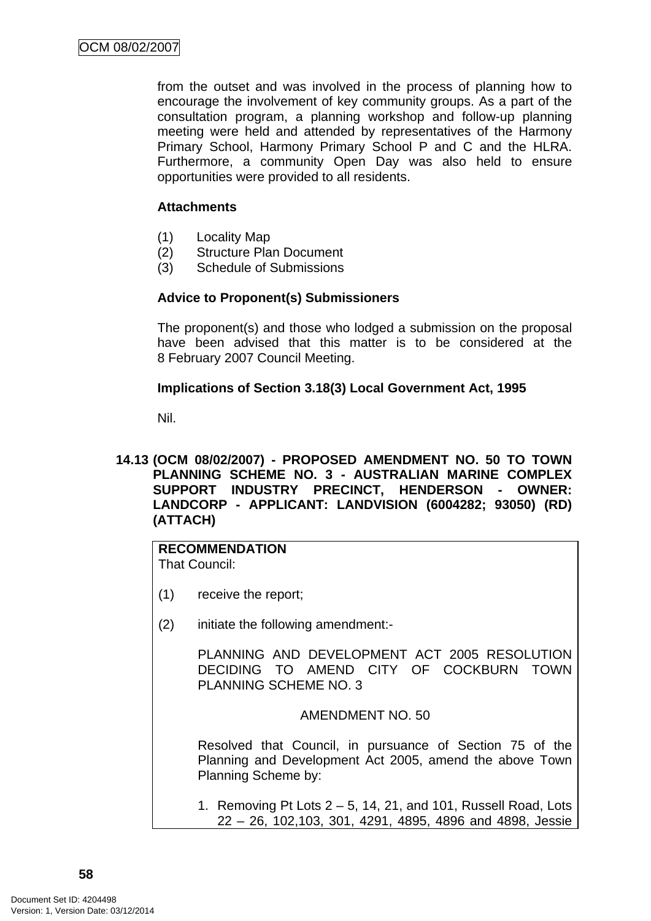from the outset and was involved in the process of planning how to encourage the involvement of key community groups. As a part of the consultation program, a planning workshop and follow-up planning meeting were held and attended by representatives of the Harmony Primary School, Harmony Primary School P and C and the HLRA. Furthermore, a community Open Day was also held to ensure opportunities were provided to all residents.

**Attachments**

(1) Locality Map
(2) Structure Plan Document
(3) Schedule of Submissions

**Advice to Proponent(s) Submissioners**

The proponent(s) and those who lodged a submission on the proposal have been advised that this matter is to be considered at the 8 February 2007 Council Meeting.

**Implications of Section 3.18(3) Local Government Act, 1995**

Nil.

## 14.13 (OCM 08/02/2007) - PROPOSED AMENDMENT NO. 50 TO TOWN PLANNING SCHEME NO. 3 - AUSTRALIAN MARINE COMPLEX SUPPORT INDUSTRY PRECINCT, HENDERSON - OWNER: LANDCORP - APPLICANT: LANDVISION (6004282; 93050) (RD) (ATTACH)

**RECOMMENDATION**
That Council:

(1) receive the report;

(2) initiate the following amendment:-

PLANNING AND DEVELOPMENT ACT 2005 RESOLUTION DECIDING TO AMEND CITY OF COCKBURN TOWN PLANNING SCHEME NO. 3

AMENDMENT NO. 50

Resolved that Council, in pursuance of Section 75 of the Planning and Development Act 2005, amend the above Town Planning Scheme by:

1. Removing Pt Lots 2 – 5, 14, 21, and 101, Russell Road, Lots 22 – 26, 102,103, 301, 4291, 4895, 4896 and 4898, Jessie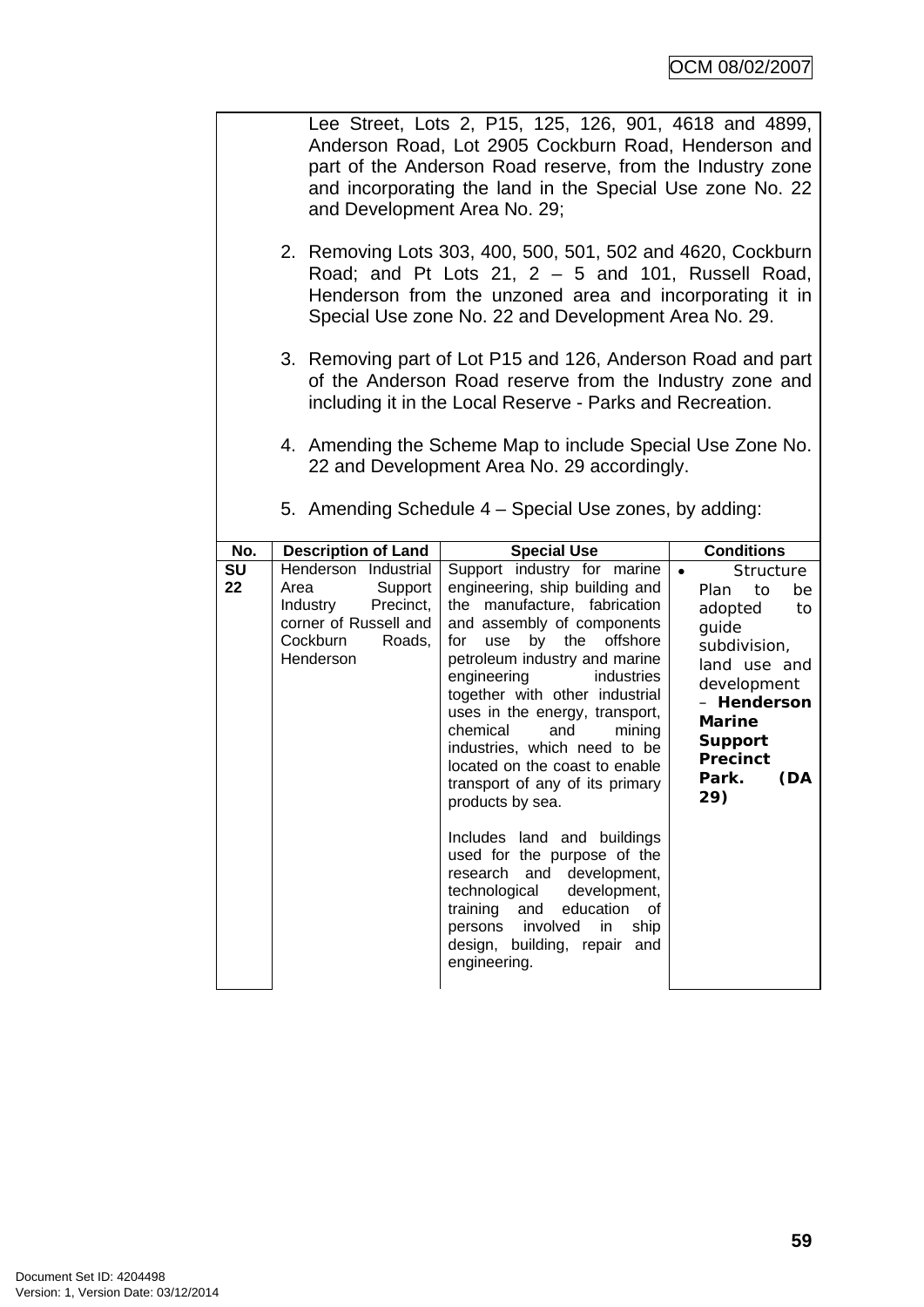Lee Street, Lots 2, P15, 125, 126, 901, 4618 and 4899, Anderson Road, Lot 2905 Cockburn Road, Henderson and part of the Anderson Road reserve, from the Industry zone and incorporating the land in the Special Use zone No. 22 and Development Area No. 29;

2. Removing Lots 303, 400, 500, 501, 502 and 4620, Cockburn Road; and Pt Lots 21, 2 – 5 and 101, Russell Road, Henderson from the unzoned area and incorporating it in Special Use zone No. 22 and Development Area No. 29.

3. Removing part of Lot P15 and 126, Anderson Road and part of the Anderson Road reserve from the Industry zone and including it in the Local Reserve - Parks and Recreation.

4. Amending the Scheme Map to include Special Use Zone No. 22 and Development Area No. 29 accordingly.

5. Amending Schedule 4 – Special Use zones, by adding:

| No. | Description of Land | Special Use | Conditions |
|---|---|---|---|
| SU 22 | Henderson Industrial Area Support Industry Precinct, corner of Russell and Cockburn Roads, Henderson | Support industry for marine engineering, ship building and the manufacture, fabrication and assembly of components for use by the offshore petroleum industry and marine engineering industries together with other industrial uses in the energy, transport, chemical and mining industries, which need to be located on the coast to enable transport of any of its primary products by sea.<br><br>Includes land and buildings used for the purpose of the research and development, technological development, training and education of persons involved in ship design, building, repair and engineering. | • Structure Plan to be adopted to guide subdivision, land use and development – **Henderson Marine Support Precinct Park. (DA 29)** |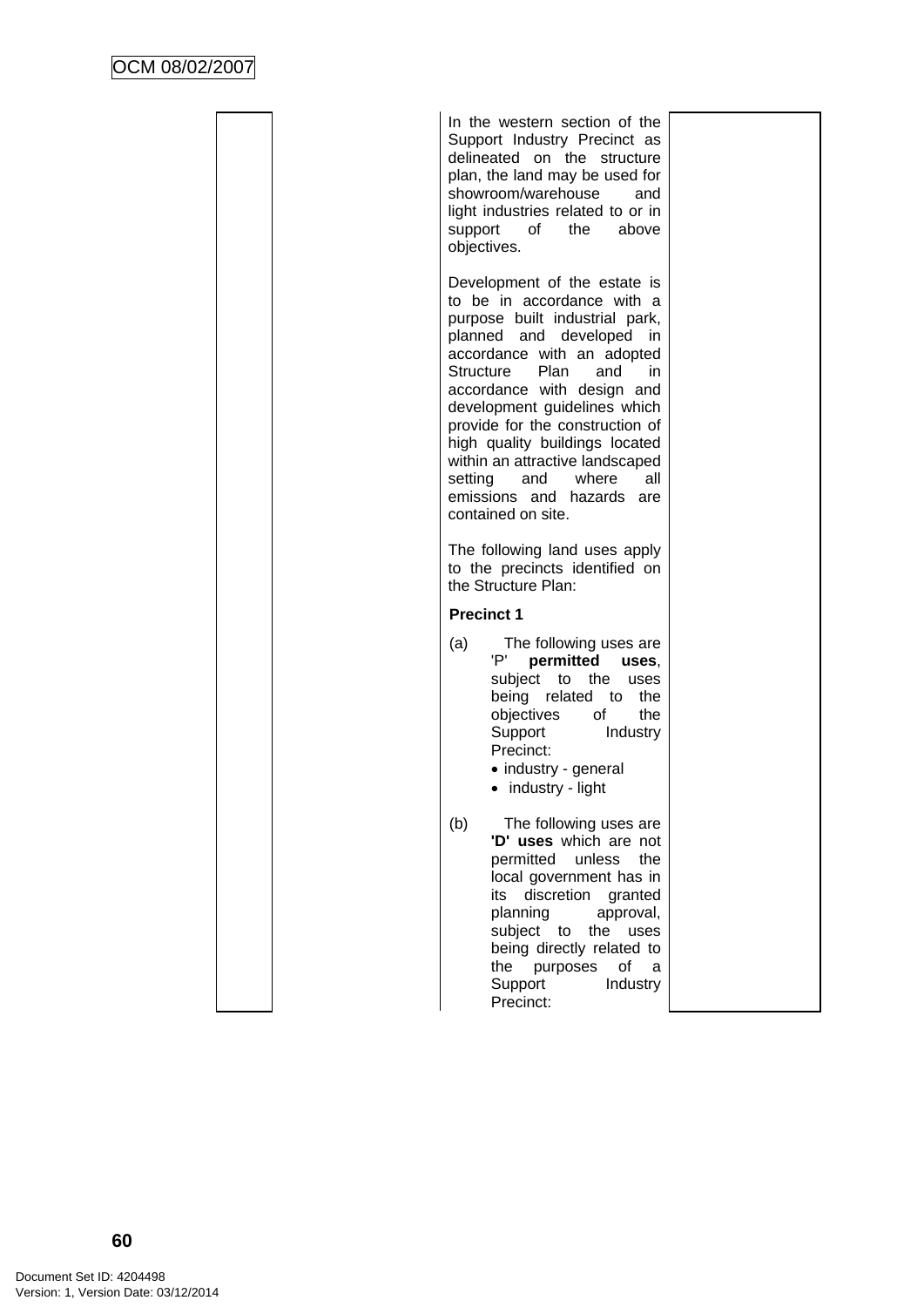| | | | |
|---|---|---|---|
| | | In the western section of the Support Industry Precinct as delineated on the structure plan, the land may be used for showroom/warehouse and light industries related to or in support of the above objectives.<br><br>Development of the estate is to be in accordance with a purpose built industrial park, planned and developed in accordance with an adopted Structure Plan and in accordance with design and development guidelines which provide for the construction of high quality buildings located within an attractive landscaped setting and where all emissions and hazards are contained on site.<br><br>The following land uses apply to the precincts identified on the Structure Plan:<br><br>**Precinct 1**<br><br>(a) The following uses are 'P' **permitted uses**, subject to the uses being related to the objectives of the Support Industry Precinct:<br>• industry - general<br>• industry - light<br><br>(b) The following uses are **'D' uses** which are not permitted unless the local government has in its discretion granted planning approval, subject to the uses being directly related to the purposes of a Support Industry Precinct: | |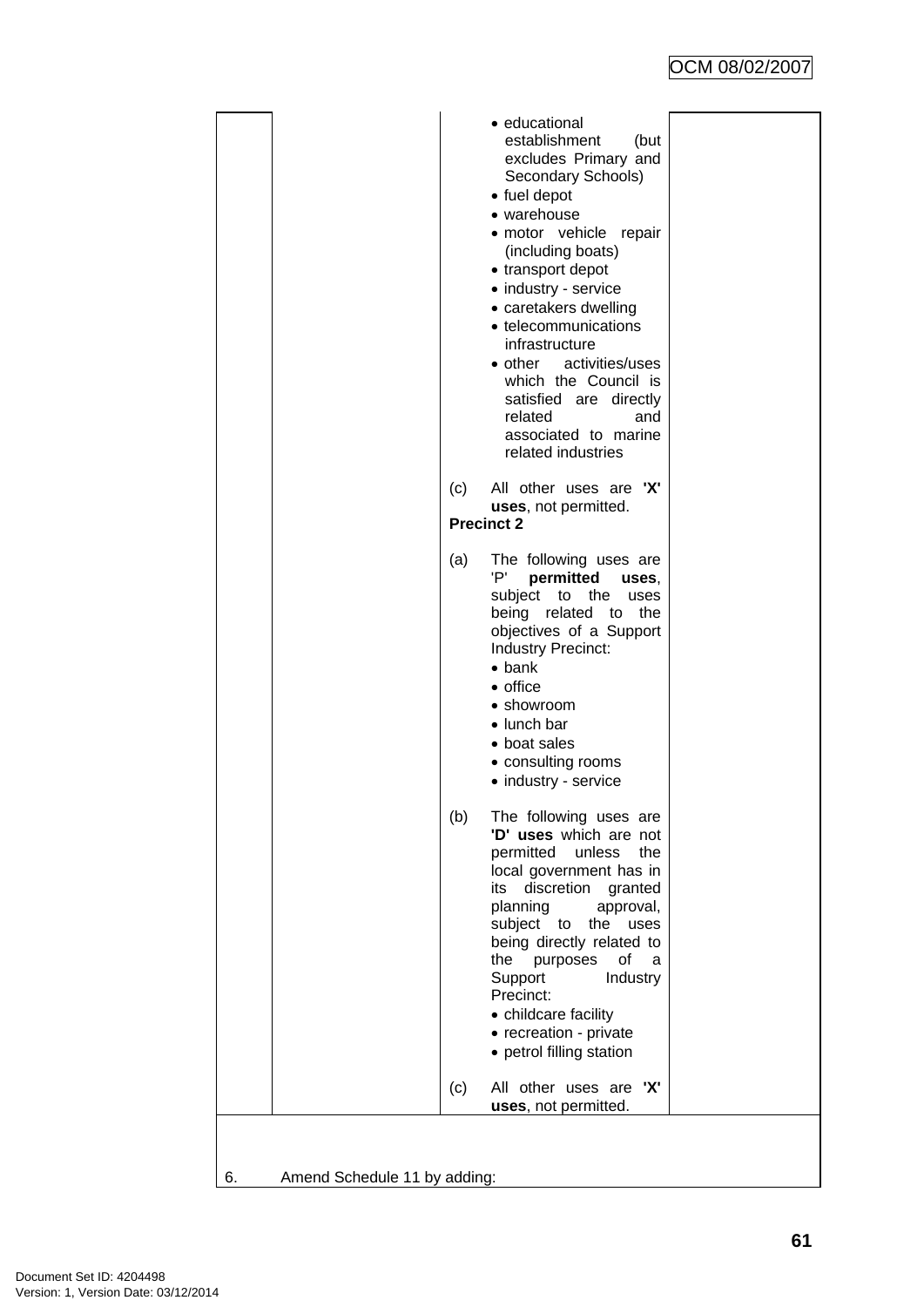| | | | |
|---|---|---|---|
| | | • educational establishment (but excludes Primary and Secondary Schools)<br>• fuel depot<br>• warehouse<br>• motor vehicle repair (including boats)<br>• transport depot<br>• industry - service<br>• caretakers dwelling<br>• telecommunications infrastructure<br>• other activities/uses which the Council is satisfied are directly related and associated to marine related industries<br><br>(c) All other uses are **'X' uses**, not permitted.<br>**Precinct 2**<br><br>(a) The following uses are 'P' **permitted uses**, subject to the uses being related to the objectives of a Support Industry Precinct:<br>• bank<br>• office<br>• showroom<br>• lunch bar<br>• boat sales<br>• consulting rooms<br>• industry - service<br><br>(b) The following uses are **'D' uses** which are not permitted unless the local government has in its discretion granted planning approval, subject to the uses being directly related to the purposes of a Support Industry Precinct:<br>• childcare facility<br>• recreation - private<br>• petrol filling station<br><br>(c) All other uses are **'X' uses**, not permitted. | |

6. Amend Schedule 11 by adding: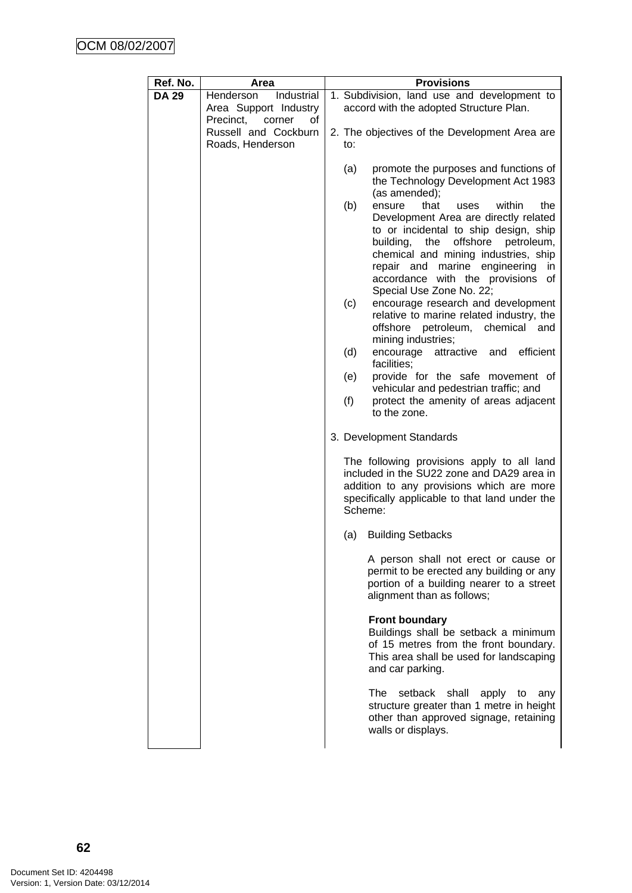| Ref. No. | Area | Provisions |
|---|---|---|
| **DA 29** | Henderson Industrial Area Support Industry Precinct, corner of Russell and Cockburn Roads, Henderson | 1. Subdivision, land use and development to accord with the adopted Structure Plan.<br><br>2. The objectives of the Development Area are to:<br><br>(a) promote the purposes and functions of the Technology Development Act 1983 (as amended);<br>(b) ensure that uses within the Development Area are directly related to or incidental to ship design, ship building, the offshore petroleum, chemical and mining industries, ship repair and marine engineering in accordance with the provisions of Special Use Zone No. 22;<br>(c) encourage research and development relative to marine related industry, the offshore petroleum, chemical and mining industries;<br>(d) encourage attractive and efficient facilities;<br>(e) provide for the safe movement of vehicular and pedestrian traffic; and<br>(f) protect the amenity of areas adjacent to the zone.<br><br>3. Development Standards<br><br>The following provisions apply to all land included in the SU22 zone and DA29 area in addition to any provisions which are more specifically applicable to that land under the Scheme:<br><br>(a) Building Setbacks<br><br>A person shall not erect or cause or permit to be erected any building or any portion of a building nearer to a street alignment than as follows;<br><br>**Front boundary**<br>Buildings shall be setback a minimum of 15 metres from the front boundary. This area shall be used for landscaping and car parking.<br><br>The setback shall apply to any structure greater than 1 metre in height other than approved signage, retaining walls or displays. |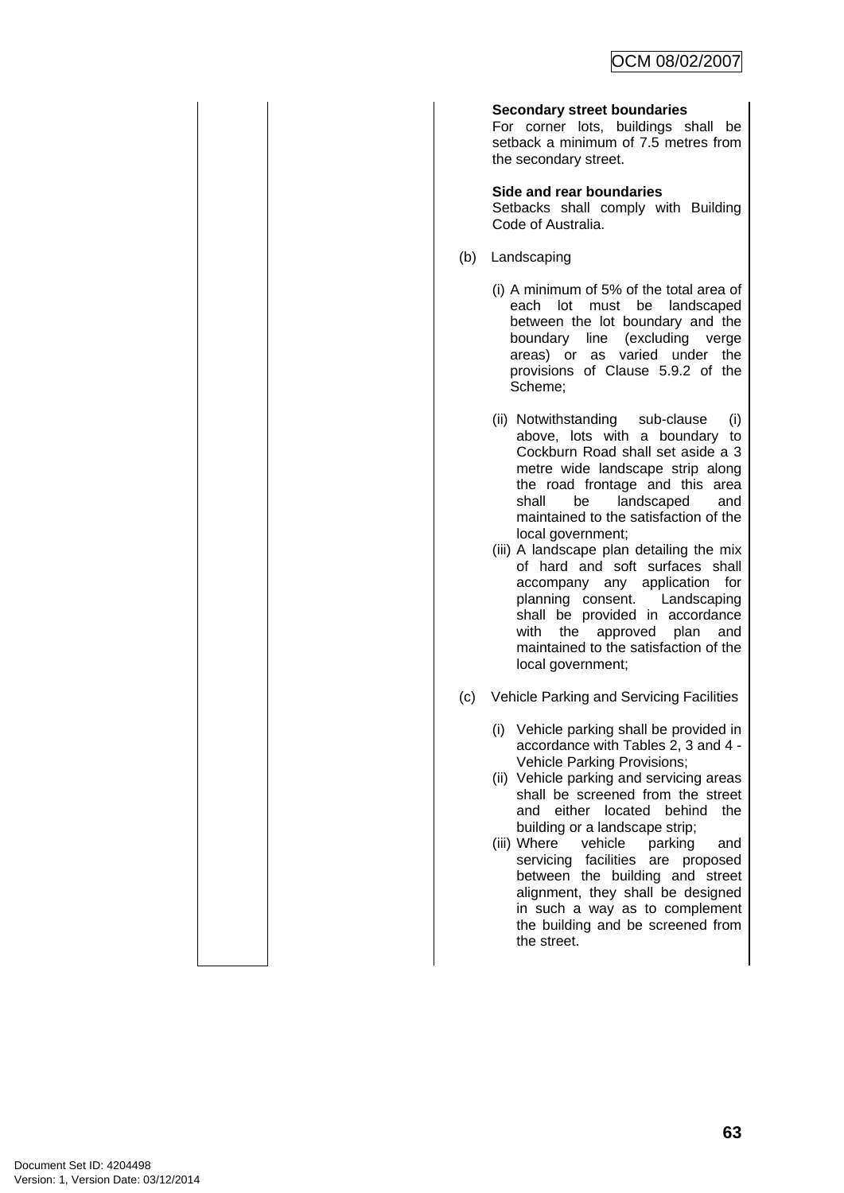**Secondary street boundaries**
For corner lots, buildings shall be setback a minimum of 7.5 metres from the secondary street.

**Side and rear boundaries**
Setbacks shall comply with Building Code of Australia.

(b) Landscaping

(i) A minimum of 5% of the total area of each lot must be landscaped between the lot boundary and the boundary line (excluding verge areas) or as varied under the provisions of Clause 5.9.2 of the Scheme;

(ii) Notwithstanding sub-clause (i) above, lots with a boundary to Cockburn Road shall set aside a 3 metre wide landscape strip along the road frontage and this area shall be landscaped and maintained to the satisfaction of the local government;

(iii) A landscape plan detailing the mix of hard and soft surfaces shall accompany any application for planning consent. Landscaping shall be provided in accordance with the approved plan and maintained to the satisfaction of the local government;

(c) Vehicle Parking and Servicing Facilities

(i) Vehicle parking shall be provided in accordance with Tables 2, 3 and 4 - Vehicle Parking Provisions;

(ii) Vehicle parking and servicing areas shall be screened from the street and either located behind the building or a landscape strip;

(iii) Where vehicle parking and servicing facilities are proposed between the building and street alignment, they shall be designed in such a way as to complement the building and be screened from the street.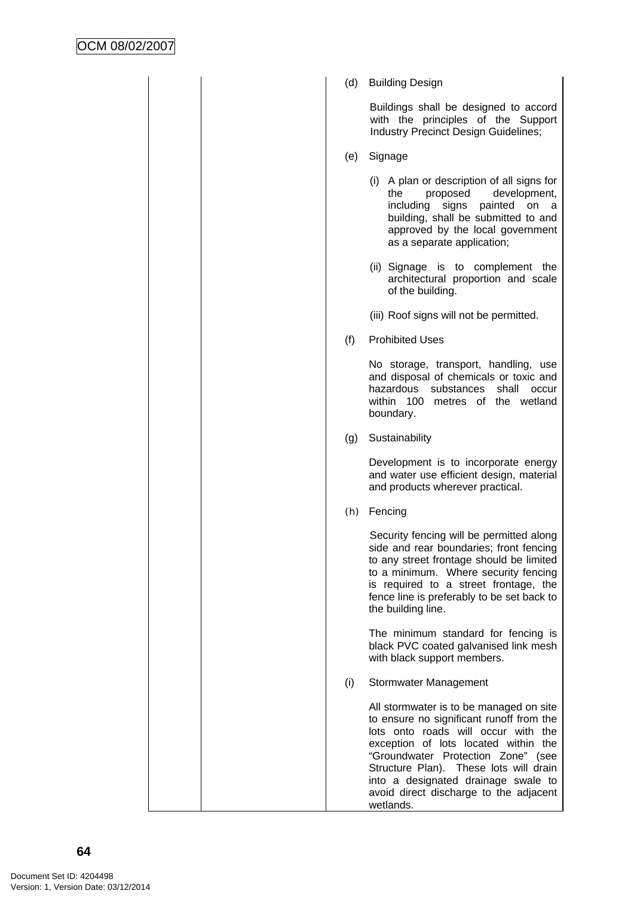| | | |
|---|---|---|
| | | (d) Building Design<br><br>Buildings shall be designed to accord with the principles of the Support Industry Precinct Design Guidelines;<br><br>(e) Signage<br><br>(i) A plan or description of all signs for the proposed development, including signs painted on a building, shall be submitted to and approved by the local government as a separate application;<br><br>(ii) Signage is to complement the architectural proportion and scale of the building.<br><br>(iii) Roof signs will not be permitted.<br><br>(f) Prohibited Uses<br><br>No storage, transport, handling, use and disposal of chemicals or toxic and hazardous substances shall occur within 100 metres of the wetland boundary.<br><br>(g) Sustainability<br><br>Development is to incorporate energy and water use efficient design, material and products wherever practical.<br><br>(h) Fencing<br><br>Security fencing will be permitted along side and rear boundaries; front fencing to any street frontage should be limited to a minimum. Where security fencing is required to a street frontage, the fence line is preferably to be set back to the building line.<br><br>The minimum standard for fencing is black PVC coated galvanised link mesh with black support members.<br><br>(i) Stormwater Management<br><br>All stormwater is to be managed on site to ensure no significant runoff from the lots onto roads will occur with the exception of lots located within the "Groundwater Protection Zone" (see Structure Plan). These lots will drain into a designated drainage swale to avoid direct discharge to the adjacent wetlands. |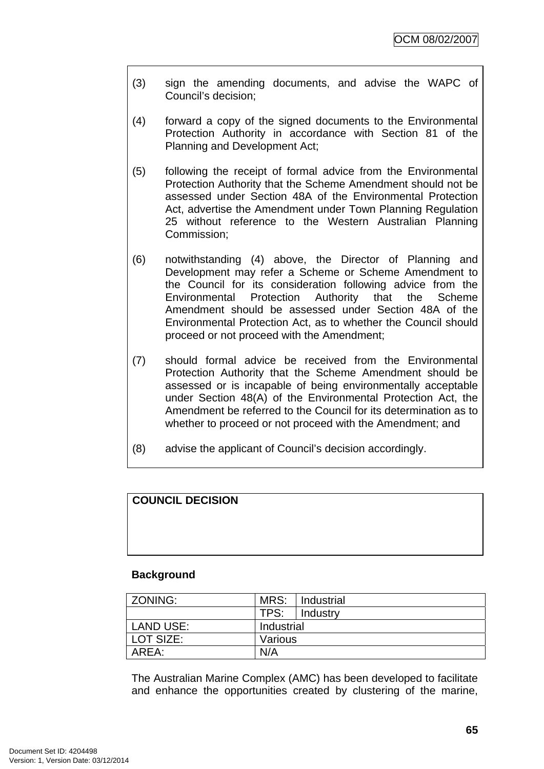(3) sign the amending documents, and advise the WAPC of Council's decision;

(4) forward a copy of the signed documents to the Environmental Protection Authority in accordance with Section 81 of the Planning and Development Act;

(5) following the receipt of formal advice from the Environmental Protection Authority that the Scheme Amendment should not be assessed under Section 48A of the Environmental Protection Act, advertise the Amendment under Town Planning Regulation 25 without reference to the Western Australian Planning Commission;

(6) notwithstanding (4) above, the Director of Planning and Development may refer a Scheme or Scheme Amendment to the Council for its consideration following advice from the Environmental Protection Authority that the Scheme Amendment should be assessed under Section 48A of the Environmental Protection Act, as to whether the Council should proceed or not proceed with the Amendment;

(7) should formal advice be received from the Environmental Protection Authority that the Scheme Amendment should be assessed or is incapable of being environmentally acceptable under Section 48(A) of the Environmental Protection Act, the Amendment be referred to the Council for its determination as to whether to proceed or not proceed with the Amendment; and

(8) advise the applicant of Council's decision accordingly.

**COUNCIL DECISION**

**Background**

| ZONING: | MRS: | Industrial |
|---|---|---|
| | TPS: | Industry |
| LAND USE: | Industrial | |
| LOT SIZE: | Various | |
| AREA: | N/A | |

The Australian Marine Complex (AMC) has been developed to facilitate and enhance the opportunities created by clustering of the marine,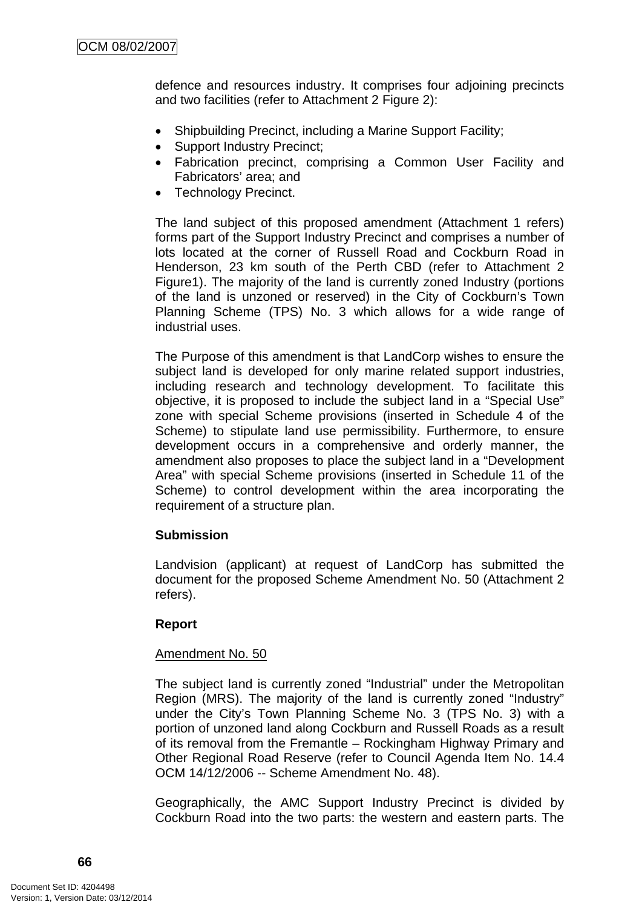defence and resources industry. It comprises four adjoining precincts and two facilities (refer to Attachment 2 Figure 2):

- Shipbuilding Precinct, including a Marine Support Facility;
- Support Industry Precinct;
- Fabrication precinct, comprising a Common User Facility and Fabricators' area; and
- Technology Precinct.

The land subject of this proposed amendment (Attachment 1 refers) forms part of the Support Industry Precinct and comprises a number of lots located at the corner of Russell Road and Cockburn Road in Henderson, 23 km south of the Perth CBD (refer to Attachment 2 Figure1). The majority of the land is currently zoned Industry (portions of the land is unzoned or reserved) in the City of Cockburn's Town Planning Scheme (TPS) No. 3 which allows for a wide range of industrial uses.

The Purpose of this amendment is that LandCorp wishes to ensure the subject land is developed for only marine related support industries, including research and technology development. To facilitate this objective, it is proposed to include the subject land in a "Special Use" zone with special Scheme provisions (inserted in Schedule 4 of the Scheme) to stipulate land use permissibility. Furthermore, to ensure development occurs in a comprehensive and orderly manner, the amendment also proposes to place the subject land in a "Development Area" with special Scheme provisions (inserted in Schedule 11 of the Scheme) to control development within the area incorporating the requirement of a structure plan.

**Submission**

Landvision (applicant) at request of LandCorp has submitted the document for the proposed Scheme Amendment No. 50 (Attachment 2 refers).

**Report**

Amendment No. 50

The subject land is currently zoned "Industrial" under the Metropolitan Region (MRS). The majority of the land is currently zoned "Industry" under the City's Town Planning Scheme No. 3 (TPS No. 3) with a portion of unzoned land along Cockburn and Russell Roads as a result of its removal from the Fremantle – Rockingham Highway Primary and Other Regional Road Reserve (refer to Council Agenda Item No. 14.4 OCM 14/12/2006 -- Scheme Amendment No. 48).

Geographically, the AMC Support Industry Precinct is divided by Cockburn Road into the two parts: the western and eastern parts. The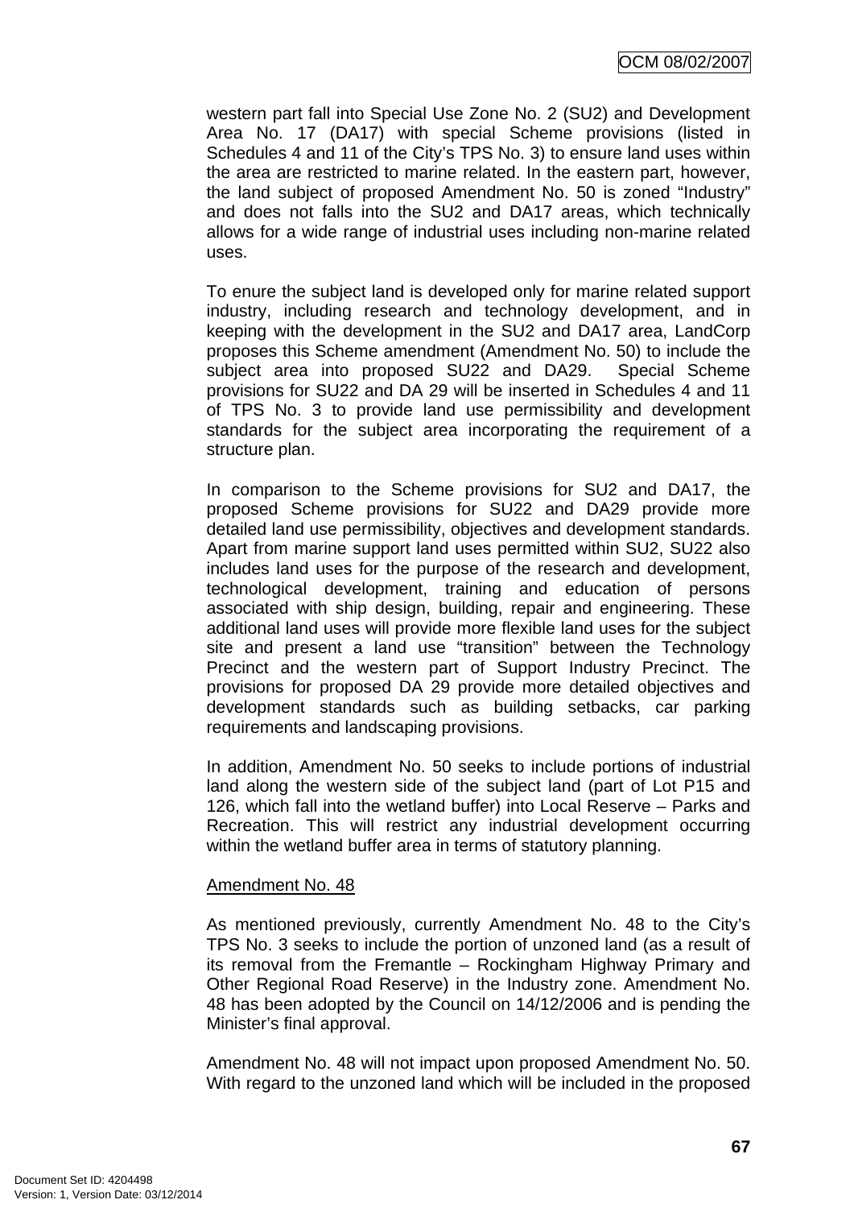western part fall into Special Use Zone No. 2 (SU2) and Development Area No. 17 (DA17) with special Scheme provisions (listed in Schedules 4 and 11 of the City's TPS No. 3) to ensure land uses within the area are restricted to marine related. In the eastern part, however, the land subject of proposed Amendment No. 50 is zoned "Industry" and does not falls into the SU2 and DA17 areas, which technically allows for a wide range of industrial uses including non-marine related uses.

To enure the subject land is developed only for marine related support industry, including research and technology development, and in keeping with the development in the SU2 and DA17 area, LandCorp proposes this Scheme amendment (Amendment No. 50) to include the subject area into proposed SU22 and DA29. Special Scheme provisions for SU22 and DA 29 will be inserted in Schedules 4 and 11 of TPS No. 3 to provide land use permissibility and development standards for the subject area incorporating the requirement of a structure plan.

In comparison to the Scheme provisions for SU2 and DA17, the proposed Scheme provisions for SU22 and DA29 provide more detailed land use permissibility, objectives and development standards. Apart from marine support land uses permitted within SU2, SU22 also includes land uses for the purpose of the research and development, technological development, training and education of persons associated with ship design, building, repair and engineering. These additional land uses will provide more flexible land uses for the subject site and present a land use "transition" between the Technology Precinct and the western part of Support Industry Precinct. The provisions for proposed DA 29 provide more detailed objectives and development standards such as building setbacks, car parking requirements and landscaping provisions.

In addition, Amendment No. 50 seeks to include portions of industrial land along the western side of the subject land (part of Lot P15 and 126, which fall into the wetland buffer) into Local Reserve – Parks and Recreation. This will restrict any industrial development occurring within the wetland buffer area in terms of statutory planning.

Amendment No. 48

As mentioned previously, currently Amendment No. 48 to the City's TPS No. 3 seeks to include the portion of unzoned land (as a result of its removal from the Fremantle – Rockingham Highway Primary and Other Regional Road Reserve) in the Industry zone. Amendment No. 48 has been adopted by the Council on 14/12/2006 and is pending the Minister's final approval.

Amendment No. 48 will not impact upon proposed Amendment No. 50. With regard to the unzoned land which will be included in the proposed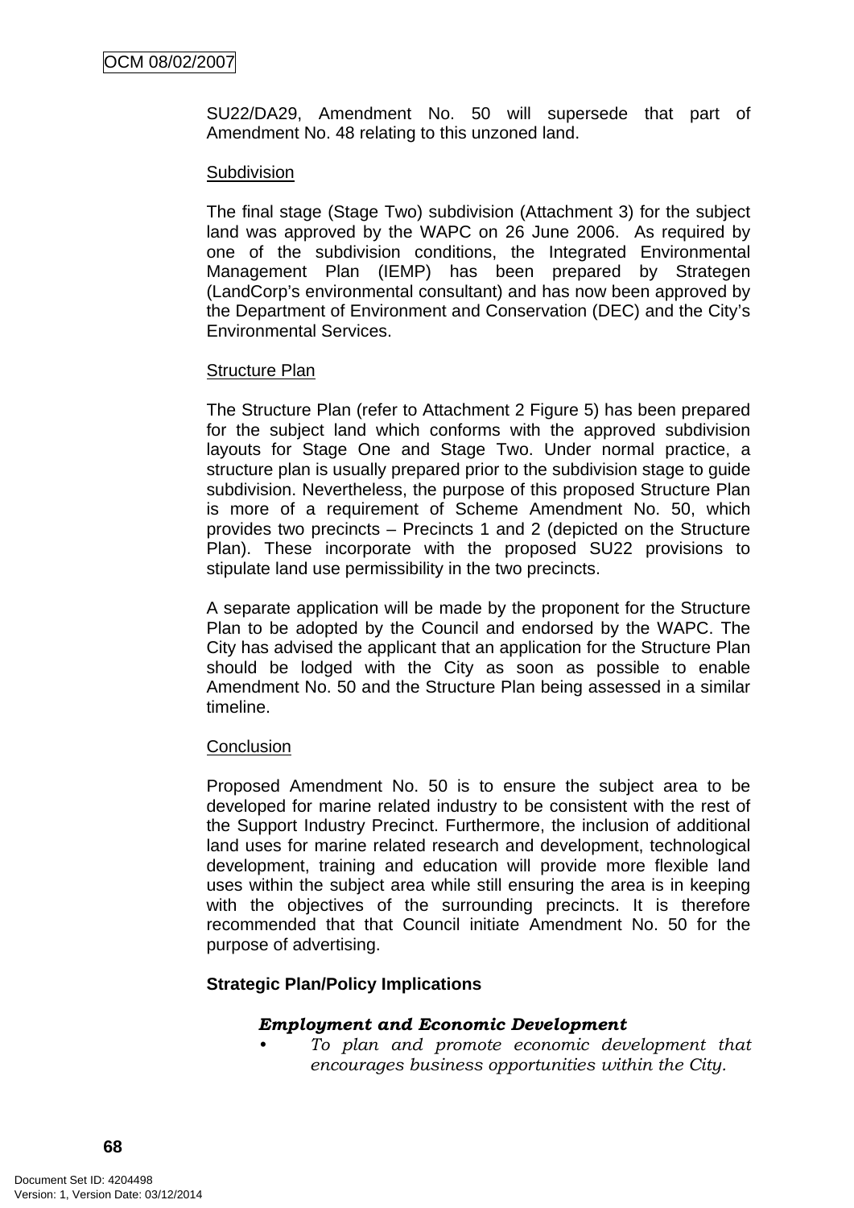SU22/DA29, Amendment No. 50 will supersede that part of Amendment No. 48 relating to this unzoned land.

Subdivision

The final stage (Stage Two) subdivision (Attachment 3) for the subject land was approved by the WAPC on 26 June 2006. As required by one of the subdivision conditions, the Integrated Environmental Management Plan (IEMP) has been prepared by Strategen (LandCorp's environmental consultant) and has now been approved by the Department of Environment and Conservation (DEC) and the City's Environmental Services.

Structure Plan

The Structure Plan (refer to Attachment 2 Figure 5) has been prepared for the subject land which conforms with the approved subdivision layouts for Stage One and Stage Two. Under normal practice, a structure plan is usually prepared prior to the subdivision stage to guide subdivision. Nevertheless, the purpose of this proposed Structure Plan is more of a requirement of Scheme Amendment No. 50, which provides two precincts – Precincts 1 and 2 (depicted on the Structure Plan). These incorporate with the proposed SU22 provisions to stipulate land use permissibility in the two precincts.

A separate application will be made by the proponent for the Structure Plan to be adopted by the Council and endorsed by the WAPC. The City has advised the applicant that an application for the Structure Plan should be lodged with the City as soon as possible to enable Amendment No. 50 and the Structure Plan being assessed in a similar timeline.

Conclusion

Proposed Amendment No. 50 is to ensure the subject area to be developed for marine related industry to be consistent with the rest of the Support Industry Precinct. Furthermore, the inclusion of additional land uses for marine related research and development, technological development, training and education will provide more flexible land uses within the subject area while still ensuring the area is in keeping with the objectives of the surrounding precincts. It is therefore recommended that that Council initiate Amendment No. 50 for the purpose of advertising.

**Strategic Plan/Policy Implications**

***Employment and Economic Development***

- *To plan and promote economic development that encourages business opportunities within the City.*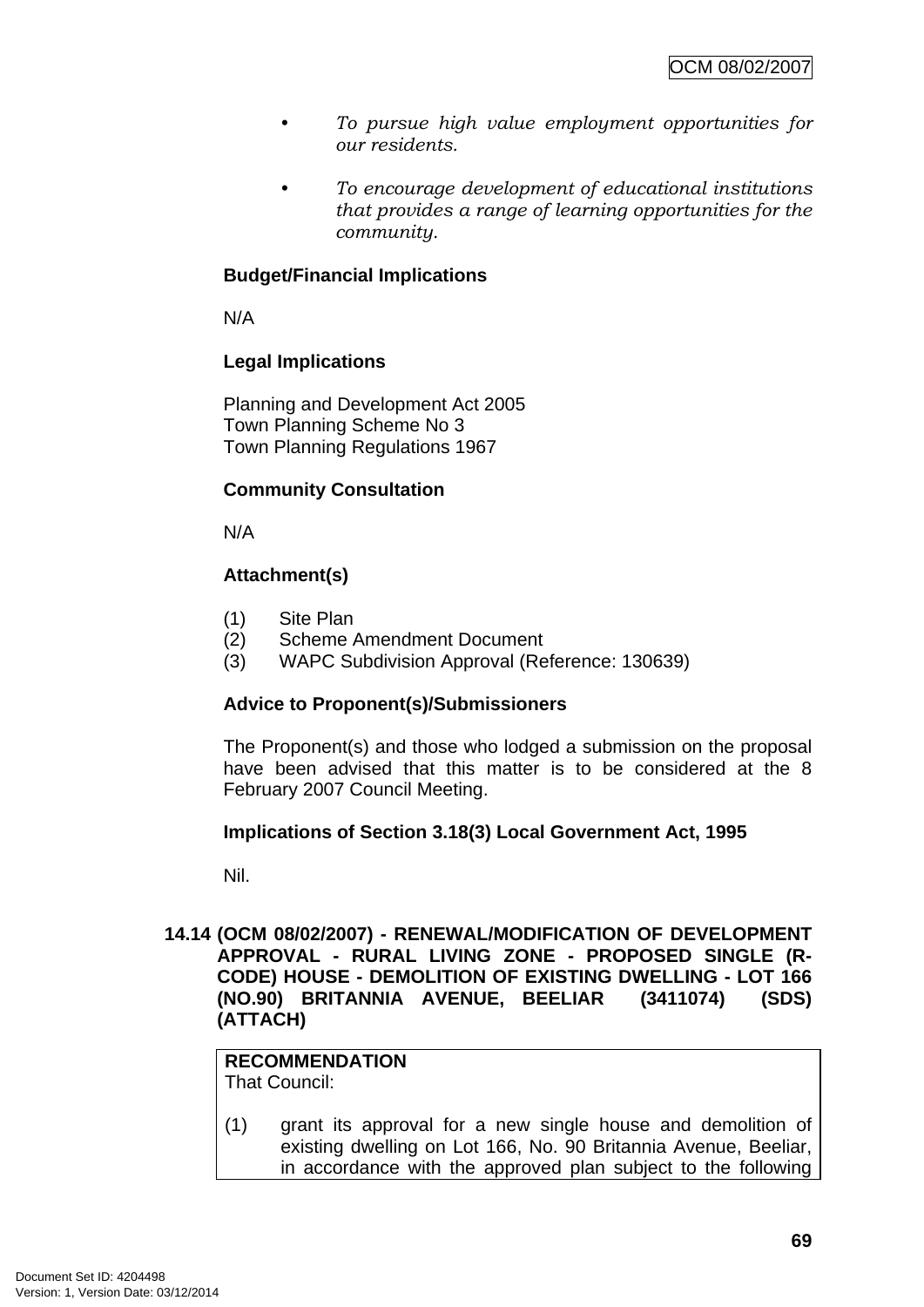- *To pursue high value employment opportunities for our residents.*

- *To encourage development of educational institutions that provides a range of learning opportunities for the community.*

**Budget/Financial Implications**

N/A

**Legal Implications**

Planning and Development Act 2005
Town Planning Scheme No 3
Town Planning Regulations 1967

**Community Consultation**

N/A

**Attachment(s)**

(1) Site Plan
(2) Scheme Amendment Document
(3) WAPC Subdivision Approval (Reference: 130639)

**Advice to Proponent(s)/Submissioners**

The Proponent(s) and those who lodged a submission on the proposal have been advised that this matter is to be considered at the 8 February 2007 Council Meeting.

**Implications of Section 3.18(3) Local Government Act, 1995**

Nil.

## 14.14 (OCM 08/02/2007) - RENEWAL/MODIFICATION OF DEVELOPMENT APPROVAL - RURAL LIVING ZONE - PROPOSED SINGLE (R-CODE) HOUSE - DEMOLITION OF EXISTING DWELLING - LOT 166 (NO.90) BRITANNIA AVENUE, BEELIAR (3411074) (SDS) (ATTACH)

**RECOMMENDATION**
That Council:

(1) grant its approval for a new single house and demolition of existing dwelling on Lot 166, No. 90 Britannia Avenue, Beeliar, in accordance with the approved plan subject to the following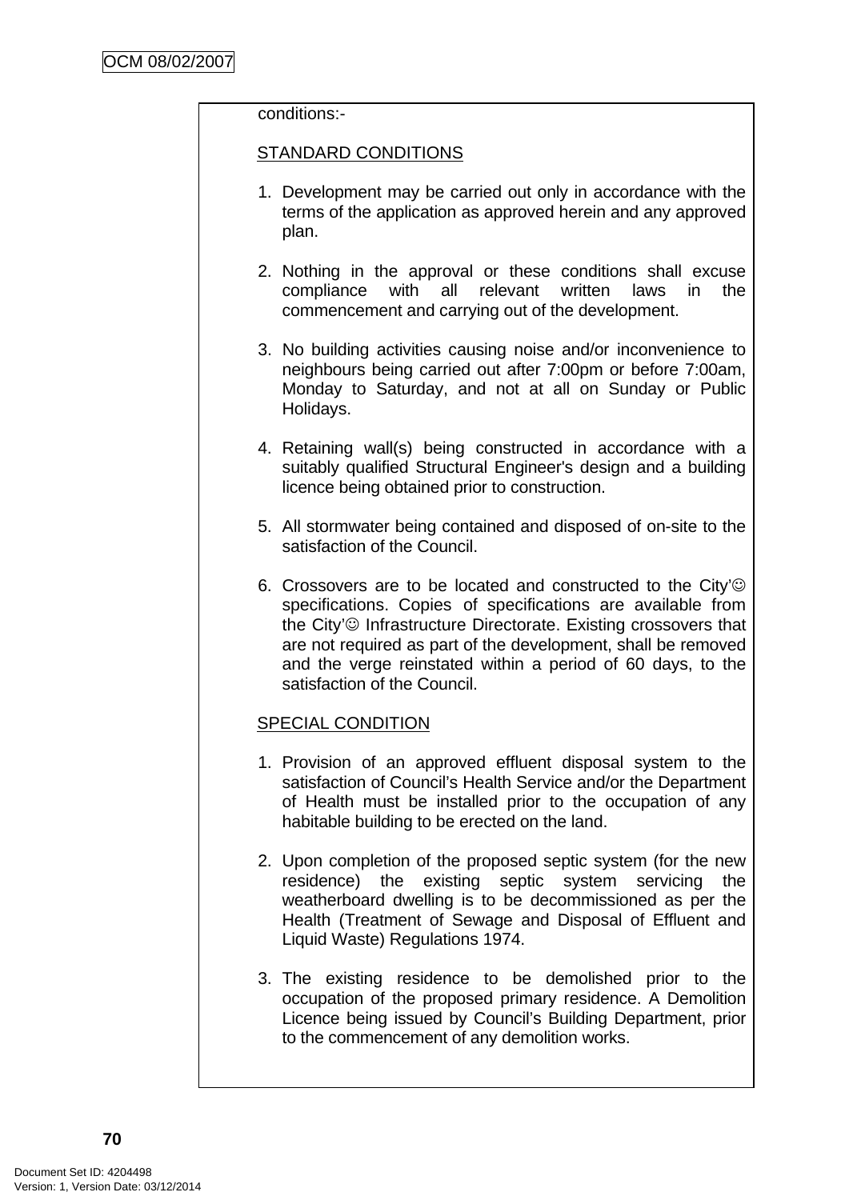conditions:-

STANDARD CONDITIONS

1. Development may be carried out only in accordance with the terms of the application as approved herein and any approved plan.

2. Nothing in the approval or these conditions shall excuse compliance with all relevant written laws in the commencement and carrying out of the development.

3. No building activities causing noise and/or inconvenience to neighbours being carried out after 7:00pm or before 7:00am, Monday to Saturday, and not at all on Sunday or Public Holidays.

4. Retaining wall(s) being constructed in accordance with a suitably qualified Structural Engineer's design and a building licence being obtained prior to construction.

5. All stormwater being contained and disposed of on-site to the satisfaction of the Council.

6. Crossovers are to be located and constructed to the City'☺ specifications. Copies of specifications are available from the City'☺ Infrastructure Directorate. Existing crossovers that are not required as part of the development, shall be removed and the verge reinstated within a period of 60 days, to the satisfaction of the Council.

SPECIAL CONDITION

1. Provision of an approved effluent disposal system to the satisfaction of Council's Health Service and/or the Department of Health must be installed prior to the occupation of any habitable building to be erected on the land.

2. Upon completion of the proposed septic system (for the new residence) the existing septic system servicing the weatherboard dwelling is to be decommissioned as per the Health (Treatment of Sewage and Disposal of Effluent and Liquid Waste) Regulations 1974.

3. The existing residence to be demolished prior to the occupation of the proposed primary residence. A Demolition Licence being issued by Council's Building Department, prior to the commencement of any demolition works.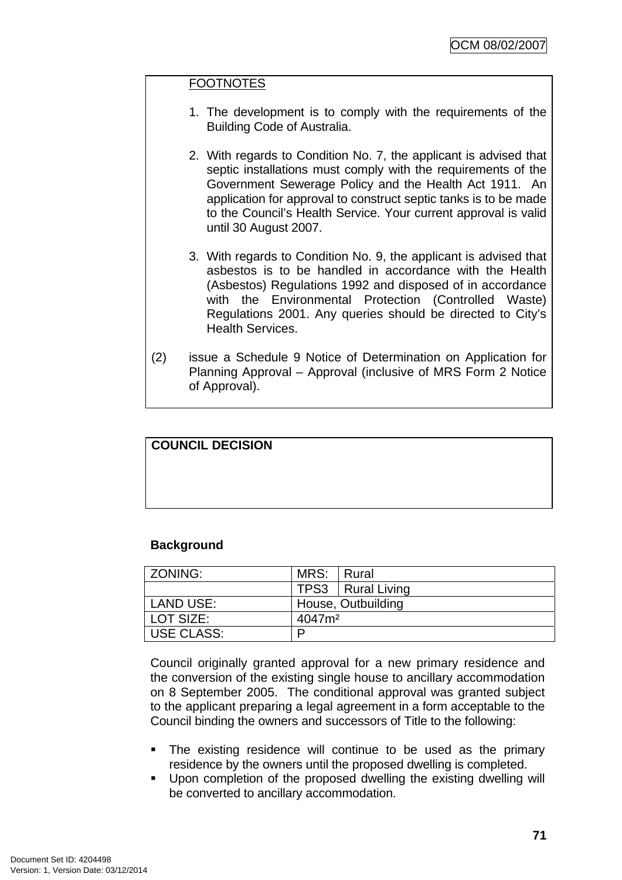FOOTNOTES

1. The development is to comply with the requirements of the Building Code of Australia.

2. With regards to Condition No. 7, the applicant is advised that septic installations must comply with the requirements of the Government Sewerage Policy and the Health Act 1911. An application for approval to construct septic tanks is to be made to the Council's Health Service. Your current approval is valid until 30 August 2007.

3. With regards to Condition No. 9, the applicant is advised that asbestos is to be handled in accordance with the Health (Asbestos) Regulations 1992 and disposed of in accordance with the Environmental Protection (Controlled Waste) Regulations 2001. Any queries should be directed to City's Health Services.

(2) issue a Schedule 9 Notice of Determination on Application for Planning Approval – Approval (inclusive of MRS Form 2 Notice of Approval).

**COUNCIL DECISION**

**Background**

| ZONING: | MRS: | Rural |
|---|---|---|
| | TPS3 | Rural Living |
| LAND USE: | House, Outbuilding | |
| LOT SIZE: | 4047m² | |
| USE CLASS: | P | |

Council originally granted approval for a new primary residence and the conversion of the existing single house to ancillary accommodation on 8 September 2005. The conditional approval was granted subject to the applicant preparing a legal agreement in a form acceptable to the Council binding the owners and successors of Title to the following:

- The existing residence will continue to be used as the primary residence by the owners until the proposed dwelling is completed.
- Upon completion of the proposed dwelling the existing dwelling will be converted to ancillary accommodation.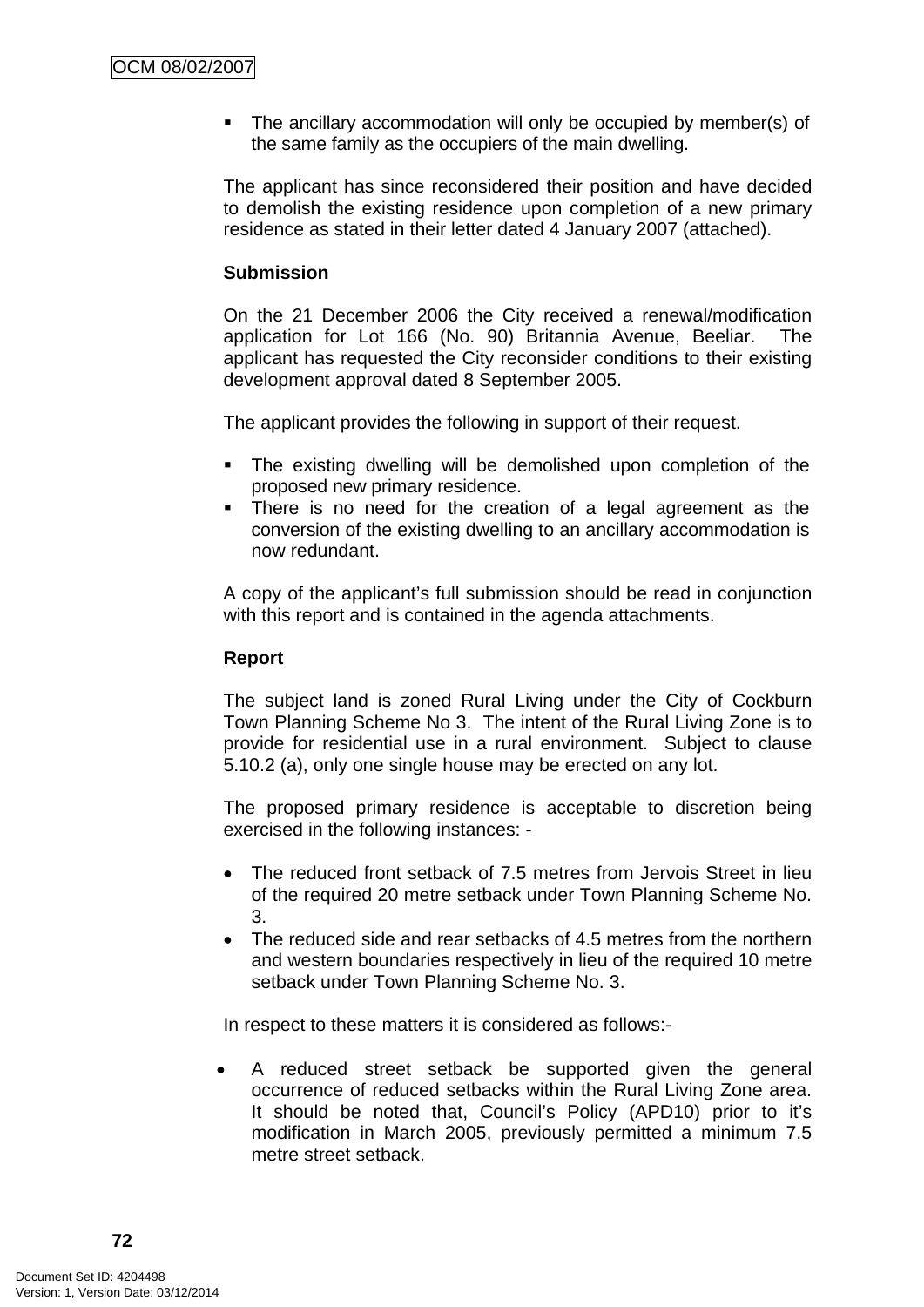- The ancillary accommodation will only be occupied by member(s) of the same family as the occupiers of the main dwelling.

The applicant has since reconsidered their position and have decided to demolish the existing residence upon completion of a new primary residence as stated in their letter dated 4 January 2007 (attached).

**Submission**

On the 21 December 2006 the City received a renewal/modification application for Lot 166 (No. 90) Britannia Avenue, Beeliar. The applicant has requested the City reconsider conditions to their existing development approval dated 8 September 2005.

The applicant provides the following in support of their request.

- The existing dwelling will be demolished upon completion of the proposed new primary residence.
- There is no need for the creation of a legal agreement as the conversion of the existing dwelling to an ancillary accommodation is now redundant.

A copy of the applicant's full submission should be read in conjunction with this report and is contained in the agenda attachments.

**Report**

The subject land is zoned Rural Living under the City of Cockburn Town Planning Scheme No 3. The intent of the Rural Living Zone is to provide for residential use in a rural environment. Subject to clause 5.10.2 (a), only one single house may be erected on any lot.

The proposed primary residence is acceptable to discretion being exercised in the following instances: -

- The reduced front setback of 7.5 metres from Jervois Street in lieu of the required 20 metre setback under Town Planning Scheme No. 3.
- The reduced side and rear setbacks of 4.5 metres from the northern and western boundaries respectively in lieu of the required 10 metre setback under Town Planning Scheme No. 3.

In respect to these matters it is considered as follows:-

- A reduced street setback be supported given the general occurrence of reduced setbacks within the Rural Living Zone area. It should be noted that, Council's Policy (APD10) prior to it's modification in March 2005, previously permitted a minimum 7.5 metre street setback.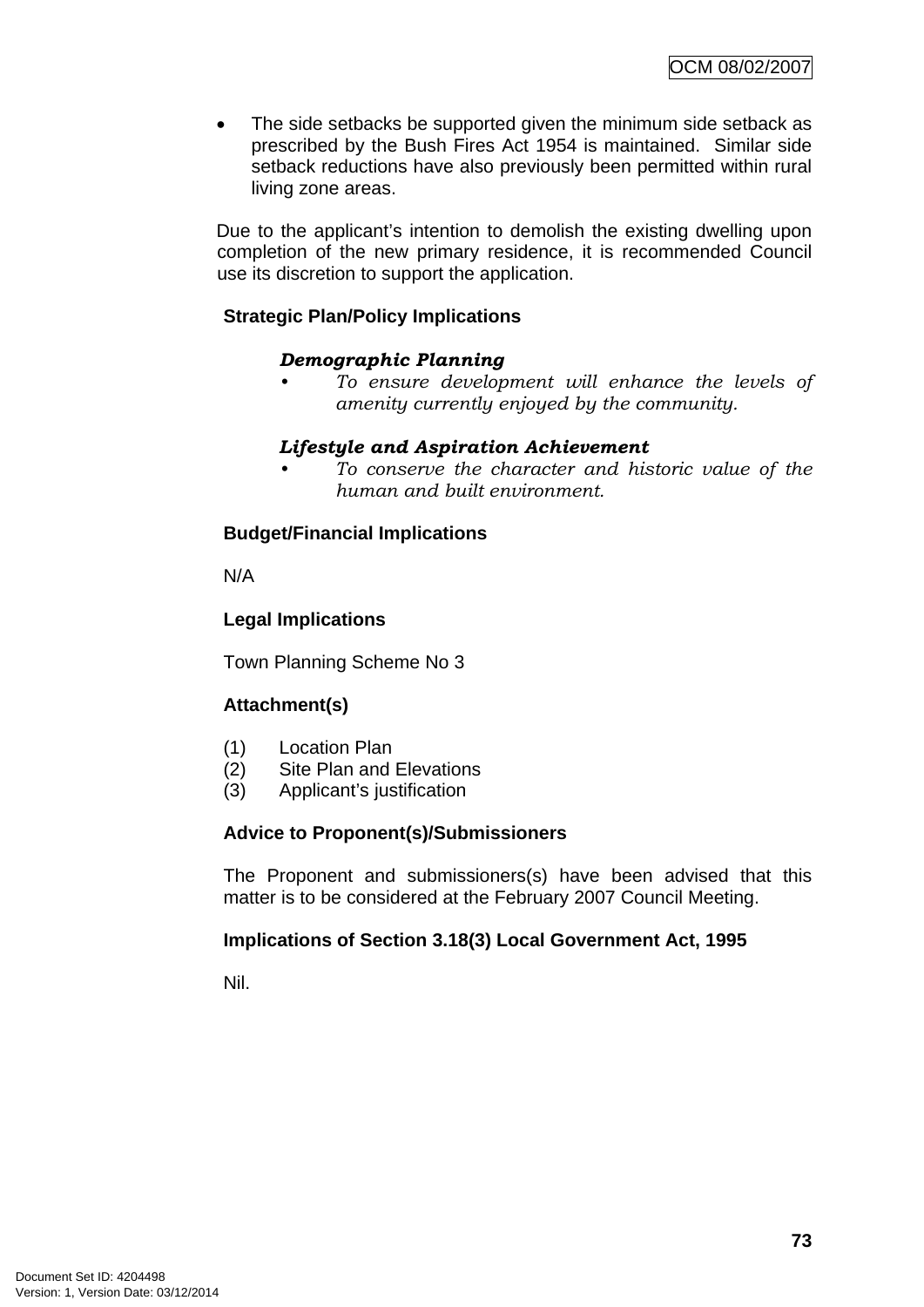- The side setbacks be supported given the minimum side setback as prescribed by the Bush Fires Act 1954 is maintained. Similar side setback reductions have also previously been permitted within rural living zone areas.

Due to the applicant's intention to demolish the existing dwelling upon completion of the new primary residence, it is recommended Council use its discretion to support the application.

**Strategic Plan/Policy Implications**

***Demographic Planning***

- *To ensure development will enhance the levels of amenity currently enjoyed by the community.*

***Lifestyle and Aspiration Achievement***

- *To conserve the character and historic value of the human and built environment.*

**Budget/Financial Implications**

N/A

**Legal Implications**

Town Planning Scheme No 3

**Attachment(s)**

(1) Location Plan
(2) Site Plan and Elevations
(3) Applicant's justification

**Advice to Proponent(s)/Submissioners**

The Proponent and submissioners(s) have been advised that this matter is to be considered at the February 2007 Council Meeting.

**Implications of Section 3.18(3) Local Government Act, 1995**

Nil.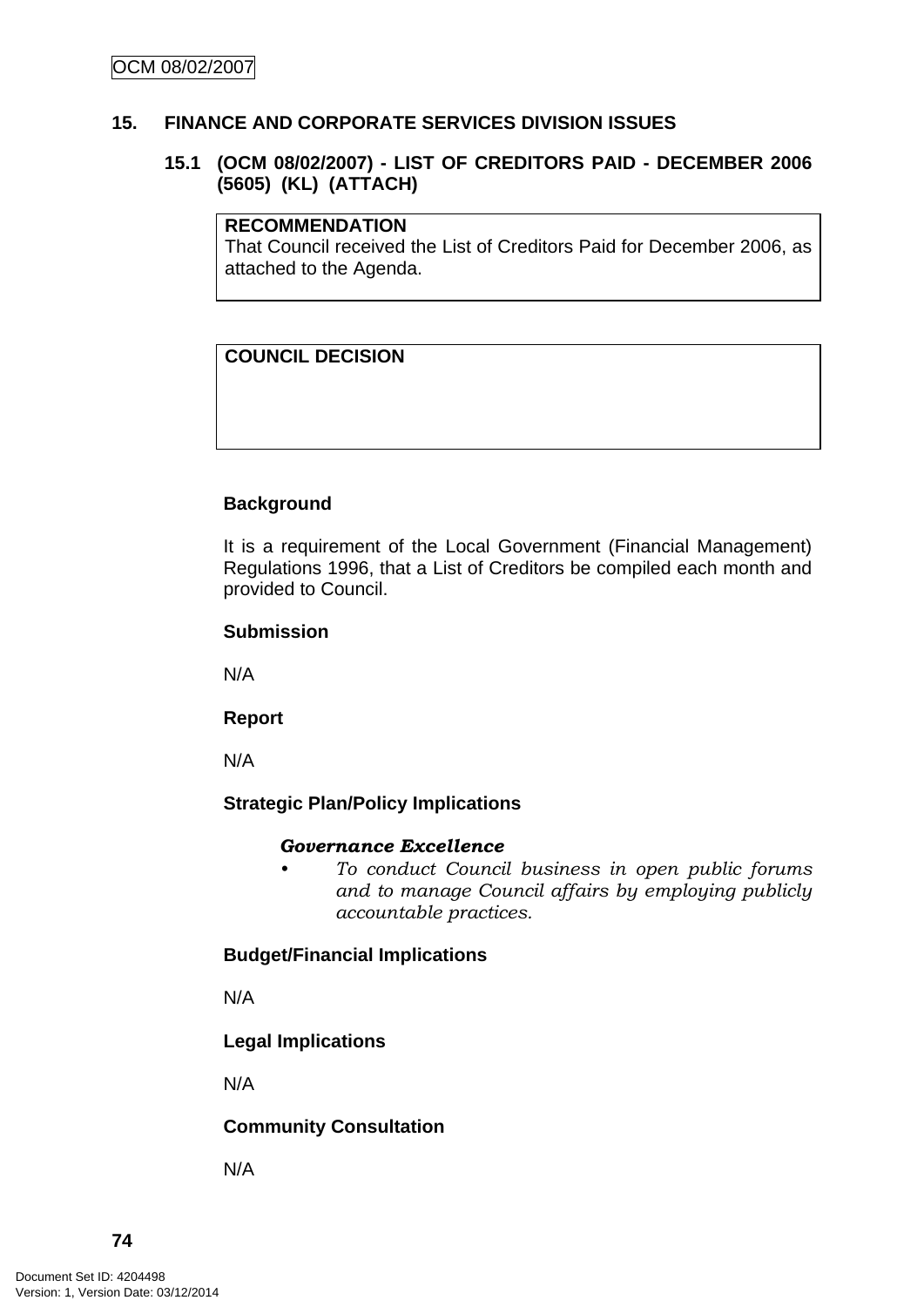## 15. FINANCE AND CORPORATE SERVICES DIVISION ISSUES

### 15.1 (OCM 08/02/2007) - LIST OF CREDITORS PAID - DECEMBER 2006 (5605) (KL) (ATTACH)

| **RECOMMENDATION** |
|---|
| That Council received the List of Creditors Paid for December 2006, as attached to the Agenda. |

| **COUNCIL DECISION** |
|---|
| |

**Background**

It is a requirement of the Local Government (Financial Management) Regulations 1996, that a List of Creditors be compiled each month and provided to Council.

**Submission**

N/A

**Report**

N/A

**Strategic Plan/Policy Implications**

***Governance Excellence***

- *To conduct Council business in open public forums and to manage Council affairs by employing publicly accountable practices.*

**Budget/Financial Implications**

N/A

**Legal Implications**

N/A

**Community Consultation**

N/A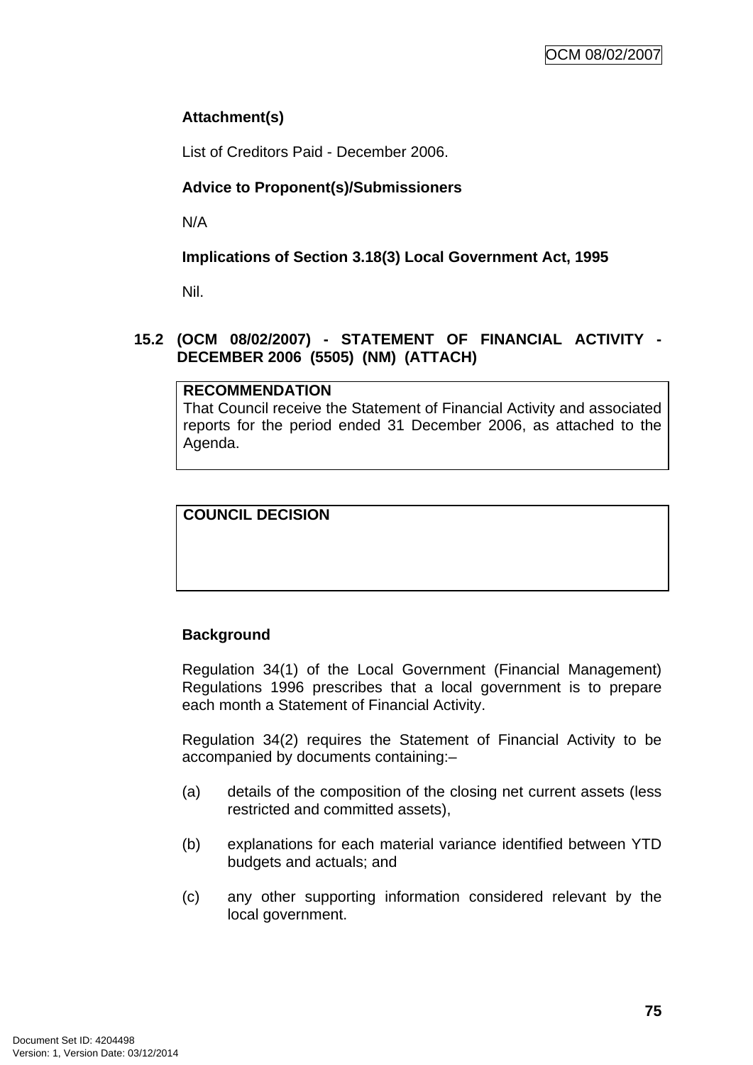**Attachment(s)**

List of Creditors Paid - December 2006.

**Advice to Proponent(s)/Submissioners**

N/A

**Implications of Section 3.18(3) Local Government Act, 1995**

Nil.

## 15.2 (OCM 08/02/2007) - STATEMENT OF FINANCIAL ACTIVITY - DECEMBER 2006 (5505) (NM) (ATTACH)

| **RECOMMENDATION** |
|---|
| That Council receive the Statement of Financial Activity and associated reports for the period ended 31 December 2006, as attached to the Agenda. |

| **COUNCIL DECISION** |
|---|
| |

**Background**

Regulation 34(1) of the Local Government (Financial Management) Regulations 1996 prescribes that a local government is to prepare each month a Statement of Financial Activity.

Regulation 34(2) requires the Statement of Financial Activity to be accompanied by documents containing:–

(a) details of the composition of the closing net current assets (less restricted and committed assets),

(b) explanations for each material variance identified between YTD budgets and actuals; and

(c) any other supporting information considered relevant by the local government.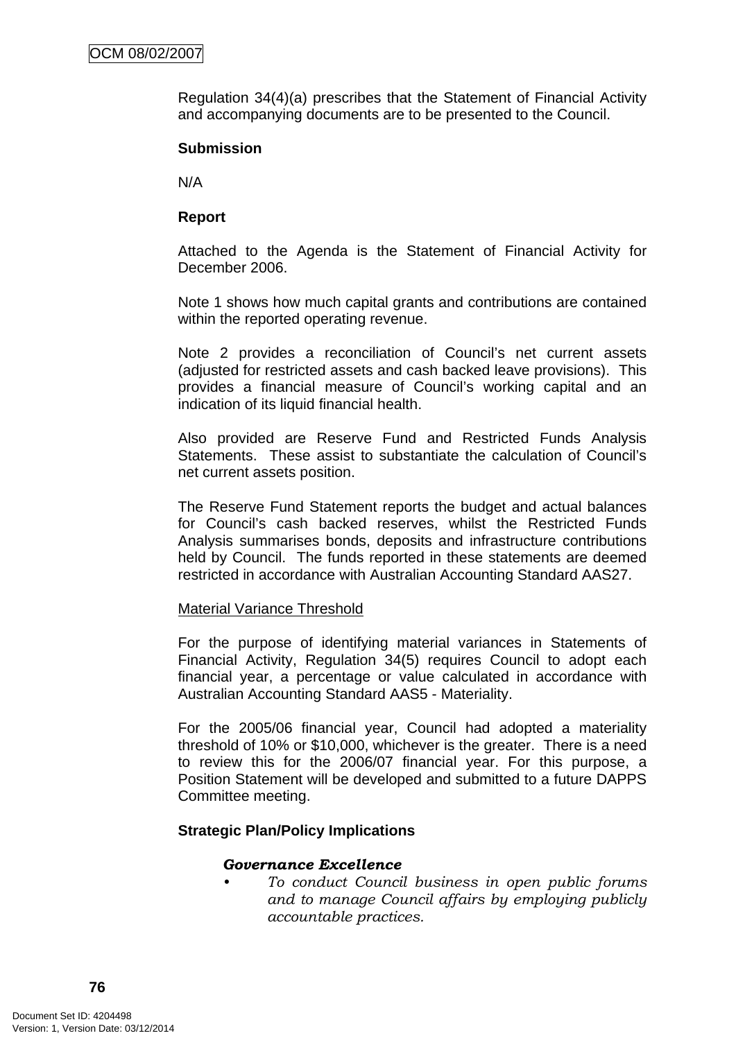Regulation 34(4)(a) prescribes that the Statement of Financial Activity and accompanying documents are to be presented to the Council.

**Submission**

N/A

**Report**

Attached to the Agenda is the Statement of Financial Activity for December 2006.

Note 1 shows how much capital grants and contributions are contained within the reported operating revenue.

Note 2 provides a reconciliation of Council's net current assets (adjusted for restricted assets and cash backed leave provisions). This provides a financial measure of Council's working capital and an indication of its liquid financial health.

Also provided are Reserve Fund and Restricted Funds Analysis Statements. These assist to substantiate the calculation of Council's net current assets position.

The Reserve Fund Statement reports the budget and actual balances for Council's cash backed reserves, whilst the Restricted Funds Analysis summarises bonds, deposits and infrastructure contributions held by Council. The funds reported in these statements are deemed restricted in accordance with Australian Accounting Standard AAS27.

<u>Material Variance Threshold</u>

For the purpose of identifying material variances in Statements of Financial Activity, Regulation 34(5) requires Council to adopt each financial year, a percentage or value calculated in accordance with Australian Accounting Standard AAS5 - Materiality.

For the 2005/06 financial year, Council had adopted a materiality threshold of 10% or $10,000, whichever is the greater. There is a need to review this for the 2006/07 financial year. For this purpose, a Position Statement will be developed and submitted to a future DAPPS Committee meeting.

**Strategic Plan/Policy Implications**

***Governance Excellence***

- *To conduct Council business in open public forums and to manage Council affairs by employing publicly accountable practices.*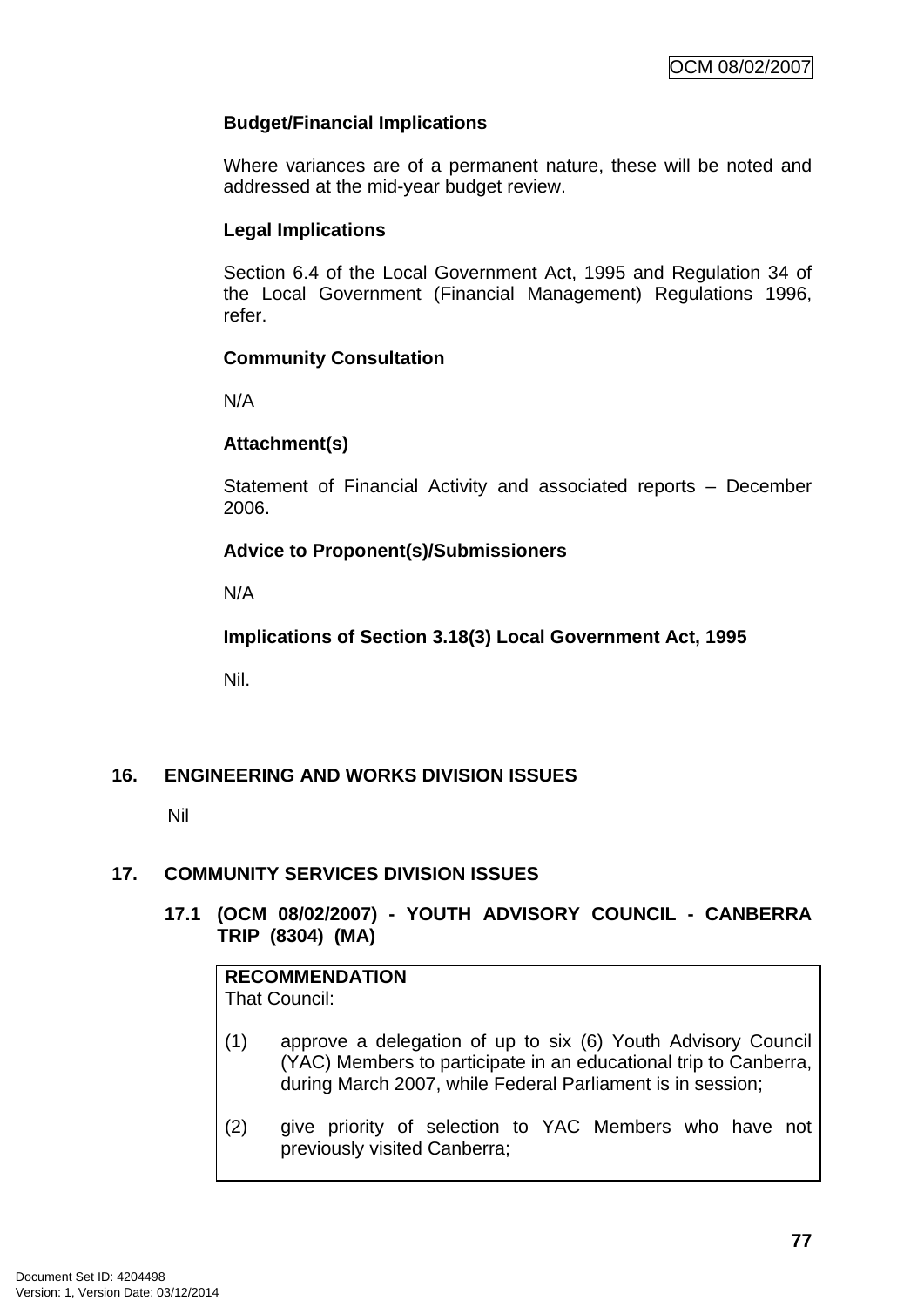**Budget/Financial Implications**

Where variances are of a permanent nature, these will be noted and addressed at the mid-year budget review.

**Legal Implications**

Section 6.4 of the Local Government Act, 1995 and Regulation 34 of the Local Government (Financial Management) Regulations 1996, refer.

**Community Consultation**

N/A

**Attachment(s)**

Statement of Financial Activity and associated reports – December 2006.

**Advice to Proponent(s)/Submissioners**

N/A

**Implications of Section 3.18(3) Local Government Act, 1995**

Nil.

## 16. ENGINEERING AND WORKS DIVISION ISSUES

Nil

## 17. COMMUNITY SERVICES DIVISION ISSUES

### 17.1 (OCM 08/02/2007) - YOUTH ADVISORY COUNCIL - CANBERRA TRIP (8304) (MA)

**RECOMMENDATION**
That Council:

(1) approve a delegation of up to six (6) Youth Advisory Council (YAC) Members to participate in an educational trip to Canberra, during March 2007, while Federal Parliament is in session;

(2) give priority of selection to YAC Members who have not previously visited Canberra;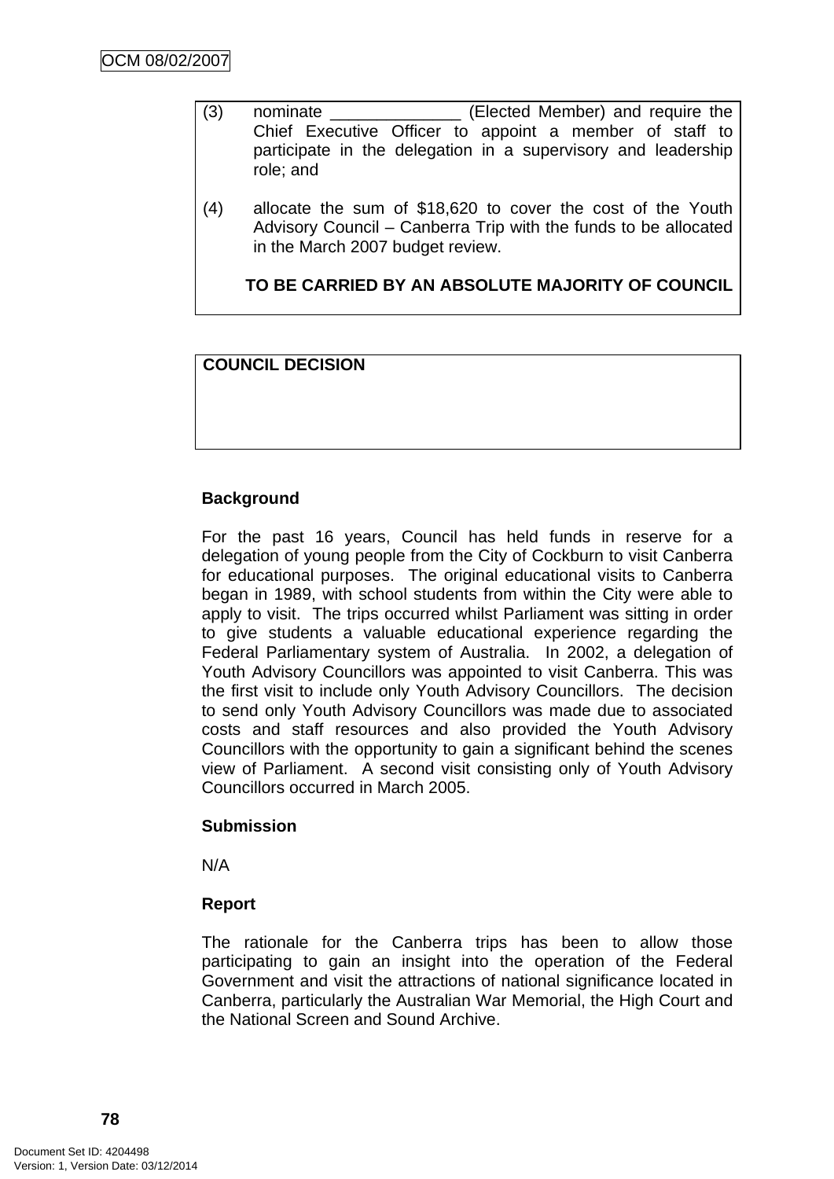(3) nominate ______________ (Elected Member) and require the Chief Executive Officer to appoint a member of staff to participate in the delegation in a supervisory and leadership role; and

(4) allocate the sum of $18,620 to cover the cost of the Youth Advisory Council – Canberra Trip with the funds to be allocated in the March 2007 budget review.

**TO BE CARRIED BY AN ABSOLUTE MAJORITY OF COUNCIL**

**COUNCIL DECISION**

**Background**

For the past 16 years, Council has held funds in reserve for a delegation of young people from the City of Cockburn to visit Canberra for educational purposes. The original educational visits to Canberra began in 1989, with school students from within the City were able to apply to visit. The trips occurred whilst Parliament was sitting in order to give students a valuable educational experience regarding the Federal Parliamentary system of Australia. In 2002, a delegation of Youth Advisory Councillors was appointed to visit Canberra. This was the first visit to include only Youth Advisory Councillors. The decision to send only Youth Advisory Councillors was made due to associated costs and staff resources and also provided the Youth Advisory Councillors with the opportunity to gain a significant behind the scenes view of Parliament. A second visit consisting only of Youth Advisory Councillors occurred in March 2005.

**Submission**

N/A

**Report**

The rationale for the Canberra trips has been to allow those participating to gain an insight into the operation of the Federal Government and visit the attractions of national significance located in Canberra, particularly the Australian War Memorial, the High Court and the National Screen and Sound Archive.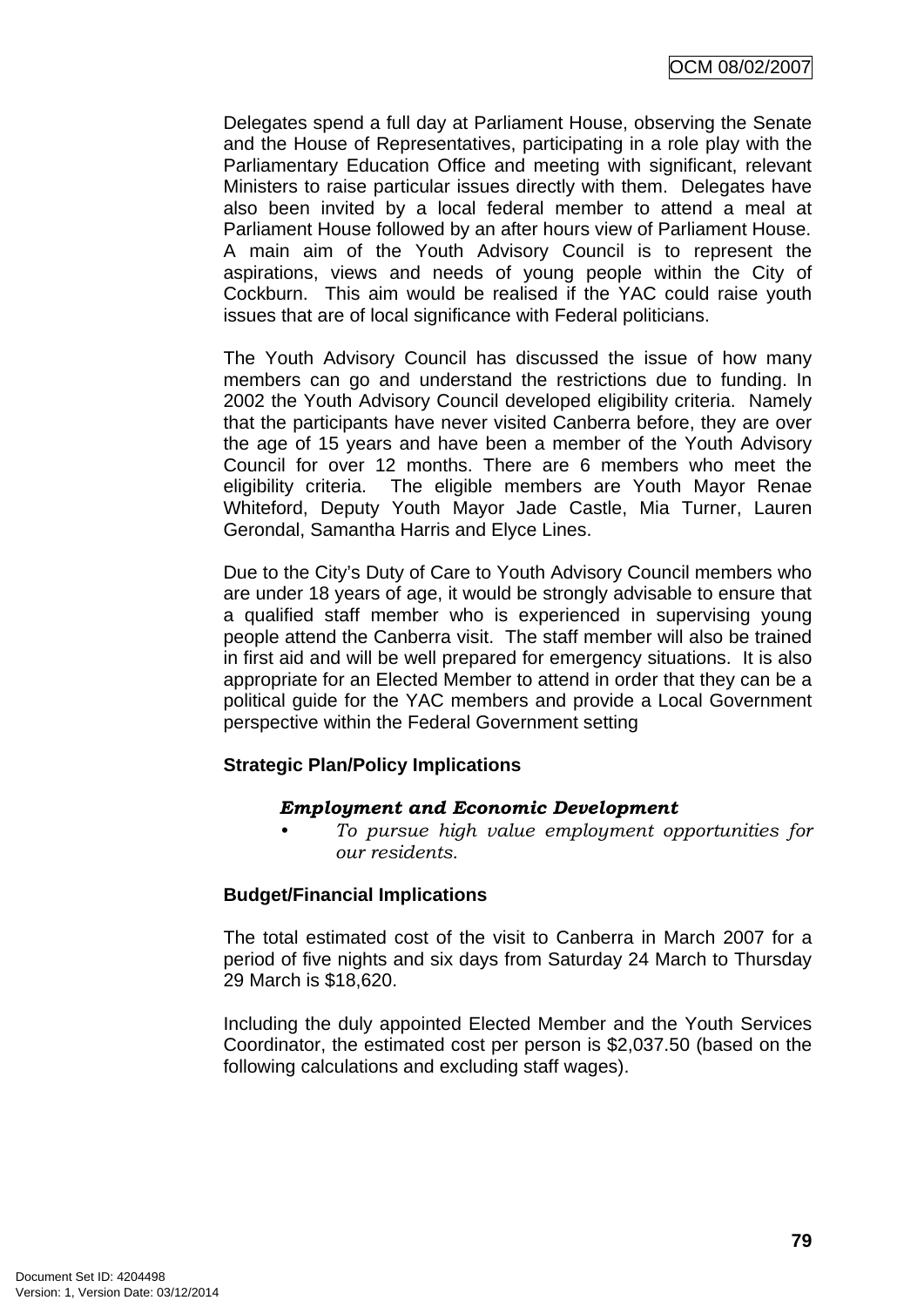Delegates spend a full day at Parliament House, observing the Senate and the House of Representatives, participating in a role play with the Parliamentary Education Office and meeting with significant, relevant Ministers to raise particular issues directly with them. Delegates have also been invited by a local federal member to attend a meal at Parliament House followed by an after hours view of Parliament House. A main aim of the Youth Advisory Council is to represent the aspirations, views and needs of young people within the City of Cockburn. This aim would be realised if the YAC could raise youth issues that are of local significance with Federal politicians.

The Youth Advisory Council has discussed the issue of how many members can go and understand the restrictions due to funding. In 2002 the Youth Advisory Council developed eligibility criteria. Namely that the participants have never visited Canberra before, they are over the age of 15 years and have been a member of the Youth Advisory Council for over 12 months. There are 6 members who meet the eligibility criteria. The eligible members are Youth Mayor Renae Whiteford, Deputy Youth Mayor Jade Castle, Mia Turner, Lauren Gerondal, Samantha Harris and Elyce Lines.

Due to the City's Duty of Care to Youth Advisory Council members who are under 18 years of age, it would be strongly advisable to ensure that a qualified staff member who is experienced in supervising young people attend the Canberra visit. The staff member will also be trained in first aid and will be well prepared for emergency situations. It is also appropriate for an Elected Member to attend in order that they can be a political guide for the YAC members and provide a Local Government perspective within the Federal Government setting

**Strategic Plan/Policy Implications**

***Employment and Economic Development***

- *To pursue high value employment opportunities for our residents.*

**Budget/Financial Implications**

The total estimated cost of the visit to Canberra in March 2007 for a period of five nights and six days from Saturday 24 March to Thursday 29 March is $18,620.

Including the duly appointed Elected Member and the Youth Services Coordinator, the estimated cost per person is $2,037.50 (based on the following calculations and excluding staff wages).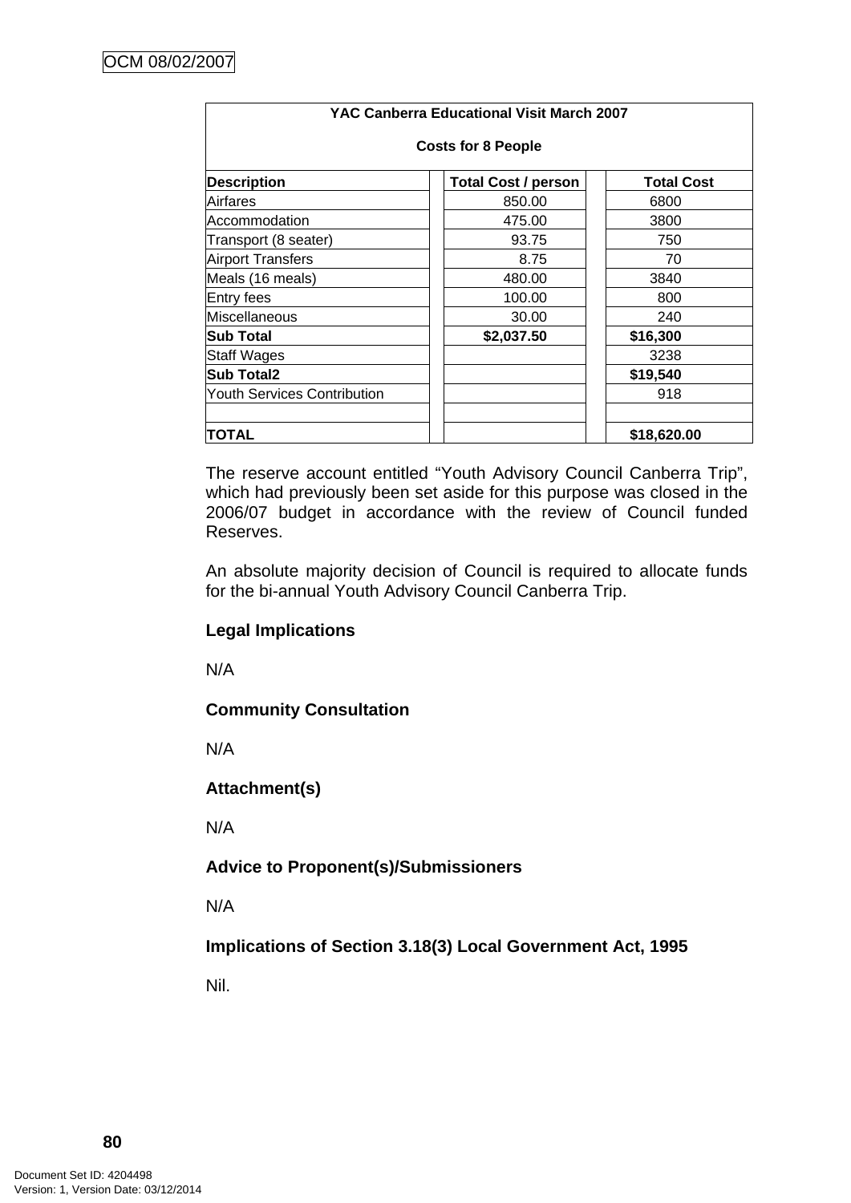| YAC Canberra Educational Visit March 2007<br><br>Costs for 8 People | | |
|---|---|---|
| **Description** | **Total Cost / person** | **Total Cost** |
| Airfares | 850.00 | 6800 |
| Accommodation | 475.00 | 3800 |
| Transport (8 seater) | 93.75 | 750 |
| Airport Transfers | 8.75 | 70 |
| Meals (16 meals) | 480.00 | 3840 |
| Entry fees | 100.00 | 800 |
| Miscellaneous | 30.00 | 240 |
| **Sub Total** | **$2,037.50** | **$16,300** |
| Staff Wages | | 3238 |
| **Sub Total2** | | **$19,540** |
| Youth Services Contribution | | 918 |
| | | |
| **TOTAL** | | **$18,620.00** |

The reserve account entitled "Youth Advisory Council Canberra Trip", which had previously been set aside for this purpose was closed in the 2006/07 budget in accordance with the review of Council funded Reserves.

An absolute majority decision of Council is required to allocate funds for the bi-annual Youth Advisory Council Canberra Trip.

**Legal Implications**

N/A

**Community Consultation**

N/A

**Attachment(s)**

N/A

**Advice to Proponent(s)/Submissioners**

N/A

**Implications of Section 3.18(3) Local Government Act, 1995**

Nil.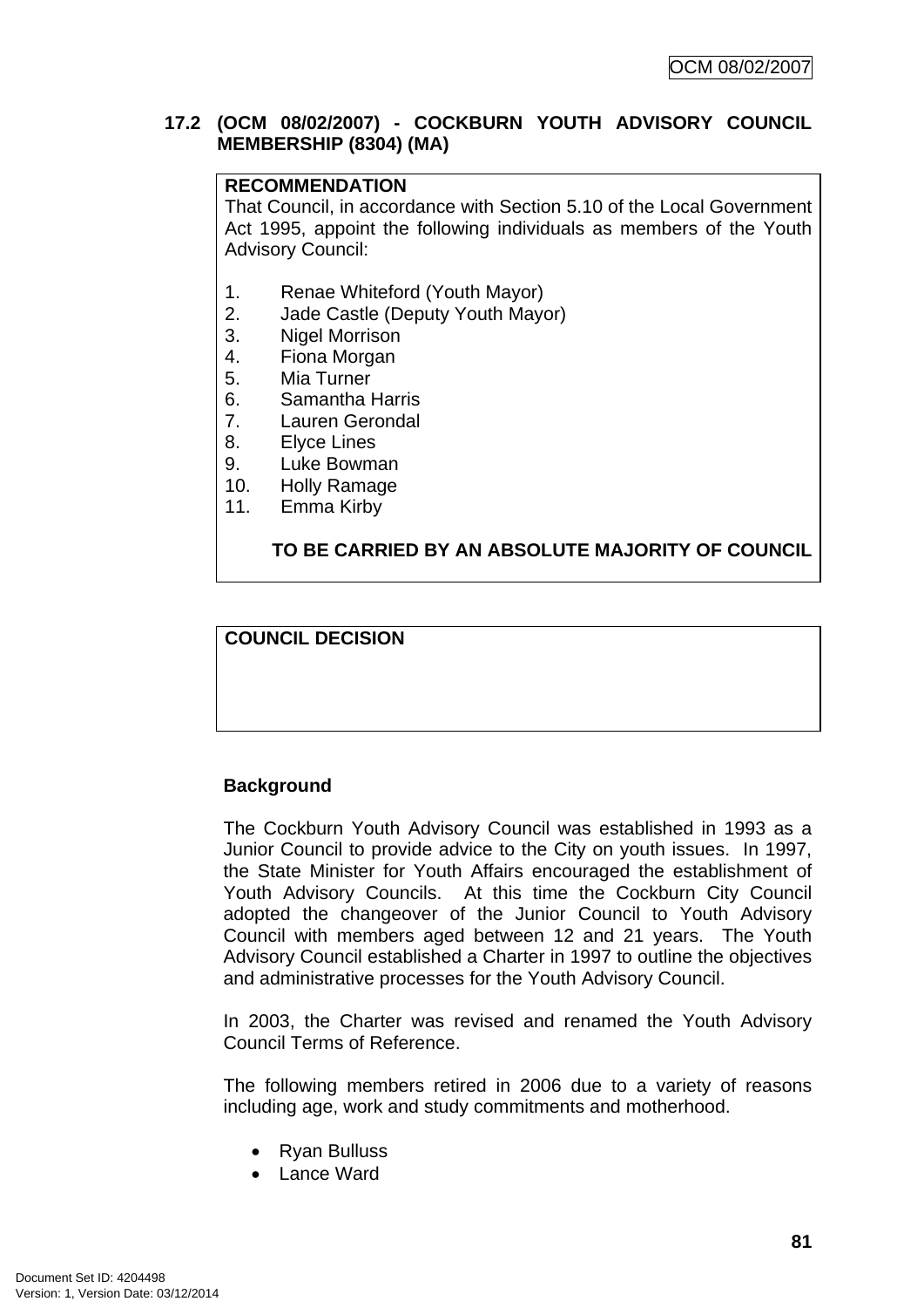## 17.2 (OCM 08/02/2007) - COCKBURN YOUTH ADVISORY COUNCIL MEMBERSHIP (8304) (MA)

**RECOMMENDATION**

That Council, in accordance with Section 5.10 of the Local Government Act 1995, appoint the following individuals as members of the Youth Advisory Council:

1. Renae Whiteford (Youth Mayor)
2. Jade Castle (Deputy Youth Mayor)
3. Nigel Morrison
4. Fiona Morgan
5. Mia Turner
6. Samantha Harris
7. Lauren Gerondal
8. Elyce Lines
9. Luke Bowman
10. Holly Ramage
11. Emma Kirby

**TO BE CARRIED BY AN ABSOLUTE MAJORITY OF COUNCIL**

**COUNCIL DECISION**

**Background**

The Cockburn Youth Advisory Council was established in 1993 as a Junior Council to provide advice to the City on youth issues. In 1997, the State Minister for Youth Affairs encouraged the establishment of Youth Advisory Councils. At this time the Cockburn City Council adopted the changeover of the Junior Council to Youth Advisory Council with members aged between 12 and 21 years. The Youth Advisory Council established a Charter in 1997 to outline the objectives and administrative processes for the Youth Advisory Council.

In 2003, the Charter was revised and renamed the Youth Advisory Council Terms of Reference.

The following members retired in 2006 due to a variety of reasons including age, work and study commitments and motherhood.

- Ryan Bulluss
- Lance Ward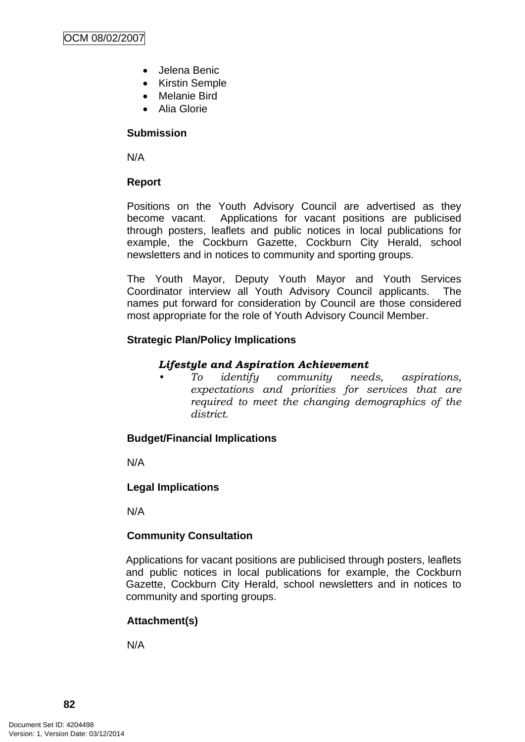- Jelena Benic
- Kirstin Semple
- Melanie Bird
- Alia Glorie

**Submission**

N/A

**Report**

Positions on the Youth Advisory Council are advertised as they become vacant. Applications for vacant positions are publicised through posters, leaflets and public notices in local publications for example, the Cockburn Gazette, Cockburn City Herald, school newsletters and in notices to community and sporting groups.

The Youth Mayor, Deputy Youth Mayor and Youth Services Coordinator interview all Youth Advisory Council applicants. The names put forward for consideration by Council are those considered most appropriate for the role of Youth Advisory Council Member.

**Strategic Plan/Policy Implications**

***Lifestyle and Aspiration Achievement***

- *To identify community needs, aspirations, expectations and priorities for services that are required to meet the changing demographics of the district.*

**Budget/Financial Implications**

N/A

**Legal Implications**

N/A

**Community Consultation**

Applications for vacant positions are publicised through posters, leaflets and public notices in local publications for example, the Cockburn Gazette, Cockburn City Herald, school newsletters and in notices to community and sporting groups.

**Attachment(s)**

N/A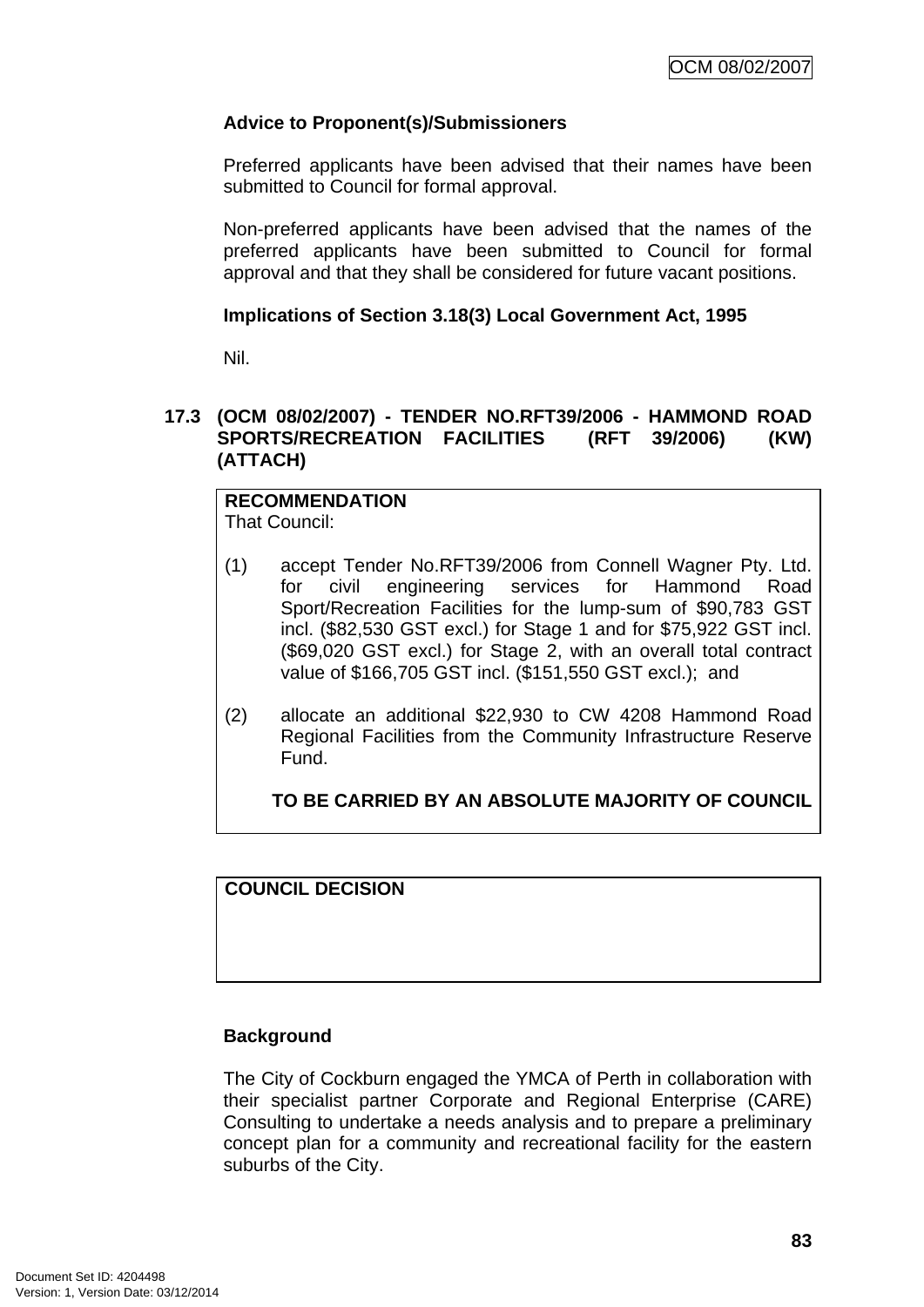**Advice to Proponent(s)/Submissioners**

Preferred applicants have been advised that their names have been submitted to Council for formal approval.

Non-preferred applicants have been advised that the names of the preferred applicants have been submitted to Council for formal approval and that they shall be considered for future vacant positions.

**Implications of Section 3.18(3) Local Government Act, 1995**

Nil.

## 17.3 (OCM 08/02/2007) - TENDER NO.RFT39/2006 - HAMMOND ROAD SPORTS/RECREATION FACILITIES (RFT 39/2006) (KW) (ATTACH)

**RECOMMENDATION**
That Council:

(1) accept Tender No.RFT39/2006 from Connell Wagner Pty. Ltd. for civil engineering services for Hammond Road Sport/Recreation Facilities for the lump-sum of $90,783 GST incl. ($82,530 GST excl.) for Stage 1 and for $75,922 GST incl. ($69,020 GST excl.) for Stage 2, with an overall total contract value of $166,705 GST incl. ($151,550 GST excl.); and

(2) allocate an additional $22,930 to CW 4208 Hammond Road Regional Facilities from the Community Infrastructure Reserve Fund.

**TO BE CARRIED BY AN ABSOLUTE MAJORITY OF COUNCIL**

**COUNCIL DECISION**

**Background**

The City of Cockburn engaged the YMCA of Perth in collaboration with their specialist partner Corporate and Regional Enterprise (CARE) Consulting to undertake a needs analysis and to prepare a preliminary concept plan for a community and recreational facility for the eastern suburbs of the City.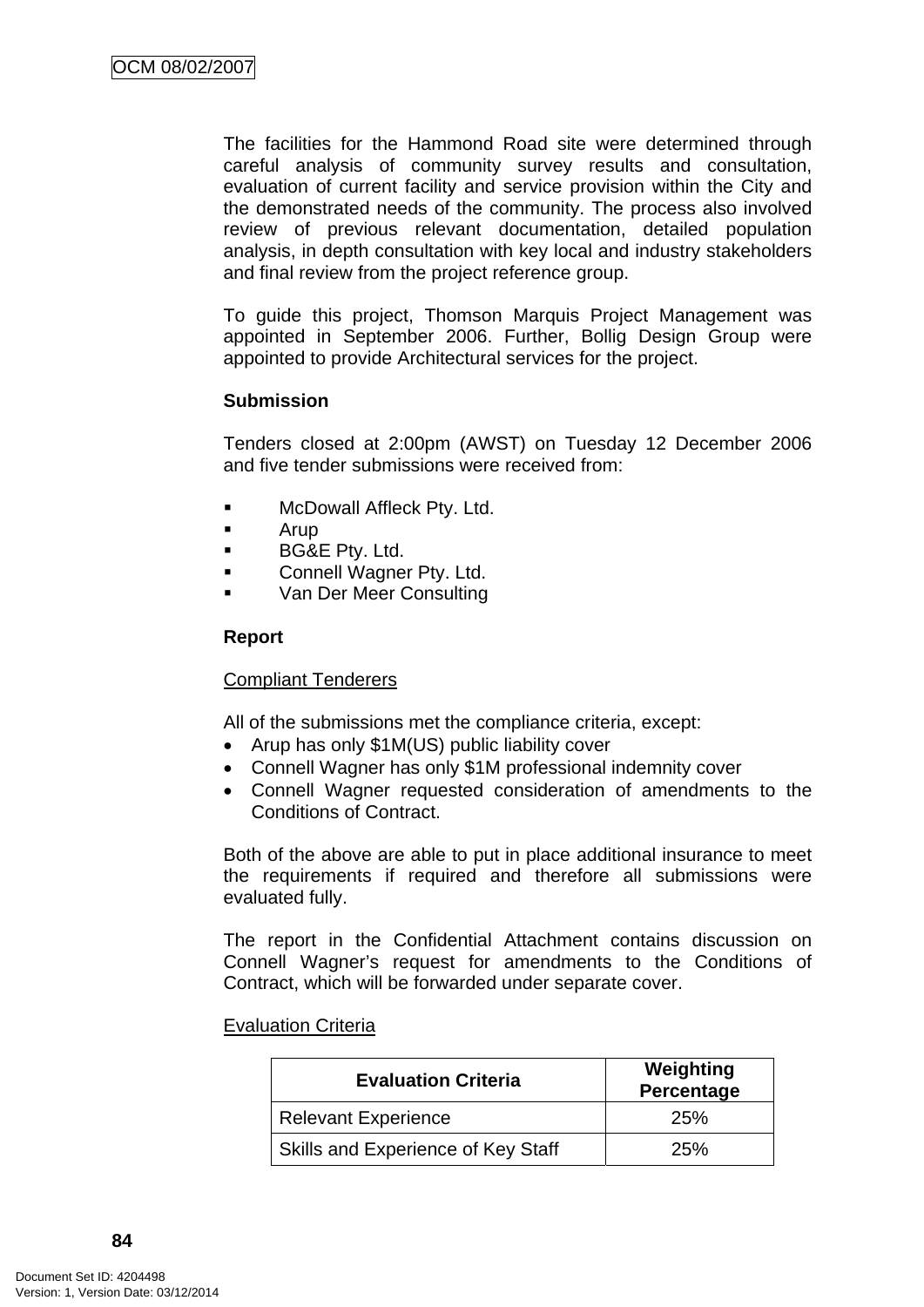The facilities for the Hammond Road site were determined through careful analysis of community survey results and consultation, evaluation of current facility and service provision within the City and the demonstrated needs of the community. The process also involved review of previous relevant documentation, detailed population analysis, in depth consultation with key local and industry stakeholders and final review from the project reference group.

To guide this project, Thomson Marquis Project Management was appointed in September 2006. Further, Bollig Design Group were appointed to provide Architectural services for the project.

**Submission**

Tenders closed at 2:00pm (AWST) on Tuesday 12 December 2006 and five tender submissions were received from:

- McDowall Affleck Pty. Ltd.
- Arup
- BG&E Pty. Ltd.
- Connell Wagner Pty. Ltd.
- Van Der Meer Consulting

**Report**

Compliant Tenderers

All of the submissions met the compliance criteria, except:

- Arup has only $1M(US) public liability cover
- Connell Wagner has only $1M professional indemnity cover
- Connell Wagner requested consideration of amendments to the Conditions of Contract.

Both of the above are able to put in place additional insurance to meet the requirements if required and therefore all submissions were evaluated fully.

The report in the Confidential Attachment contains discussion on Connell Wagner's request for amendments to the Conditions of Contract, which will be forwarded under separate cover.

Evaluation Criteria

| Evaluation Criteria | Weighting Percentage |
|---|---|
| Relevant Experience | 25% |
| Skills and Experience of Key Staff | 25% |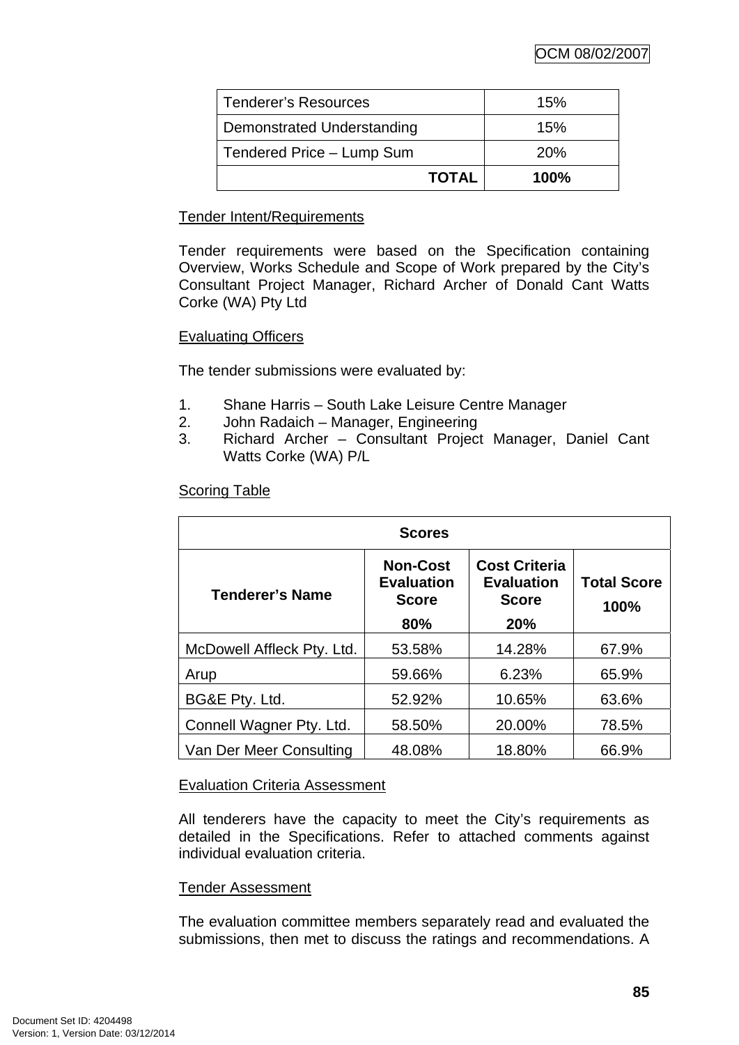| | |
|---|---|
| Tenderer's Resources | 15% |
| Demonstrated Understanding | 15% |
| Tendered Price – Lump Sum | 20% |
| **TOTAL** | **100%** |

Tender Intent/Requirements

Tender requirements were based on the Specification containing Overview, Works Schedule and Scope of Work prepared by the City's Consultant Project Manager, Richard Archer of Donald Cant Watts Corke (WA) Pty Ltd

Evaluating Officers

The tender submissions were evaluated by:

1. Shane Harris – South Lake Leisure Centre Manager
2. John Radaich – Manager, Engineering
3. Richard Archer – Consultant Project Manager, Daniel Cant Watts Corke (WA) P/L

Scoring Table

| **Scores** | | | |
|---|---|---|---|
| **Tenderer's Name** | **Non-Cost Evaluation Score 80%** | **Cost Criteria Evaluation Score 20%** | **Total Score 100%** |
| McDowell Affleck Pty. Ltd. | 53.58% | 14.28% | 67.9% |
| Arup | 59.66% | 6.23% | 65.9% |
| BG&E Pty. Ltd. | 52.92% | 10.65% | 63.6% |
| Connell Wagner Pty. Ltd. | 58.50% | 20.00% | 78.5% |
| Van Der Meer Consulting | 48.08% | 18.80% | 66.9% |

Evaluation Criteria Assessment

All tenderers have the capacity to meet the City's requirements as detailed in the Specifications. Refer to attached comments against individual evaluation criteria.

Tender Assessment

The evaluation committee members separately read and evaluated the submissions, then met to discuss the ratings and recommendations. A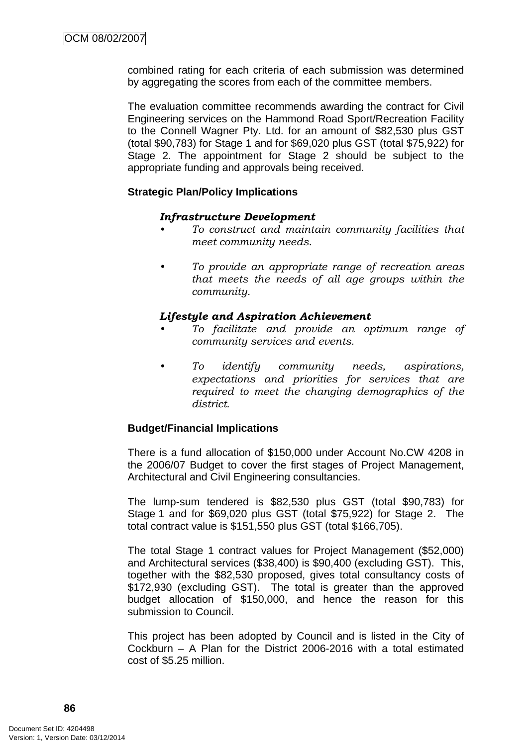combined rating for each criteria of each submission was determined by aggregating the scores from each of the committee members.

The evaluation committee recommends awarding the contract for Civil Engineering services on the Hammond Road Sport/Recreation Facility to the Connell Wagner Pty. Ltd. for an amount of $82,530 plus GST (total $90,783) for Stage 1 and for $69,020 plus GST (total $75,922) for Stage 2. The appointment for Stage 2 should be subject to the appropriate funding and approvals being received.

**Strategic Plan/Policy Implications**

***Infrastructure Development***

- *To construct and maintain community facilities that meet community needs.*
- *To provide an appropriate range of recreation areas that meets the needs of all age groups within the community.*

***Lifestyle and Aspiration Achievement***

- *To facilitate and provide an optimum range of community services and events.*
- *To identify community needs, aspirations, expectations and priorities for services that are required to meet the changing demographics of the district.*

**Budget/Financial Implications**

There is a fund allocation of $150,000 under Account No.CW 4208 in the 2006/07 Budget to cover the first stages of Project Management, Architectural and Civil Engineering consultancies.

The lump-sum tendered is $82,530 plus GST (total $90,783) for Stage 1 and for $69,020 plus GST (total $75,922) for Stage 2. The total contract value is $151,550 plus GST (total $166,705).

The total Stage 1 contract values for Project Management ($52,000) and Architectural services ($38,400) is $90,400 (excluding GST). This, together with the $82,530 proposed, gives total consultancy costs of $172,930 (excluding GST). The total is greater than the approved budget allocation of $150,000, and hence the reason for this submission to Council.

This project has been adopted by Council and is listed in the City of Cockburn – A Plan for the District 2006-2016 with a total estimated cost of $5.25 million.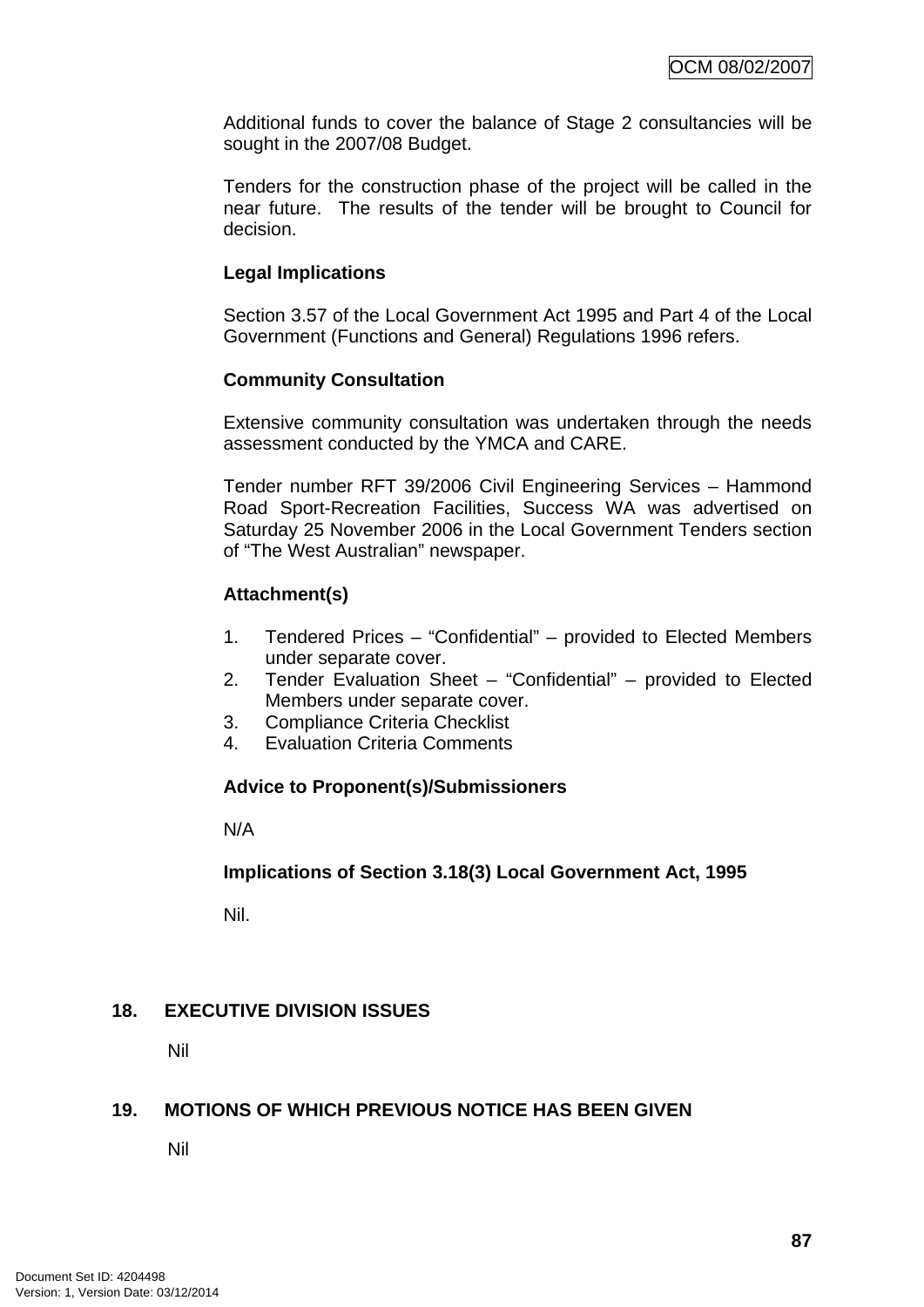Additional funds to cover the balance of Stage 2 consultancies will be sought in the 2007/08 Budget.

Tenders for the construction phase of the project will be called in the near future. The results of the tender will be brought to Council for decision.

**Legal Implications**

Section 3.57 of the Local Government Act 1995 and Part 4 of the Local Government (Functions and General) Regulations 1996 refers.

**Community Consultation**

Extensive community consultation was undertaken through the needs assessment conducted by the YMCA and CARE.

Tender number RFT 39/2006 Civil Engineering Services – Hammond Road Sport-Recreation Facilities, Success WA was advertised on Saturday 25 November 2006 in the Local Government Tenders section of "The West Australian" newspaper.

**Attachment(s)**

1. Tendered Prices – "Confidential" – provided to Elected Members under separate cover.
2. Tender Evaluation Sheet – "Confidential" – provided to Elected Members under separate cover.
3. Compliance Criteria Checklist
4. Evaluation Criteria Comments

**Advice to Proponent(s)/Submissioners**

N/A

**Implications of Section 3.18(3) Local Government Act, 1995**

Nil.

## 18. EXECUTIVE DIVISION ISSUES

Nil

## 19. MOTIONS OF WHICH PREVIOUS NOTICE HAS BEEN GIVEN

Nil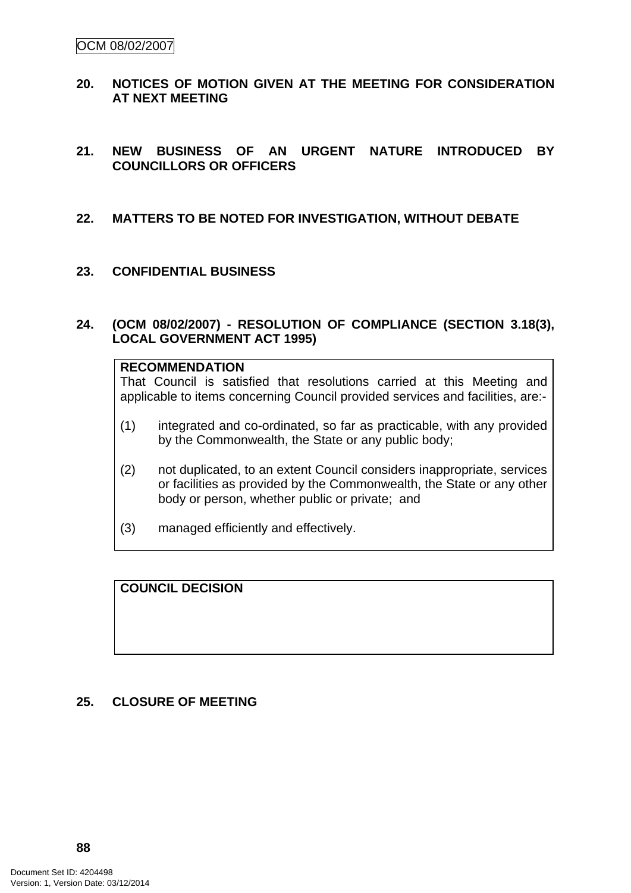## 20. NOTICES OF MOTION GIVEN AT THE MEETING FOR CONSIDERATION AT NEXT MEETING

## 21. NEW BUSINESS OF AN URGENT NATURE INTRODUCED BY COUNCILLORS OR OFFICERS

## 22. MATTERS TO BE NOTED FOR INVESTIGATION, WITHOUT DEBATE

## 23. CONFIDENTIAL BUSINESS

## 24. (OCM 08/02/2007) - RESOLUTION OF COMPLIANCE (SECTION 3.18(3), LOCAL GOVERNMENT ACT 1995)

**RECOMMENDATION**

That Council is satisfied that resolutions carried at this Meeting and applicable to items concerning Council provided services and facilities, are:-

(1) integrated and co-ordinated, so far as practicable, with any provided by the Commonwealth, the State or any public body;

(2) not duplicated, to an extent Council considers inappropriate, services or facilities as provided by the Commonwealth, the State or any other body or person, whether public or private; and

(3) managed efficiently and effectively.

**COUNCIL DECISION**

## 25. CLOSURE OF MEETING

Document Set ID: 4204498
Version: 1, Version Date: 03/12/2014